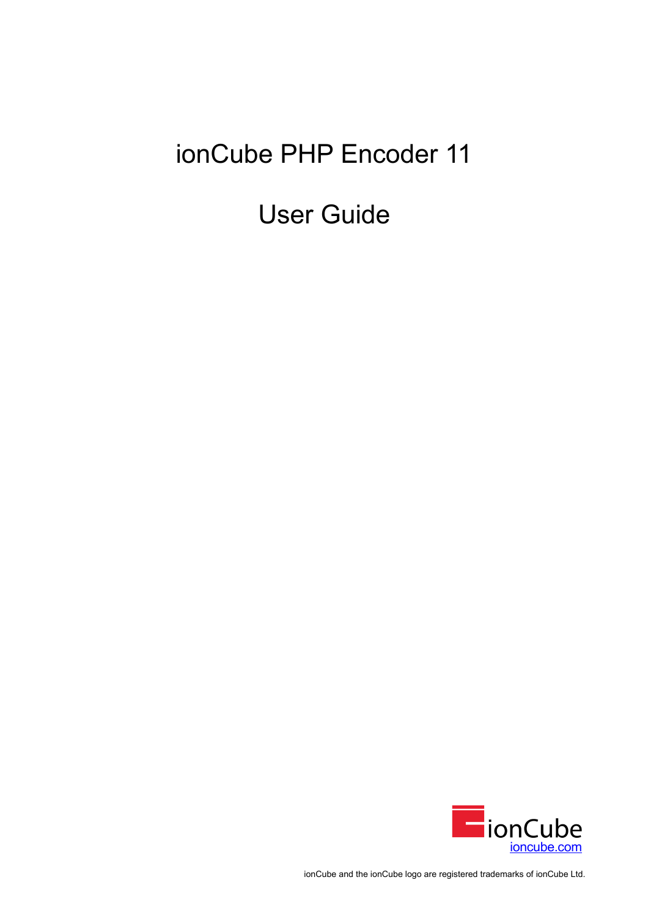# ionCube PHP Encoder 11

# User Guide

ioncube.com

ionCube and the ionCube logo are registered trademarks of ionCube Ltd.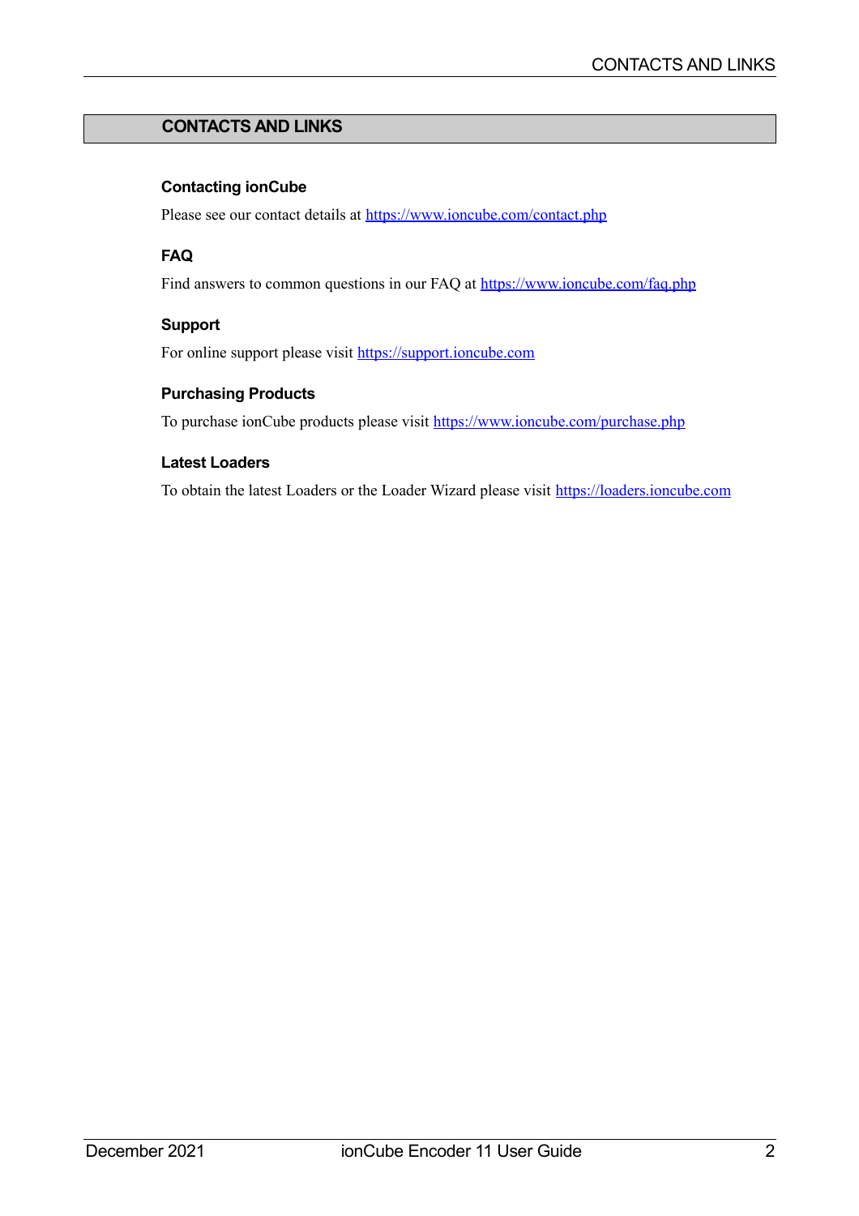# CONTACTS AND LINKS

## Contacting ionCube

Please see our contact details at https://www.ioncube.com/contact.php

## FAQ

Find answers to common questions in our FAQ at https://www.ioncube.com/faq.php

## Support

For online support please visit https://support.ioncube.com

## Purchasing Products

To purchase ionCube products please visit https://www.ioncube.com/purchase.php

## Latest Loaders

To obtain the latest Loaders or the Loader Wizard please visit https://loaders.ioncube.com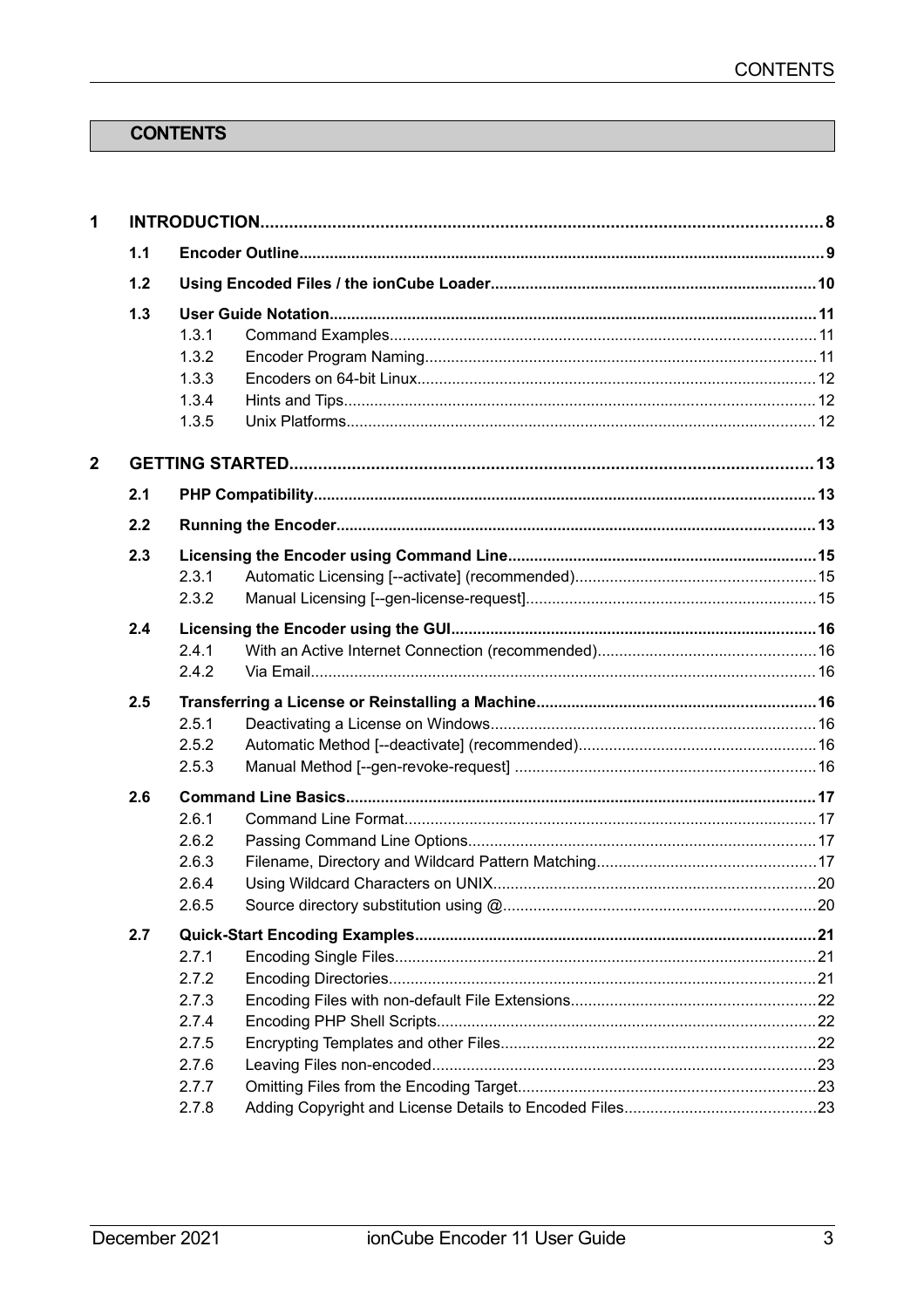# CONTENTS

- **1 INTRODUCTION** .......... 8
  - **1.1 Encoder Outline** .......... 9
  - **1.2 Using Encoded Files / the ionCube Loader** .......... 10
  - **1.3 User Guide Notation** .......... 11
    - 1.3.1 Command Examples .......... 11
    - 1.3.2 Encoder Program Naming .......... 11
    - 1.3.3 Encoders on 64-bit Linux .......... 12
    - 1.3.4 Hints and Tips .......... 12
    - 1.3.5 Unix Platforms .......... 12
- **2 GETTING STARTED** .......... 13
  - **2.1 PHP Compatibility** .......... 13
  - **2.2 Running the Encoder** .......... 13
  - **2.3 Licensing the Encoder using Command Line** .......... 15
    - 2.3.1 Automatic Licensing [--activate] (recommended) .......... 15
    - 2.3.2 Manual Licensing [--gen-license-request] .......... 15
  - **2.4 Licensing the Encoder using the GUI** .......... 16
    - 2.4.1 With an Active Internet Connection (recommended) .......... 16
    - 2.4.2 Via Email .......... 16
  - **2.5 Transferring a License or Reinstalling a Machine** .......... 16
    - 2.5.1 Deactivating a License on Windows .......... 16
    - 2.5.2 Automatic Method [--deactivate] (recommended) .......... 16
    - 2.5.3 Manual Method [--gen-revoke-request] .......... 16
  - **2.6 Command Line Basics** .......... 17
    - 2.6.1 Command Line Format .......... 17
    - 2.6.2 Passing Command Line Options .......... 17
    - 2.6.3 Filename, Directory and Wildcard Pattern Matching .......... 17
    - 2.6.4 Using Wildcard Characters on UNIX .......... 20
    - 2.6.5 Source directory substitution using @ .......... 20
  - **2.7 Quick-Start Encoding Examples** .......... 21
    - 2.7.1 Encoding Single Files .......... 21
    - 2.7.2 Encoding Directories .......... 21
    - 2.7.3 Encoding Files with non-default File Extensions .......... 22
    - 2.7.4 Encoding PHP Shell Scripts .......... 22
    - 2.7.5 Encrypting Templates and other Files .......... 22
    - 2.7.6 Leaving Files non-encoded .......... 23
    - 2.7.7 Omitting Files from the Encoding Target .......... 23
    - 2.7.8 Adding Copyright and License Details to Encoded Files .......... 23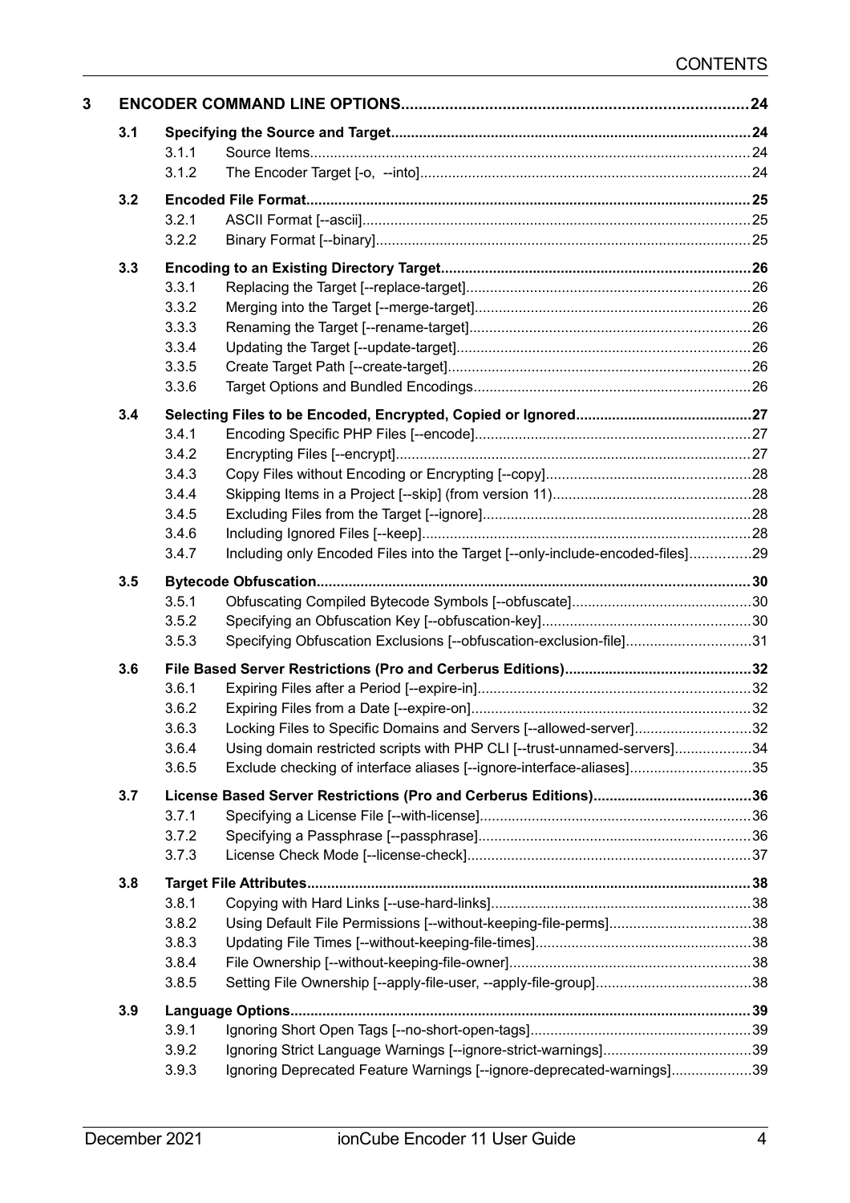- **3 ENCODER COMMAND LINE OPTIONS** .... 24
  - **3.1 Specifying the Source and Target** .... 24
    - 3.1.1 Source Items .... 24
    - 3.1.2 The Encoder Target [-o, --into] .... 24
  - **3.2 Encoded File Format** .... 25
    - 3.2.1 ASCII Format [--ascii] .... 25
    - 3.2.2 Binary Format [--binary] .... 25
  - **3.3 Encoding to an Existing Directory Target** .... 26
    - 3.3.1 Replacing the Target [--replace-target] .... 26
    - 3.3.2 Merging into the Target [--merge-target] .... 26
    - 3.3.3 Renaming the Target [--rename-target] .... 26
    - 3.3.4 Updating the Target [--update-target] .... 26
    - 3.3.5 Create Target Path [--create-target] .... 26
    - 3.3.6 Target Options and Bundled Encodings .... 26
  - **3.4 Selecting Files to be Encoded, Encrypted, Copied or Ignored** .... 27
    - 3.4.1 Encoding Specific PHP Files [--encode] .... 27
    - 3.4.2 Encrypting Files [--encrypt] .... 27
    - 3.4.3 Copy Files without Encoding or Encrypting [--copy] .... 28
    - 3.4.4 Skipping Items in a Project [--skip] (from version 11) .... 28
    - 3.4.5 Excluding Files from the Target [--ignore] .... 28
    - 3.4.6 Including Ignored Files [--keep] .... 28
    - 3.4.7 Including only Encoded Files into the Target [--only-include-encoded-files] .... 29
  - **3.5 Bytecode Obfuscation** .... 30
    - 3.5.1 Obfuscating Compiled Bytecode Symbols [--obfuscate] .... 30
    - 3.5.2 Specifying an Obfuscation Key [--obfuscation-key] .... 30
    - 3.5.3 Specifying Obfuscation Exclusions [--obfuscation-exclusion-file] .... 31
  - **3.6 File Based Server Restrictions (Pro and Cerberus Editions)** .... 32
    - 3.6.1 Expiring Files after a Period [--expire-in] .... 32
    - 3.6.2 Expiring Files from a Date [--expire-on] .... 32
    - 3.6.3 Locking Files to Specific Domains and Servers [--allowed-server] .... 32
    - 3.6.4 Using domain restricted scripts with PHP CLI [--trust-unnamed-servers] .... 34
    - 3.6.5 Exclude checking of interface aliases [--ignore-interface-aliases] .... 35
  - **3.7 License Based Server Restrictions (Pro and Cerberus Editions)** .... 36
    - 3.7.1 Specifying a License File [--with-license] .... 36
    - 3.7.2 Specifying a Passphrase [--passphrase] .... 36
    - 3.7.3 License Check Mode [--license-check] .... 37
  - **3.8 Target File Attributes** .... 38
    - 3.8.1 Copying with Hard Links [--use-hard-links] .... 38
    - 3.8.2 Using Default File Permissions [--without-keeping-file-perms] .... 38
    - 3.8.3 Updating File Times [--without-keeping-file-times] .... 38
    - 3.8.4 File Ownership [--without-keeping-file-owner] .... 38
    - 3.8.5 Setting File Ownership [--apply-file-user, --apply-file-group] .... 38
  - **3.9 Language Options** .... 39
    - 3.9.1 Ignoring Short Open Tags [--no-short-open-tags] .... 39
    - 3.9.2 Ignoring Strict Language Warnings [--ignore-strict-warnings] .... 39
    - 3.9.3 Ignoring Deprecated Feature Warnings [--ignore-deprecated-warnings] .... 39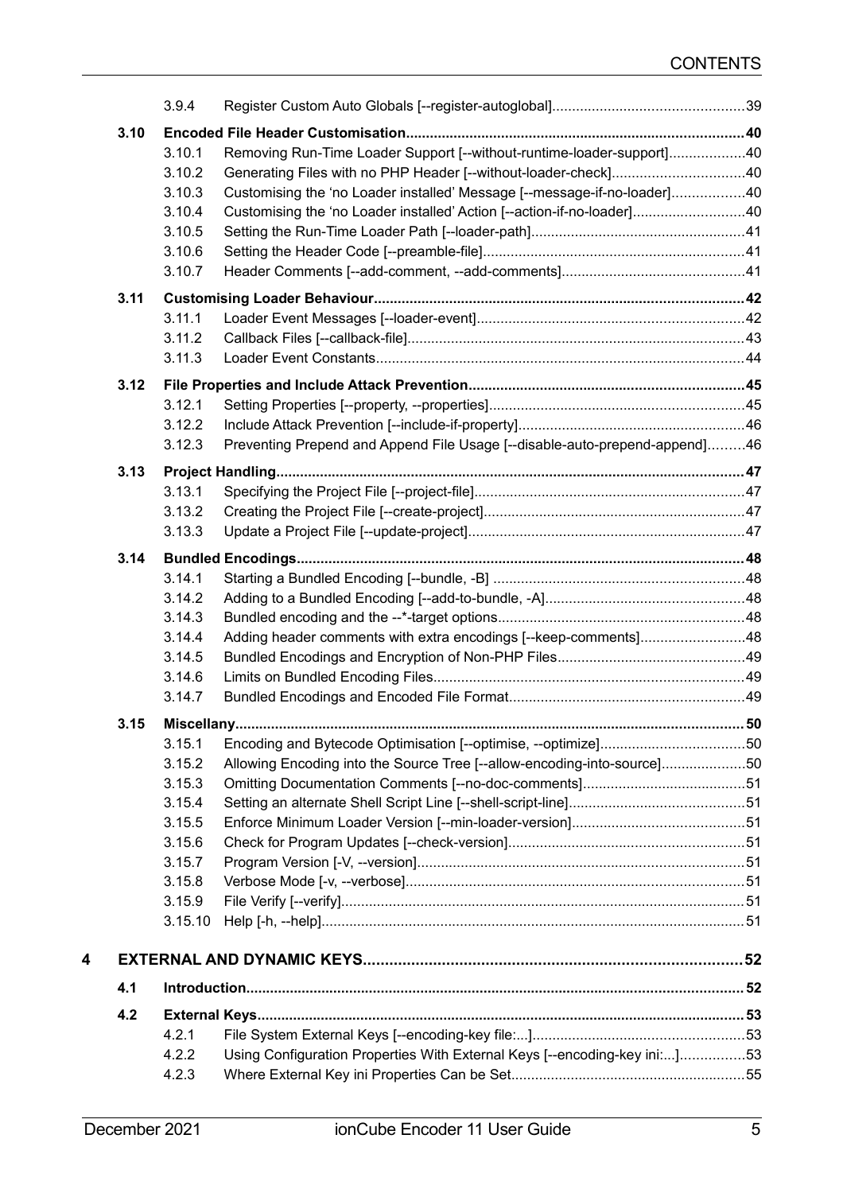- 3.9.4 Register Custom Auto Globals [--register-autoglobal] ... 39

**3.10 Encoded File Header Customisation ... 40**

- 3.10.1 Removing Run-Time Loader Support [--without-runtime-loader-support] ... 40
- 3.10.2 Generating Files with no PHP Header [--without-loader-check] ... 40
- 3.10.3 Customising the 'no Loader installed' Message [--message-if-no-loader] ... 40
- 3.10.4 Customising the 'no Loader installed' Action [--action-if-no-loader] ... 40
- 3.10.5 Setting the Run-Time Loader Path [--loader-path] ... 41
- 3.10.6 Setting the Header Code [--preamble-file] ... 41
- 3.10.7 Header Comments [--add-comment, --add-comments] ... 41

**3.11 Customising Loader Behaviour ... 42**

- 3.11.1 Loader Event Messages [--loader-event] ... 42
- 3.11.2 Callback Files [--callback-file] ... 43
- 3.11.3 Loader Event Constants ... 44

**3.12 File Properties and Include Attack Prevention ... 45**

- 3.12.1 Setting Properties [--property, --properties] ... 45
- 3.12.2 Include Attack Prevention [--include-if-property] ... 46
- 3.12.3 Preventing Prepend and Append File Usage [--disable-auto-prepend-append] ... 46

**3.13 Project Handling ... 47**

- 3.13.1 Specifying the Project File [--project-file] ... 47
- 3.13.2 Creating the Project File [--create-project] ... 47
- 3.13.3 Update a Project File [--update-project] ... 47

**3.14 Bundled Encodings ... 48**

- 3.14.1 Starting a Bundled Encoding [--bundle, -B] ... 48
- 3.14.2 Adding to a Bundled Encoding [--add-to-bundle, -A] ... 48
- 3.14.3 Bundled encoding and the --*-target options ... 48
- 3.14.4 Adding header comments with extra encodings [--keep-comments] ... 48
- 3.14.5 Bundled Encodings and Encryption of Non-PHP Files ... 49
- 3.14.6 Limits on Bundled Encoding Files ... 49
- 3.14.7 Bundled Encodings and Encoded File Format ... 49

**3.15 Miscellany ... 50**

- 3.15.1 Encoding and Bytecode Optimisation [--optimise, --optimize] ... 50
- 3.15.2 Allowing Encoding into the Source Tree [--allow-encoding-into-source] ... 50
- 3.15.3 Omitting Documentation Comments [--no-doc-comments] ... 51
- 3.15.4 Setting an alternate Shell Script Line [--shell-script-line] ... 51
- 3.15.5 Enforce Minimum Loader Version [--min-loader-version] ... 51
- 3.15.6 Check for Program Updates [--check-version] ... 51
- 3.15.7 Program Version [-V, --version] ... 51
- 3.15.8 Verbose Mode [-v, --verbose] ... 51
- 3.15.9 File Verify [--verify] ... 51
- 3.15.10 Help [-h, --help] ... 51

**4 EXTERNAL AND DYNAMIC KEYS ... 52**

**4.1 Introduction ... 52**

**4.2 External Keys ... 53**

- 4.2.1 File System External Keys [--encoding-key file:...] ... 53
- 4.2.2 Using Configuration Properties With External Keys [--encoding-key ini:...] ... 53
- 4.2.3 Where External Key ini Properties Can be Set ... 55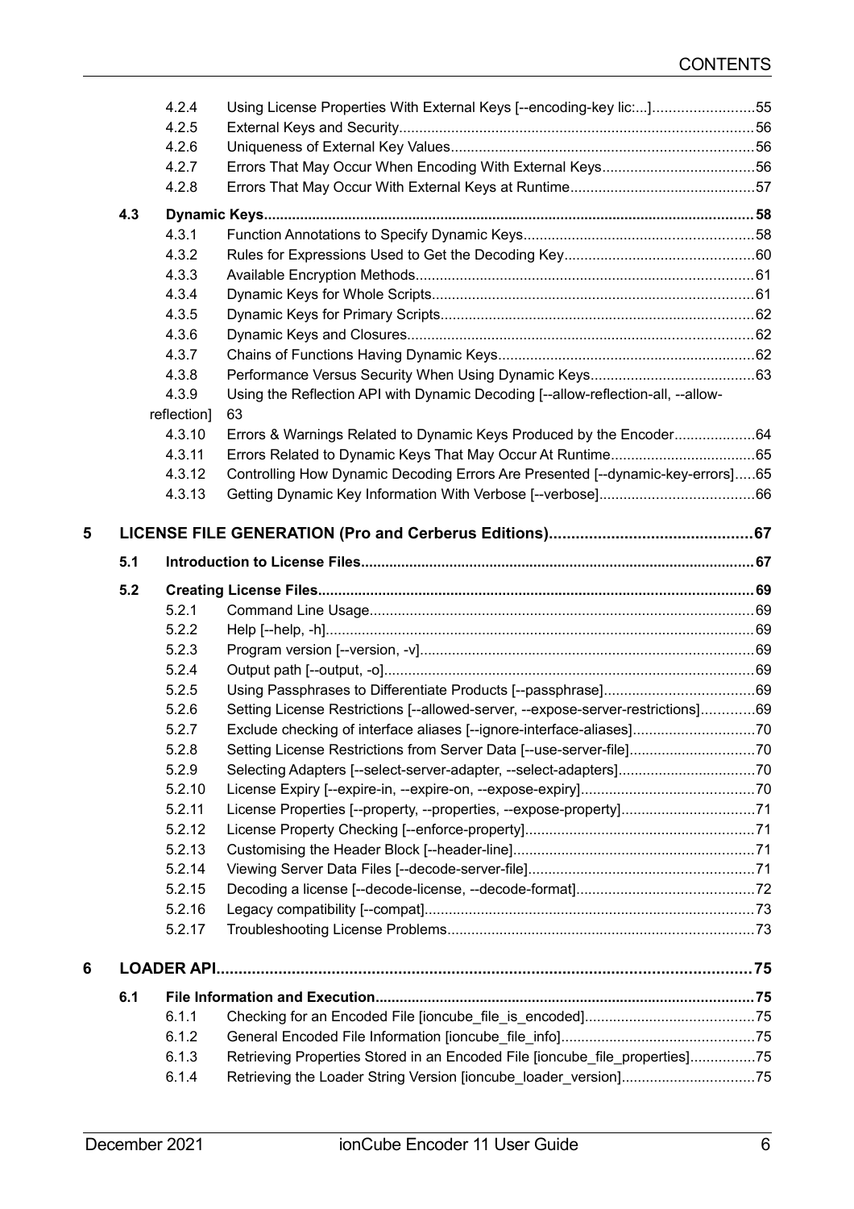- 4.2.4 Using License Properties With External Keys [--encoding-key lic:...] ... 55
- 4.2.5 External Keys and Security ... 56
- 4.2.6 Uniqueness of External Key Values ... 56
- 4.2.7 Errors That May Occur When Encoding With External Keys ... 56
- 4.2.8 Errors That May Occur With External Keys at Runtime ... 57

**4.3 Dynamic Keys ... 58**

- 4.3.1 Function Annotations to Specify Dynamic Keys ... 58
- 4.3.2 Rules for Expressions Used to Get the Decoding Key ... 60
- 4.3.3 Available Encryption Methods ... 61
- 4.3.4 Dynamic Keys for Whole Scripts ... 61
- 4.3.5 Dynamic Keys for Primary Scripts ... 62
- 4.3.6 Dynamic Keys and Closures ... 62
- 4.3.7 Chains of Functions Having Dynamic Keys ... 62
- 4.3.8 Performance Versus Security When Using Dynamic Keys ... 63
- 4.3.9 Using the Reflection API with Dynamic Decoding [--allow-reflection-all, --allow-reflection] ... 63
- 4.3.10 Errors & Warnings Related to Dynamic Keys Produced by the Encoder ... 64
- 4.3.11 Errors Related to Dynamic Keys That May Occur At Runtime ... 65
- 4.3.12 Controlling How Dynamic Decoding Errors Are Presented [--dynamic-key-errors] ... 65
- 4.3.13 Getting Dynamic Key Information With Verbose [--verbose] ... 66

**5 LICENSE FILE GENERATION (Pro and Cerberus Editions) ... 67**

**5.1 Introduction to License Files ... 67**

**5.2 Creating License Files ... 69**

- 5.2.1 Command Line Usage ... 69
- 5.2.2 Help [--help, -h] ... 69
- 5.2.3 Program version [--version, -v] ... 69
- 5.2.4 Output path [--output, -o] ... 69
- 5.2.5 Using Passphrases to Differentiate Products [--passphrase] ... 69
- 5.2.6 Setting License Restrictions [--allowed-server, --expose-server-restrictions] ... 69
- 5.2.7 Exclude checking of interface aliases [--ignore-interface-aliases] ... 70
- 5.2.8 Setting License Restrictions from Server Data [--use-server-file] ... 70
- 5.2.9 Selecting Adapters [--select-server-adapter, --select-adapters] ... 70
- 5.2.10 License Expiry [--expire-in, --expire-on, --expose-expiry] ... 70
- 5.2.11 License Properties [--property, --properties, --expose-property] ... 71
- 5.2.12 License Property Checking [--enforce-property] ... 71
- 5.2.13 Customising the Header Block [--header-line] ... 71
- 5.2.14 Viewing Server Data Files [--decode-server-file] ... 71
- 5.2.15 Decoding a license [--decode-license, --decode-format] ... 72
- 5.2.16 Legacy compatibility [--compat] ... 73
- 5.2.17 Troubleshooting License Problems ... 73

**6 LOADER API ... 75**

**6.1 File Information and Execution ... 75**

- 6.1.1 Checking for an Encoded File [ioncube_file_is_encoded] ... 75
- 6.1.2 General Encoded File Information [ioncube_file_info] ... 75
- 6.1.3 Retrieving Properties Stored in an Encoded File [ioncube_file_properties] ... 75
- 6.1.4 Retrieving the Loader String Version [ioncube_loader_version] ... 75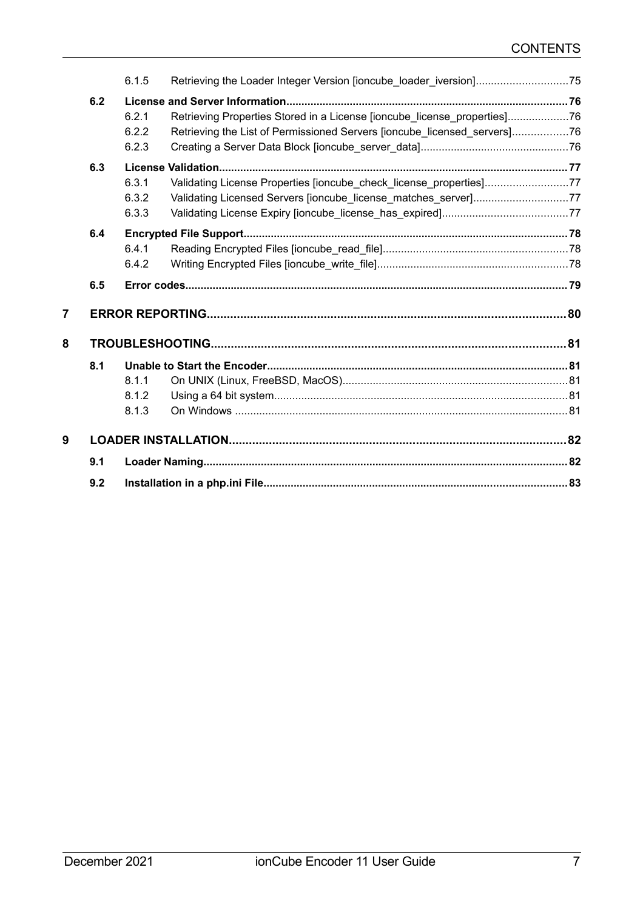6.1.5 Retrieving the Loader Integer Version [ioncube_loader_iversion] .... 75

**6.2 License and Server Information .... 76**

6.2.1 Retrieving Properties Stored in a License [ioncube_license_properties] .... 76

6.2.2 Retrieving the List of Permissioned Servers [ioncube_licensed_servers] .... 76

6.2.3 Creating a Server Data Block [ioncube_server_data] .... 76

**6.3 License Validation .... 77**

6.3.1 Validating License Properties [ioncube_check_license_properties] .... 77

6.3.2 Validating Licensed Servers [ioncube_license_matches_server] .... 77

6.3.3 Validating License Expiry [ioncube_license_has_expired] .... 77

**6.4 Encrypted File Support .... 78**

6.4.1 Reading Encrypted Files [ioncube_read_file] .... 78

6.4.2 Writing Encrypted Files [ioncube_write_file] .... 78

**6.5 Error codes .... 79**

**7 ERROR REPORTING .... 80**

**8 TROUBLESHOOTING .... 81**

**8.1 Unable to Start the Encoder .... 81**

8.1.1 On UNIX (Linux, FreeBSD, MacOS) .... 81

8.1.2 Using a 64 bit system .... 81

8.1.3 On Windows .... 81

**9 LOADER INSTALLATION .... 82**

**9.1 Loader Naming .... 82**

**9.2 Installation in a php.ini File .... 83**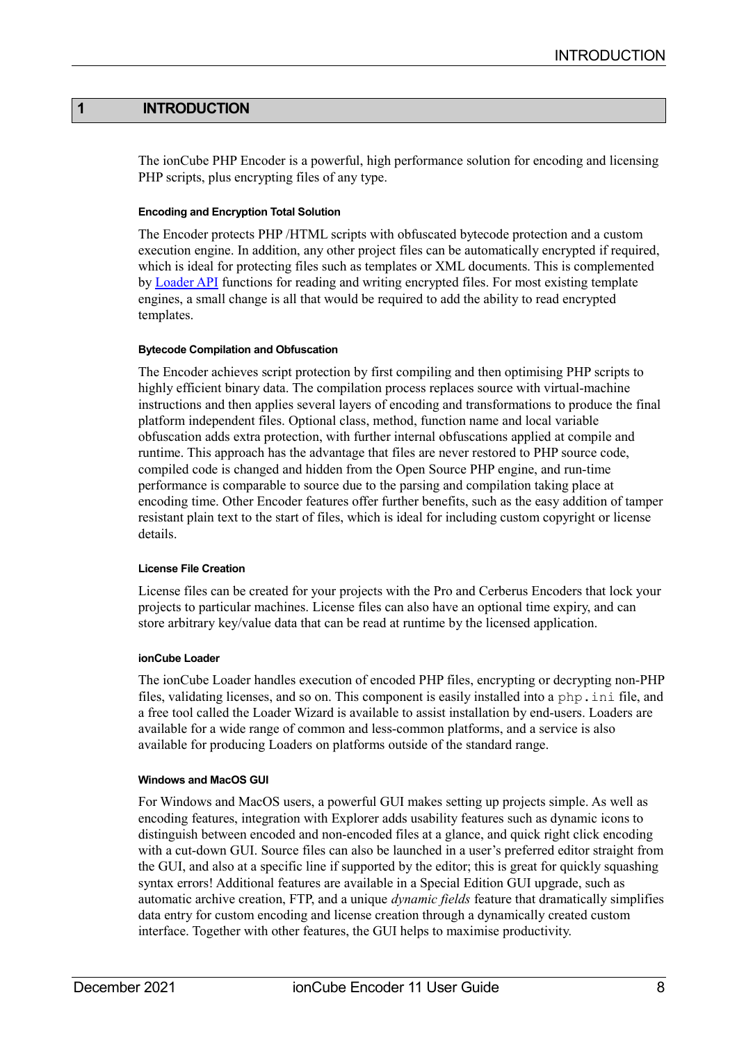# 1 INTRODUCTION

The ionCube PHP Encoder is a powerful, high performance solution for encoding and licensing PHP scripts, plus encrypting files of any type.

#### Encoding and Encryption Total Solution

The Encoder protects PHP /HTML scripts with obfuscated bytecode protection and a custom execution engine. In addition, any other project files can be automatically encrypted if required, which is ideal for protecting files such as templates or XML documents. This is complemented by Loader API functions for reading and writing encrypted files. For most existing template engines, a small change is all that would be required to add the ability to read encrypted templates.

#### Bytecode Compilation and Obfuscation

The Encoder achieves script protection by first compiling and then optimising PHP scripts to highly efficient binary data. The compilation process replaces source with virtual-machine instructions and then applies several layers of encoding and transformations to produce the final platform independent files. Optional class, method, function name and local variable obfuscation adds extra protection, with further internal obfuscations applied at compile and runtime. This approach has the advantage that files are never restored to PHP source code, compiled code is changed and hidden from the Open Source PHP engine, and run-time performance is comparable to source due to the parsing and compilation taking place at encoding time. Other Encoder features offer further benefits, such as the easy addition of tamper resistant plain text to the start of files, which is ideal for including custom copyright or license details.

#### License File Creation

License files can be created for your projects with the Pro and Cerberus Encoders that lock your projects to particular machines. License files can also have an optional time expiry, and can store arbitrary key/value data that can be read at runtime by the licensed application.

#### ionCube Loader

The ionCube Loader handles execution of encoded PHP files, encrypting or decrypting non-PHP files, validating licenses, and so on. This component is easily installed into a `php.ini` file, and a free tool called the Loader Wizard is available to assist installation by end-users. Loaders are available for a wide range of common and less-common platforms, and a service is also available for producing Loaders on platforms outside of the standard range.

#### Windows and MacOS GUI

For Windows and MacOS users, a powerful GUI makes setting up projects simple. As well as encoding features, integration with Explorer adds usability features such as dynamic icons to distinguish between encoded and non-encoded files at a glance, and quick right click encoding with a cut-down GUI. Source files can also be launched in a user's preferred editor straight from the GUI, and also at a specific line if supported by the editor; this is great for quickly squashing syntax errors! Additional features are available in a Special Edition GUI upgrade, such as automatic archive creation, FTP, and a unique *dynamic fields* feature that dramatically simplifies data entry for custom encoding and license creation through a dynamically created custom interface. Together with other features, the GUI helps to maximise productivity.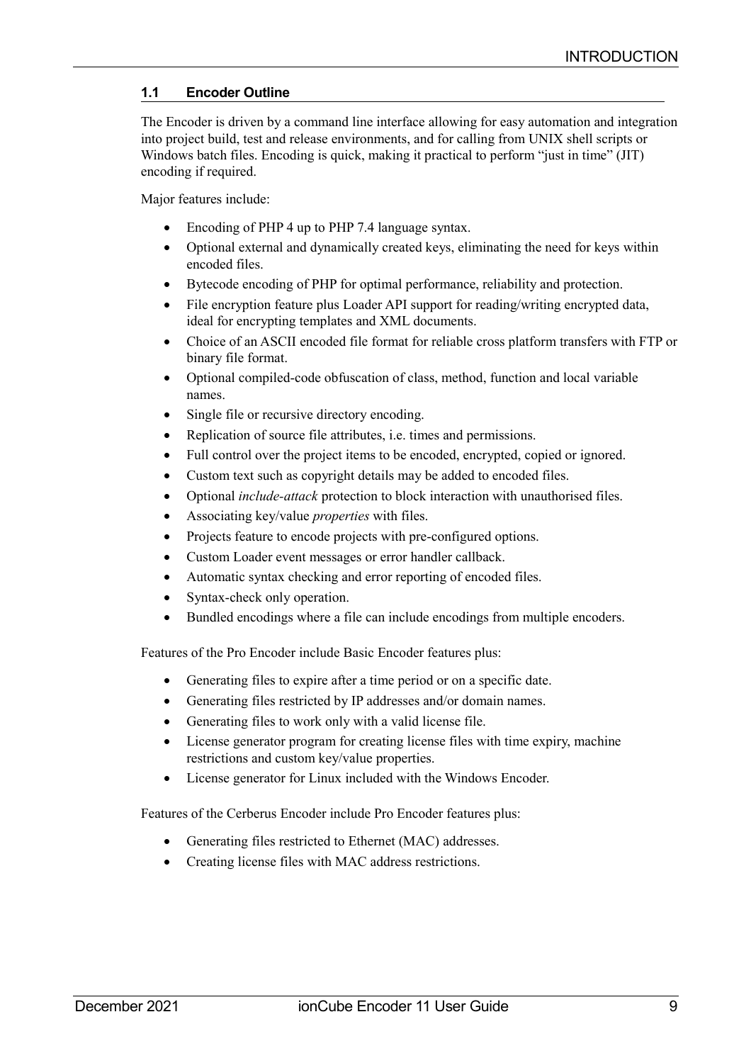## 1.1 Encoder Outline

The Encoder is driven by a command line interface allowing for easy automation and integration into project build, test and release environments, and for calling from UNIX shell scripts or Windows batch files. Encoding is quick, making it practical to perform "just in time" (JIT) encoding if required.

Major features include:

- Encoding of PHP 4 up to PHP 7.4 language syntax.
- Optional external and dynamically created keys, eliminating the need for keys within encoded files.
- Bytecode encoding of PHP for optimal performance, reliability and protection.
- File encryption feature plus Loader API support for reading/writing encrypted data, ideal for encrypting templates and XML documents.
- Choice of an ASCII encoded file format for reliable cross platform transfers with FTP or binary file format.
- Optional compiled-code obfuscation of class, method, function and local variable names.
- Single file or recursive directory encoding.
- Replication of source file attributes, i.e. times and permissions.
- Full control over the project items to be encoded, encrypted, copied or ignored.
- Custom text such as copyright details may be added to encoded files.
- Optional *include-attack* protection to block interaction with unauthorised files.
- Associating key/value *properties* with files.
- Projects feature to encode projects with pre-configured options.
- Custom Loader event messages or error handler callback.
- Automatic syntax checking and error reporting of encoded files.
- Syntax-check only operation.
- Bundled encodings where a file can include encodings from multiple encoders.

Features of the Pro Encoder include Basic Encoder features plus:

- Generating files to expire after a time period or on a specific date.
- Generating files restricted by IP addresses and/or domain names.
- Generating files to work only with a valid license file.
- License generator program for creating license files with time expiry, machine restrictions and custom key/value properties.
- License generator for Linux included with the Windows Encoder.

Features of the Cerberus Encoder include Pro Encoder features plus:

- Generating files restricted to Ethernet (MAC) addresses.
- Creating license files with MAC address restrictions.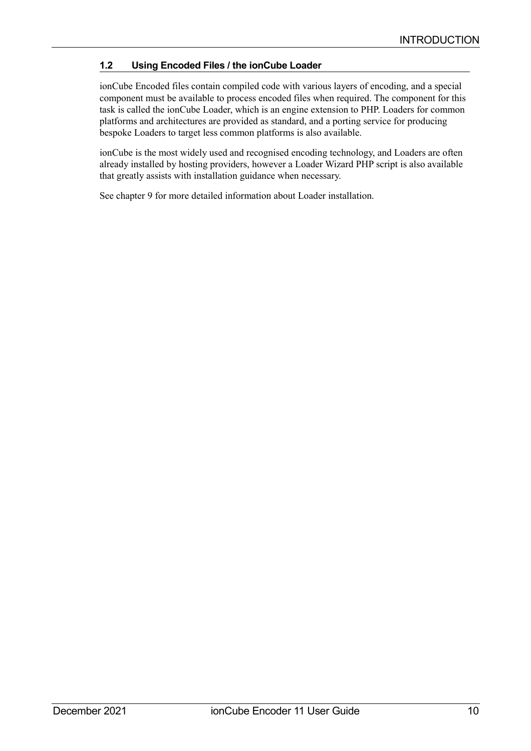## 1.2 Using Encoded Files / the ionCube Loader

ionCube Encoded files contain compiled code with various layers of encoding, and a special component must be available to process encoded files when required. The component for this task is called the ionCube Loader, which is an engine extension to PHP. Loaders for common platforms and architectures are provided as standard, and a porting service for producing bespoke Loaders to target less common platforms is also available.

ionCube is the most widely used and recognised encoding technology, and Loaders are often already installed by hosting providers, however a Loader Wizard PHP script is also available that greatly assists with installation guidance when necessary.

See chapter 9 for more detailed information about Loader installation.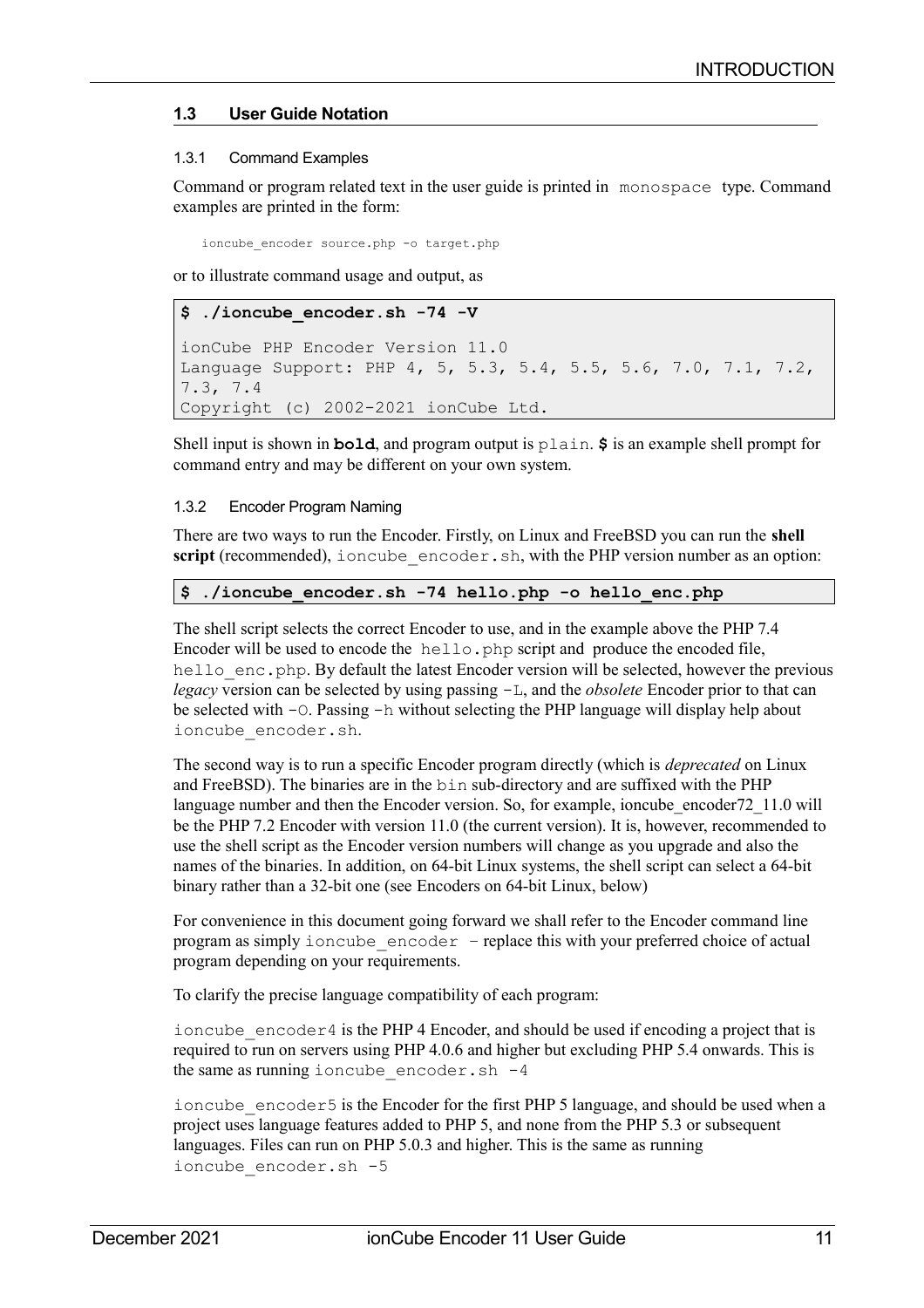### 1.3 User Guide Notation

#### 1.3.1 Command Examples

Command or program related text in the user guide is printed in `monospace` type. Command examples are printed in the form:

```
ioncube_encoder source.php -o target.php
```

or to illustrate command usage and output, as

```
$ ./ioncube_encoder.sh -74 -V

ionCube PHP Encoder Version 11.0
Language Support: PHP 4, 5, 5.3, 5.4, 5.5, 5.6, 7.0, 7.1, 7.2,
7.3, 7.4
Copyright (c) 2002-2021 ionCube Ltd.
```

Shell input is shown in **`bold`**, and program output is `plain`. **`$`** is an example shell prompt for command entry and may be different on your own system.

#### 1.3.2 Encoder Program Naming

There are two ways to run the Encoder. Firstly, on Linux and FreeBSD you can run the **shell script** (recommended), `ioncube_encoder.sh`, with the PHP version number as an option:

```
$ ./ioncube_encoder.sh -74 hello.php -o hello_enc.php
```

The shell script selects the correct Encoder to use, and in the example above the PHP 7.4 Encoder will be used to encode the `hello.php` script and produce the encoded file, `hello_enc.php`. By default the latest Encoder version will be selected, however the previous *legacy* version can be selected by using passing `-L`, and the *obsolete* Encoder prior to that can be selected with `-O`. Passing `-h` without selecting the PHP language will display help about `ioncube_encoder.sh`.

The second way is to run a specific Encoder program directly (which is *deprecated* on Linux and FreeBSD). The binaries are in the `bin` sub-directory and are suffixed with the PHP language number and then the Encoder version. So, for example, ioncube_encoder72_11.0 will be the PHP 7.2 Encoder with version 11.0 (the current version). It is, however, recommended to use the shell script as the Encoder version numbers will change as you upgrade and also the names of the binaries. In addition, on 64-bit Linux systems, the shell script can select a 64-bit binary rather than a 32-bit one (see Encoders on 64-bit Linux, below)

For convenience in this document going forward we shall refer to the Encoder command line program as simply `ioncube_encoder` – replace this with your preferred choice of actual program depending on your requirements.

To clarify the precise language compatibility of each program:

`ioncube_encoder4` is the PHP 4 Encoder, and should be used if encoding a project that is required to run on servers using PHP 4.0.6 and higher but excluding PHP 5.4 onwards. This is the same as running `ioncube_encoder.sh -4`

`ioncube_encoder5` is the Encoder for the first PHP 5 language, and should be used when a project uses language features added to PHP 5, and none from the PHP 5.3 or subsequent languages. Files can run on PHP 5.0.3 and higher. This is the same as running `ioncube_encoder.sh -5`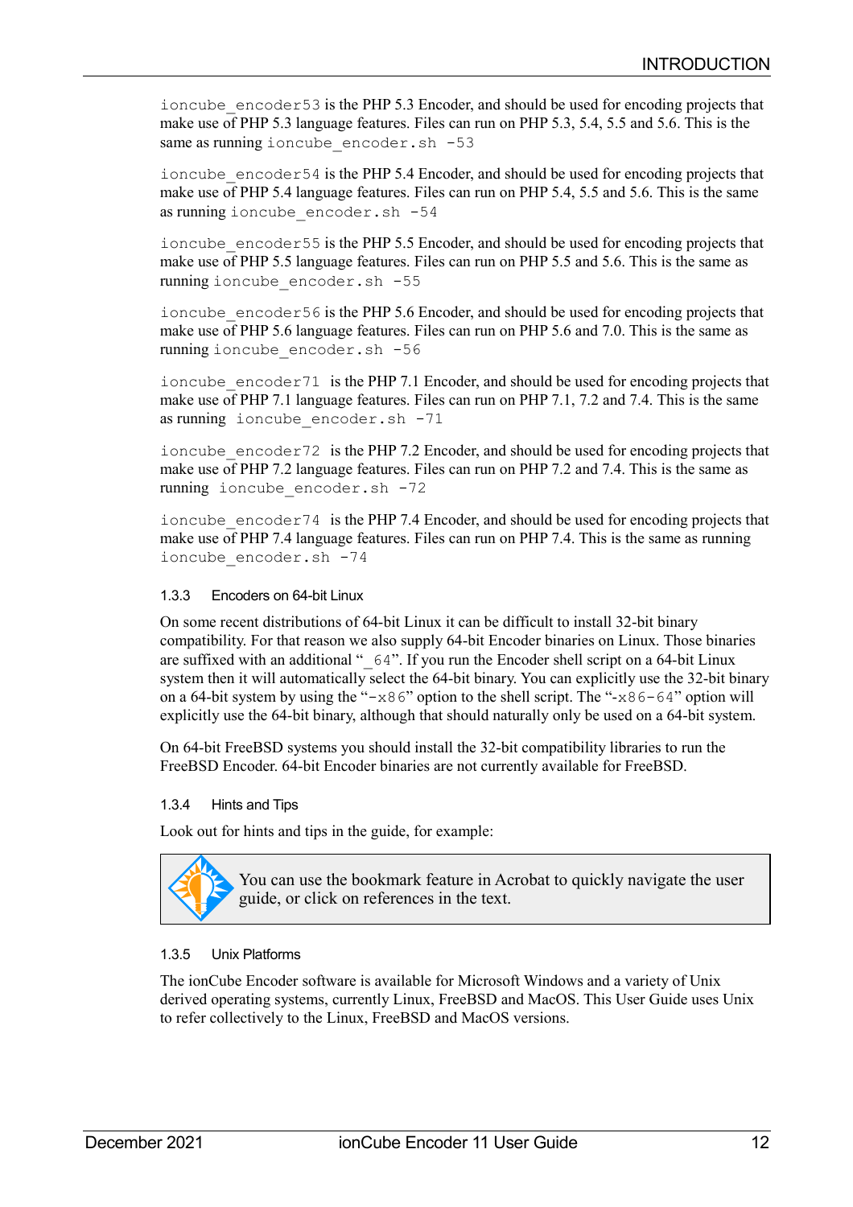`ioncube_encoder53` is the PHP 5.3 Encoder, and should be used for encoding projects that make use of PHP 5.3 language features. Files can run on PHP 5.3, 5.4, 5.5 and 5.6. This is the same as running `ioncube_encoder.sh -53`

`ioncube_encoder54` is the PHP 5.4 Encoder, and should be used for encoding projects that make use of PHP 5.4 language features. Files can run on PHP 5.4, 5.5 and 5.6. This is the same as running `ioncube_encoder.sh -54`

`ioncube_encoder55` is the PHP 5.5 Encoder, and should be used for encoding projects that make use of PHP 5.5 language features. Files can run on PHP 5.5 and 5.6. This is the same as running `ioncube_encoder.sh -55`

`ioncube_encoder56` is the PHP 5.6 Encoder, and should be used for encoding projects that make use of PHP 5.6 language features. Files can run on PHP 5.6 and 7.0. This is the same as running `ioncube_encoder.sh -56`

`ioncube_encoder71` is the PHP 7.1 Encoder, and should be used for encoding projects that make use of PHP 7.1 language features. Files can run on PHP 7.1, 7.2 and 7.4. This is the same as running `ioncube_encoder.sh -71`

`ioncube_encoder72` is the PHP 7.2 Encoder, and should be used for encoding projects that make use of PHP 7.2 language features. Files can run on PHP 7.2 and 7.4. This is the same as running `ioncube_encoder.sh -72`

`ioncube_encoder74` is the PHP 7.4 Encoder, and should be used for encoding projects that make use of PHP 7.4 language features. Files can run on PHP 7.4. This is the same as running `ioncube_encoder.sh -74`

### 1.3.3 Encoders on 64-bit Linux

On some recent distributions of 64-bit Linux it can be difficult to install 32-bit binary compatibility. For that reason we also supply 64-bit Encoder binaries on Linux. Those binaries are suffixed with an additional "`_64`". If you run the Encoder shell script on a 64-bit Linux system then it will automatically select the 64-bit binary. You can explicitly use the 32-bit binary on a 64-bit system by using the "`-x86`" option to the shell script. The "`-x86-64`" option will explicitly use the 64-bit binary, although that should naturally only be used on a 64-bit system.

On 64-bit FreeBSD systems you should install the 32-bit compatibility libraries to run the FreeBSD Encoder. 64-bit Encoder binaries are not currently available for FreeBSD.

### 1.3.4 Hints and Tips

Look out for hints and tips in the guide, for example:

> You can use the bookmark feature in Acrobat to quickly navigate the user guide, or click on references in the text.

### 1.3.5 Unix Platforms

The ionCube Encoder software is available for Microsoft Windows and a variety of Unix derived operating systems, currently Linux, FreeBSD and MacOS. This User Guide uses Unix to refer collectively to the Linux, FreeBSD and MacOS versions.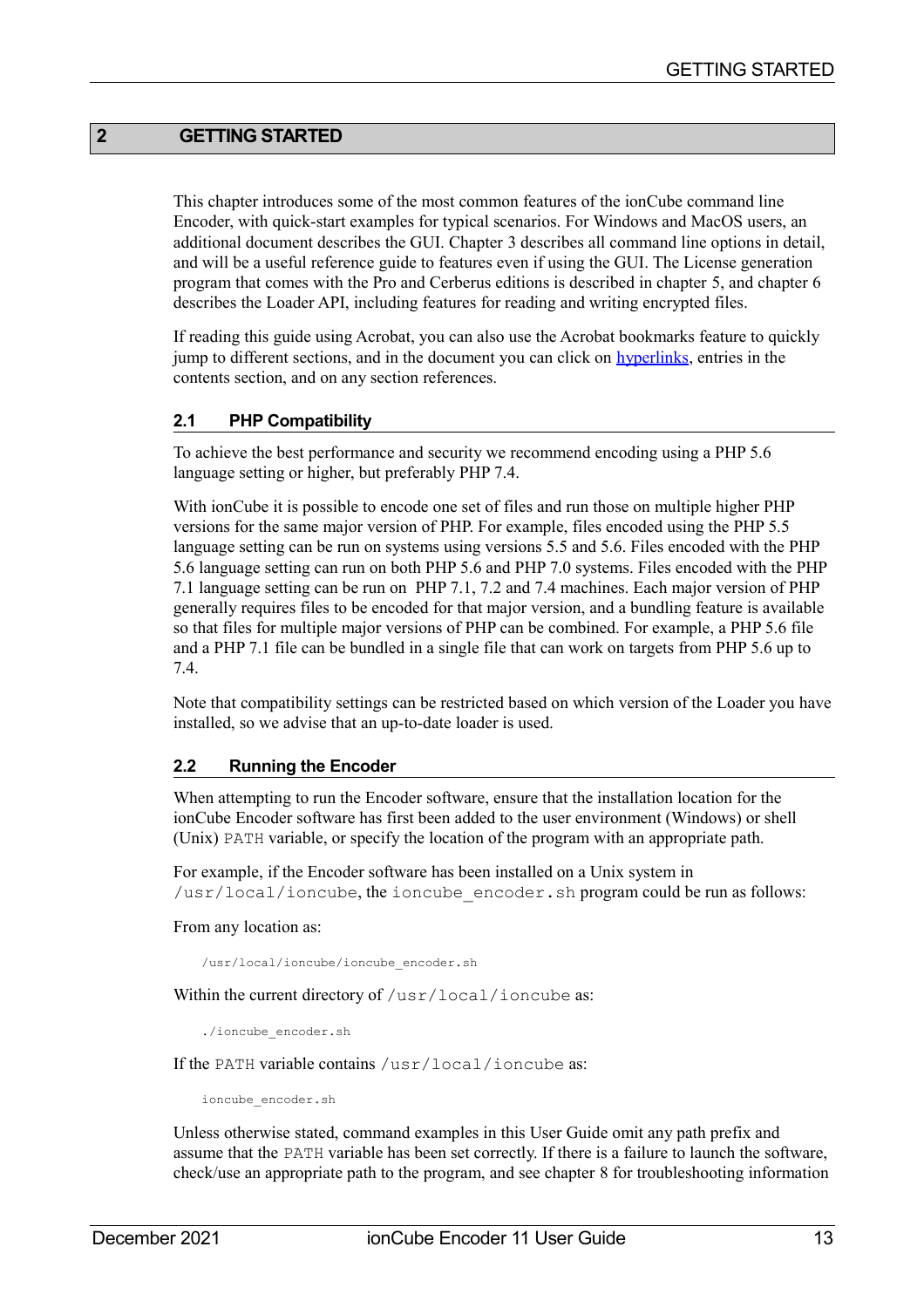# 2 GETTING STARTED

This chapter introduces some of the most common features of the ionCube command line Encoder, with quick-start examples for typical scenarios. For Windows and MacOS users, an additional document describes the GUI. Chapter 3 describes all command line options in detail, and will be a useful reference guide to features even if using the GUI. The License generation program that comes with the Pro and Cerberus editions is described in chapter 5, and chapter 6 describes the Loader API, including features for reading and writing encrypted files.

If reading this guide using Acrobat, you can also use the Acrobat bookmarks feature to quickly jump to different sections, and in the document you can click on hyperlinks, entries in the contents section, and on any section references.

## 2.1 PHP Compatibility

To achieve the best performance and security we recommend encoding using a PHP 5.6 language setting or higher, but preferably PHP 7.4.

With ionCube it is possible to encode one set of files and run those on multiple higher PHP versions for the same major version of PHP. For example, files encoded using the PHP 5.5 language setting can be run on systems using versions 5.5 and 5.6. Files encoded with the PHP 5.6 language setting can run on both PHP 5.6 and PHP 7.0 systems. Files encoded with the PHP 7.1 language setting can be run on PHP 7.1, 7.2 and 7.4 machines. Each major version of PHP generally requires files to be encoded for that major version, and a bundling feature is available so that files for multiple major versions of PHP can be combined. For example, a PHP 5.6 file and a PHP 7.1 file can be bundled in a single file that can work on targets from PHP 5.6 up to 7.4.

Note that compatibility settings can be restricted based on which version of the Loader you have installed, so we advise that an up-to-date loader is used.

## 2.2 Running the Encoder

When attempting to run the Encoder software, ensure that the installation location for the ionCube Encoder software has first been added to the user environment (Windows) or shell (Unix) `PATH` variable, or specify the location of the program with an appropriate path.

For example, if the Encoder software has been installed on a Unix system in `/usr/local/ioncube`, the `ioncube_encoder.sh` program could be run as follows:

From any location as:

```
/usr/local/ioncube/ioncube_encoder.sh
```

Within the current directory of `/usr/local/ioncube` as:

```
./ioncube_encoder.sh
```

If the `PATH` variable contains `/usr/local/ioncube` as:

```
ioncube_encoder.sh
```

Unless otherwise stated, command examples in this User Guide omit any path prefix and assume that the `PATH` variable has been set correctly. If there is a failure to launch the software, check/use an appropriate path to the program, and see chapter 8 for troubleshooting information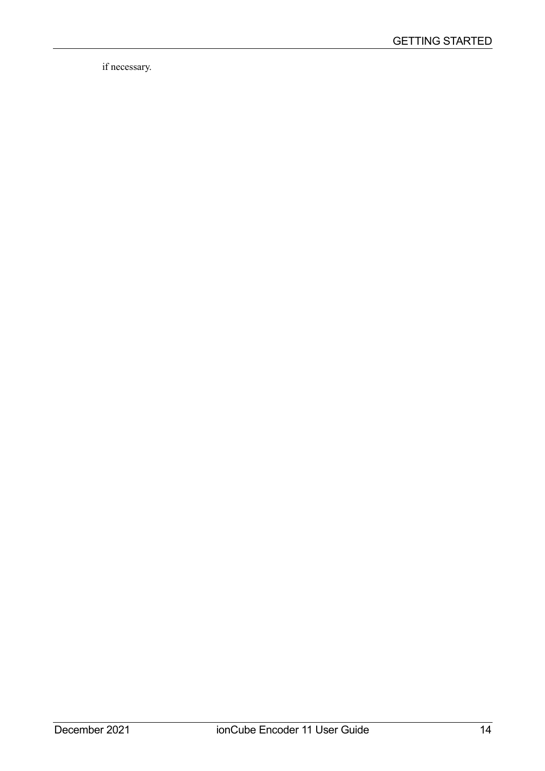if necessary.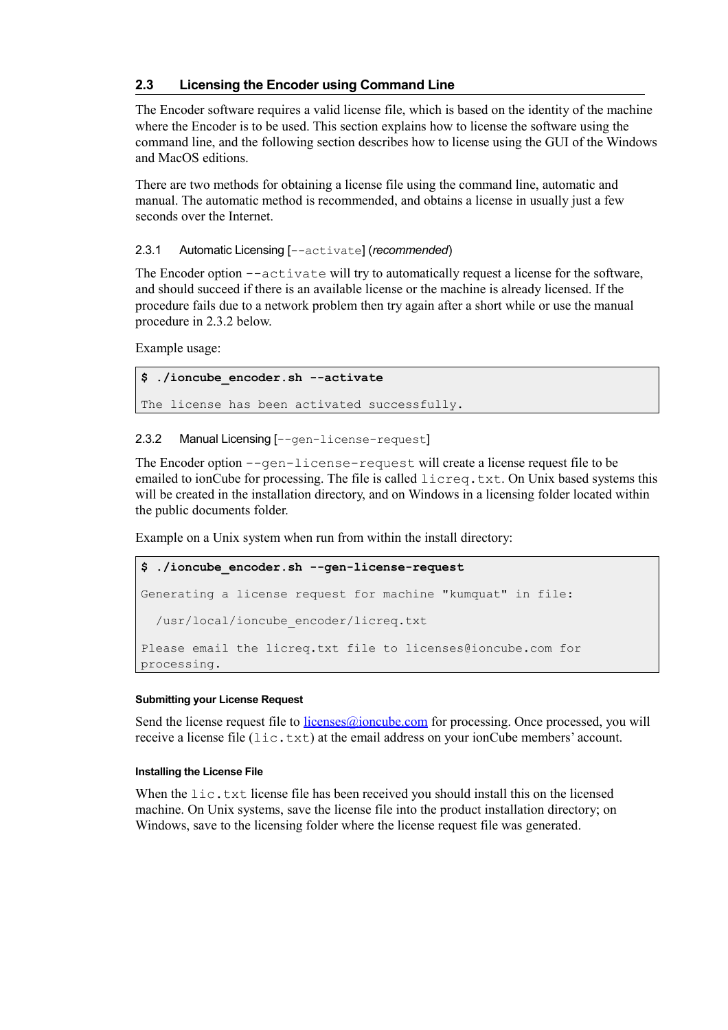## 2.3 Licensing the Encoder using Command Line

The Encoder software requires a valid license file, which is based on the identity of the machine where the Encoder is to be used. This section explains how to license the software using the command line, and the following section describes how to license using the GUI of the Windows and MacOS editions.

There are two methods for obtaining a license file using the command line, automatic and manual. The automatic method is recommended, and obtains a license in usually just a few seconds over the Internet.

### 2.3.1 Automatic Licensing [`--activate`] (*recommended*)

The Encoder option `--activate` will try to automatically request a license for the software, and should succeed if there is an available license or the machine is already licensed. If the procedure fails due to a network problem then try again after a short while or use the manual procedure in 2.3.2 below.

Example usage:

```
$ ./ioncube_encoder.sh --activate

The license has been activated successfully.
```

### 2.3.2 Manual Licensing [`--gen-license-request`]

The Encoder option `--gen-license-request` will create a license request file to be emailed to ionCube for processing. The file is called `licreq.txt`. On Unix based systems this will be created in the installation directory, and on Windows in a licensing folder located within the public documents folder.

Example on a Unix system when run from within the install directory:

```
$ ./ioncube_encoder.sh --gen-license-request

Generating a license request for machine "kumquat" in file:

  /usr/local/ioncube_encoder/licreq.txt

Please email the licreq.txt file to licenses@ioncube.com for
processing.
```

#### Submitting your License Request

Send the license request file to licenses@ioncube.com for processing. Once processed, you will receive a license file (`lic.txt`) at the email address on your ionCube members' account.

#### Installing the License File

When the `lic.txt` license file has been received you should install this on the licensed machine. On Unix systems, save the license file into the product installation directory; on Windows, save to the licensing folder where the license request file was generated.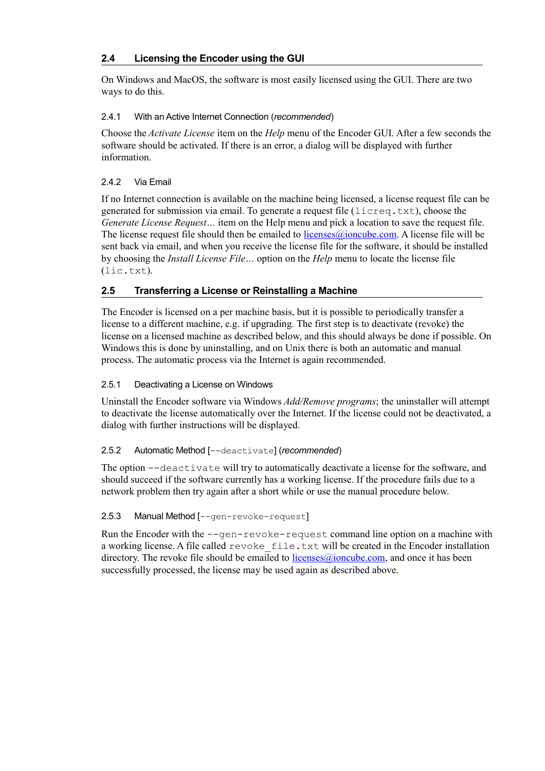## 2.4 Licensing the Encoder using the GUI

On Windows and MacOS, the software is most easily licensed using the GUI. There are two ways to do this.

### 2.4.1 With an Active Internet Connection (*recommended*)

Choose the *Activate License* item on the *Help* menu of the Encoder GUI. After a few seconds the software should be activated. If there is an error, a dialog will be displayed with further information.

### 2.4.2 Via Email

If no Internet connection is available on the machine being licensed, a license request file can be generated for submission via email. To generate a request file (`licreq.txt`), choose the *Generate License Request…* item on the Help menu and pick a location to save the request file. The license request file should then be emailed to licenses@ioncube.com. A license file will be sent back via email, and when you receive the license file for the software, it should be installed by choosing the *Install License File…* option on the *Help* menu to locate the license file (`lic.txt`).

## 2.5 Transferring a License or Reinstalling a Machine

The Encoder is licensed on a per machine basis, but it is possible to periodically transfer a license to a different machine, e.g. if upgrading. The first step is to deactivate (revoke) the license on a licensed machine as described below, and this should always be done if possible. On Windows this is done by uninstalling, and on Unix there is both an automatic and manual process. The automatic process via the Internet is again recommended.

### 2.5.1 Deactivating a License on Windows

Uninstall the Encoder software via Windows *Add/Remove programs*; the uninstaller will attempt to deactivate the license automatically over the Internet. If the license could not be deactivated, a dialog with further instructions will be displayed.

### 2.5.2 Automatic Method [`--deactivate`] (*recommended*)

The option `--deactivate` will try to automatically deactivate a license for the software, and should succeed if the software currently has a working license. If the procedure fails due to a network problem then try again after a short while or use the manual procedure below.

### 2.5.3 Manual Method [`--gen-revoke-request`]

Run the Encoder with the `--gen-revoke-request` command line option on a machine with a working license. A file called `revoke_file.txt` will be created in the Encoder installation directory. The revoke file should be emailed to licenses@ioncube.com, and once it has been successfully processed, the license may be used again as described above.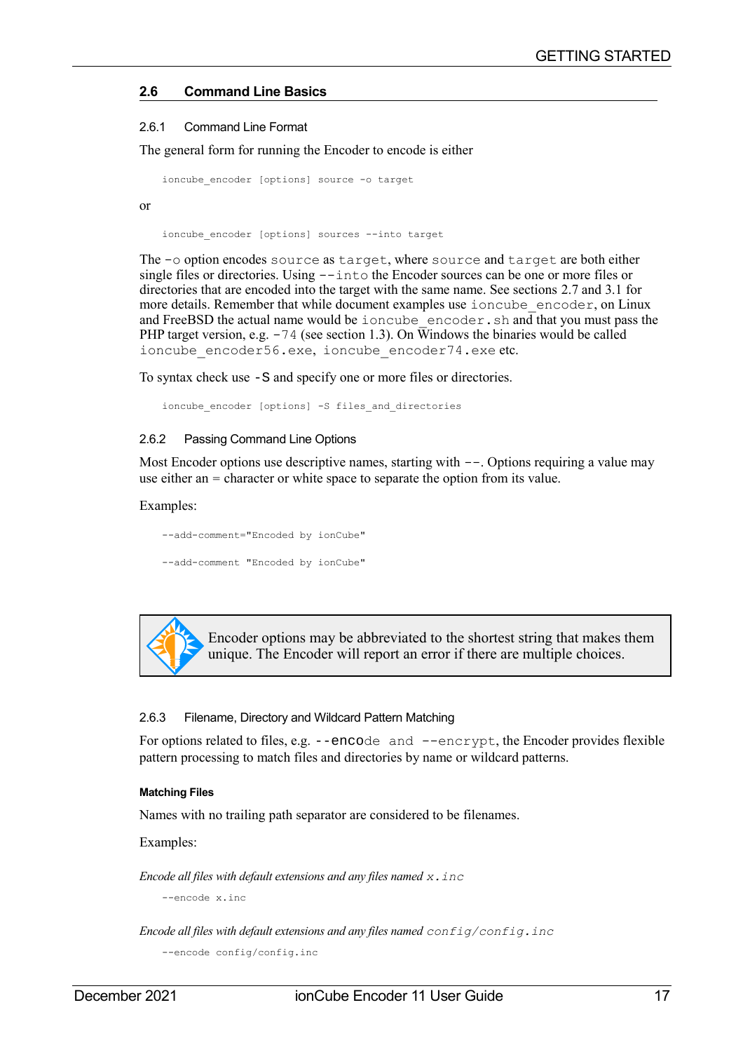## 2.6 Command Line Basics

### 2.6.1 Command Line Format

The general form for running the Encoder to encode is either

```
ioncube_encoder [options] source -o target
```

or

```
ioncube_encoder [options] sources --into target
```

The `-o` option encodes `source` as `target`, where `source` and `target` are both either single files or directories. Using `--into` the Encoder sources can be one or more files or directories that are encoded into the target with the same name. See sections 2.7 and 3.1 for more details. Remember that while document examples use `ioncube_encoder`, on Linux and FreeBSD the actual name would be `ioncube_encoder.sh` and that you must pass the PHP target version, e.g. `-74` (see section 1.3). On Windows the binaries would be called `ioncube_encoder56.exe`, `ioncube_encoder74.exe` etc.

To syntax check use `-S` and specify one or more files or directories.

```
ioncube_encoder [options] -S files_and_directories
```

### 2.6.2 Passing Command Line Options

Most Encoder options use descriptive names, starting with `--`. Options requiring a value may use either an = character or white space to separate the option from its value.

Examples:

```
--add-comment="Encoded by ionCube"
```

```
--add-comment "Encoded by ionCube"
```

Encoder options may be abbreviated to the shortest string that makes them unique. The Encoder will report an error if there are multiple choices.

### 2.6.3 Filename, Directory and Wildcard Pattern Matching

For options related to files, e.g. `--encode` and `--encrypt`, the Encoder provides flexible pattern processing to match files and directories by name or wildcard patterns.

#### Matching Files

Names with no trailing path separator are considered to be filenames.

Examples:

*Encode all files with default extensions and any files named `x.inc`*

```
--encode x.inc
```

*Encode all files with default extensions and any files named `config/config.inc`*

```
--encode config/config.inc
```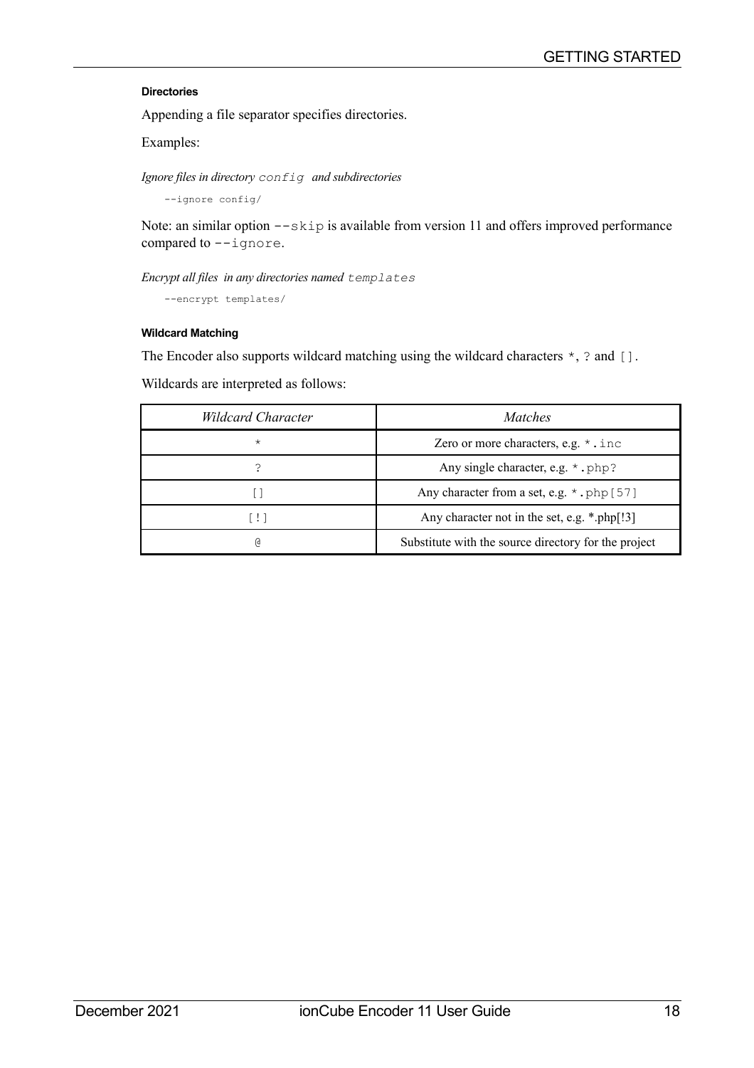#### Directories

Appending a file separator specifies directories.

Examples:

*Ignore files in directory `config` and subdirectories*

```
--ignore config/
```

Note: an similar option `--skip` is available from version 11 and offers improved performance compared to `--ignore`.

*Encrypt all files in any directories named `templates`*

```
--encrypt templates/
```

#### Wildcard Matching

The Encoder also supports wildcard matching using the wildcard characters `*`, `?` and `[]`.

Wildcards are interpreted as follows:

| *Wildcard Character* | *Matches* |
|---|---|
| `*` | Zero or more characters, e.g. `*.inc` |
| `?` | Any single character, e.g. `*.php?` |
| `[]` | Any character from a set, e.g. `*.php[57]` |
| `[!]` | Any character not in the set, e.g. *.php[!3] |
| `@` | Substitute with the source directory for the project |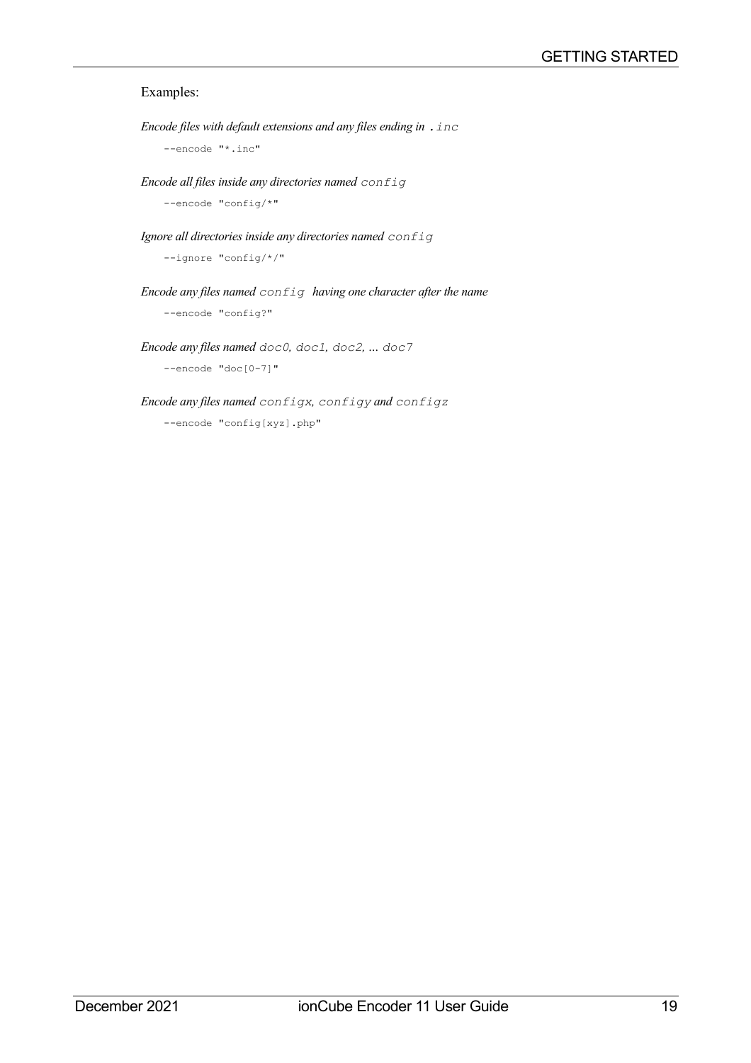Examples:

*Encode files with default extensions and any files ending in* `.inc`

```
--encode "*.inc"
```

*Encode all files inside any directories named* `config`

```
--encode "config/*"
```

*Ignore all directories inside any directories named* `config`

```
--ignore "config/*/"
```

*Encode any files named* `config` *having one character after the name*

```
--encode "config?"
```

*Encode any files named* `doc0`*,* `doc1`*,* `doc2`*, ...* `doc7`

```
--encode "doc[0-7]"
```

*Encode any files named* `configx`*,* `configy` *and* `configz`

```
--encode "config[xyz].php"
```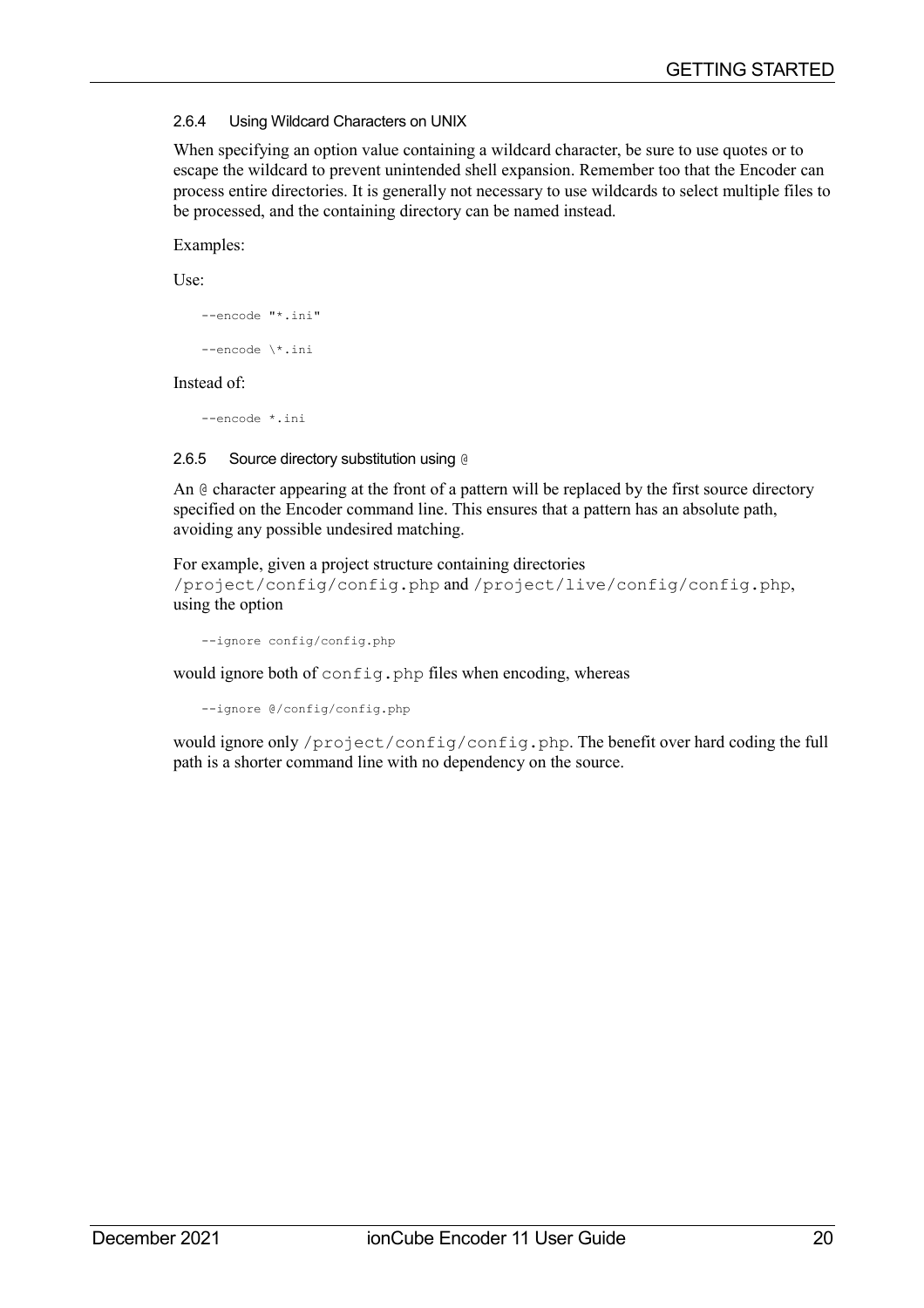### 2.6.4 Using Wildcard Characters on UNIX

When specifying an option value containing a wildcard character, be sure to use quotes or to escape the wildcard to prevent unintended shell expansion. Remember too that the Encoder can process entire directories. It is generally not necessary to use wildcards to select multiple files to be processed, and the containing directory can be named instead.

Examples:

Use:

```
--encode "*.ini"
```

```
--encode \*.ini
```

Instead of:

```
--encode *.ini
```

### 2.6.5 Source directory substitution using `@`

An `@` character appearing at the front of a pattern will be replaced by the first source directory specified on the Encoder command line. This ensures that a pattern has an absolute path, avoiding any possible undesired matching.

For example, given a project structure containing directories `/project/config/config.php` and `/project/live/config/config.php`, using the option

```
--ignore config/config.php
```

would ignore both of `config.php` files when encoding, whereas

```
--ignore @/config/config.php
```

would ignore only `/project/config/config.php`. The benefit over hard coding the full path is a shorter command line with no dependency on the source.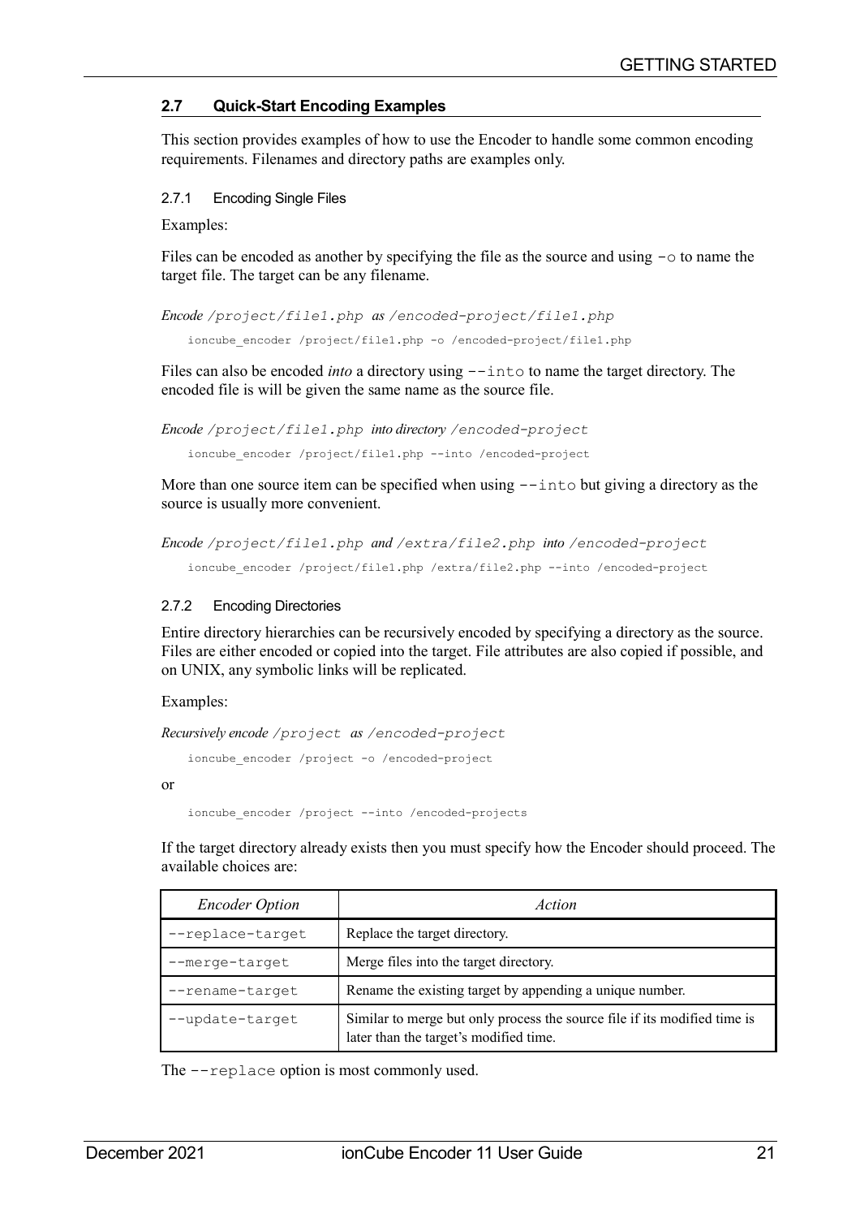## 2.7 Quick-Start Encoding Examples

This section provides examples of how to use the Encoder to handle some common encoding requirements. Filenames and directory paths are examples only.

### 2.7.1 Encoding Single Files

Examples:

Files can be encoded as another by specifying the file as the source and using `-o` to name the target file. The target can be any filename.

*Encode* `/project/file1.php` *as* `/encoded-project/file1.php`

```
ioncube_encoder /project/file1.php -o /encoded-project/file1.php
```

Files can also be encoded *into* a directory using `--into` to name the target directory. The encoded file is will be given the same name as the source file.

*Encode* `/project/file1.php` *into directory* `/encoded-project`

```
ioncube_encoder /project/file1.php --into /encoded-project
```

More than one source item can be specified when using `--into` but giving a directory as the source is usually more convenient.

*Encode* `/project/file1.php` *and* `/extra/file2.php` *into* `/encoded-project`

```
ioncube_encoder /project/file1.php /extra/file2.php --into /encoded-project
```

### 2.7.2 Encoding Directories

Entire directory hierarchies can be recursively encoded by specifying a directory as the source. Files are either encoded or copied into the target. File attributes are also copied if possible, and on UNIX, any symbolic links will be replicated.

Examples:

*Recursively encode* `/project` *as* `/encoded-project`

```
ioncube_encoder /project -o /encoded-project
```

or

```
ioncube_encoder /project --into /encoded-projects
```

If the target directory already exists then you must specify how the Encoder should proceed. The available choices are:

| *Encoder Option* | *Action* |
|---|---|
| `--replace-target` | Replace the target directory. |
| `--merge-target` | Merge files into the target directory. |
| `--rename-target` | Rename the existing target by appending a unique number. |
| `--update-target` | Similar to merge but only process the source file if its modified time is later than the target's modified time. |

The `--replace` option is most commonly used.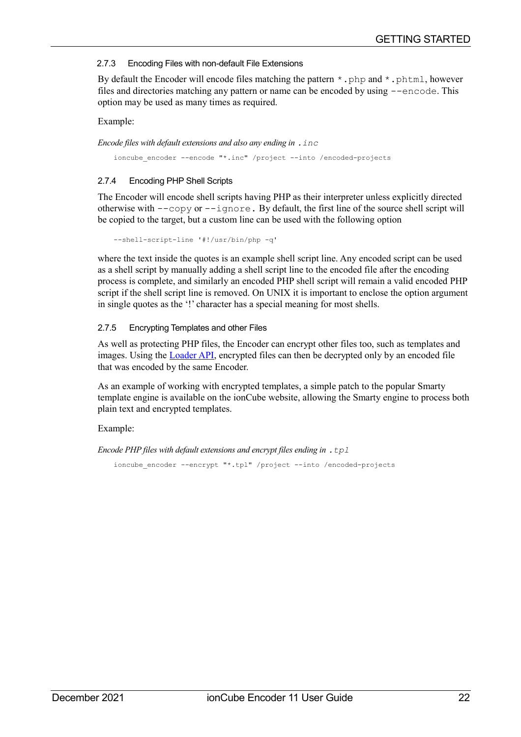### 2.7.3 Encoding Files with non-default File Extensions

By default the Encoder will encode files matching the pattern `*.php` and `*.phtml`, however files and directories matching any pattern or name can be encoded by using `--encode`. This option may be used as many times as required.

Example:

*Encode files with default extensions and also any ending in `.inc`*

```
ioncube_encoder --encode "*.inc" /project --into /encoded-projects
```

### 2.7.4 Encoding PHP Shell Scripts

The Encoder will encode shell scripts having PHP as their interpreter unless explicitly directed otherwise with `--copy` or `--ignore`. By default, the first line of the source shell script will be copied to the target, but a custom line can be used with the following option

```
--shell-script-line '#!/usr/bin/php -q'
```

where the text inside the quotes is an example shell script line. Any encoded script can be used as a shell script by manually adding a shell script line to the encoded file after the encoding process is complete, and similarly an encoded PHP shell script will remain a valid encoded PHP script if the shell script line is removed. On UNIX it is important to enclose the option argument in single quotes as the '!' character has a special meaning for most shells.

### 2.7.5 Encrypting Templates and other Files

As well as protecting PHP files, the Encoder can encrypt other files too, such as templates and images. Using the Loader API, encrypted files can then be decrypted only by an encoded file that was encoded by the same Encoder.

As an example of working with encrypted templates, a simple patch to the popular Smarty template engine is available on the ionCube website, allowing the Smarty engine to process both plain text and encrypted templates.

Example:

*Encode PHP files with default extensions and encrypt files ending in `.tpl`*

```
ioncube_encoder --encrypt "*.tpl" /project --into /encoded-projects
```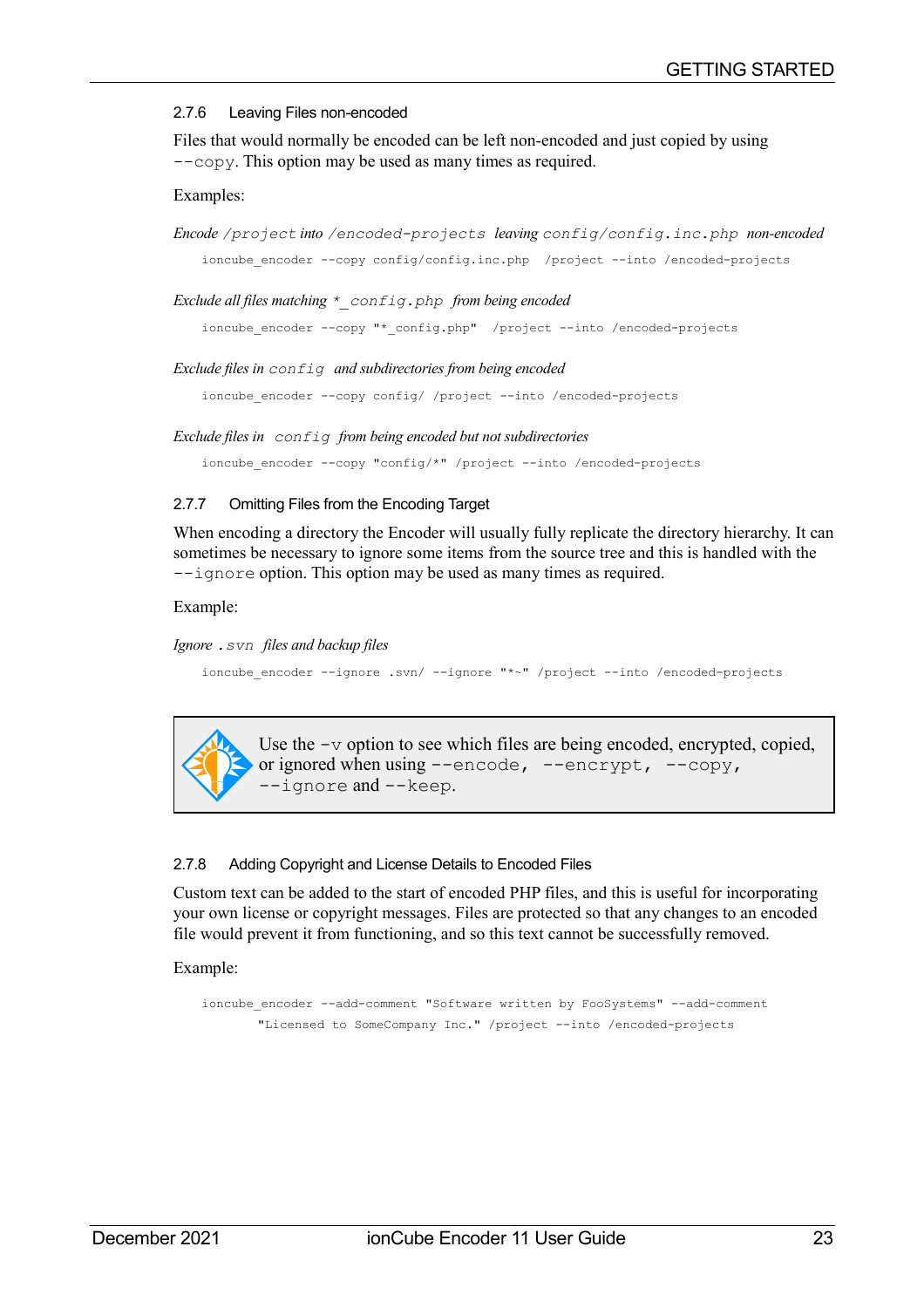### 2.7.6 Leaving Files non-encoded

Files that would normally be encoded can be left non-encoded and just copied by using `--copy`. This option may be used as many times as required.

Examples:

*Encode `/project` into `/encoded-projects` leaving `config/config.inc.php` non-encoded*

```
ioncube_encoder --copy config/config.inc.php  /project --into /encoded-projects
```

*Exclude all files matching `*_config.php` from being encoded*

```
ioncube_encoder --copy "*_config.php"  /project --into /encoded-projects
```

*Exclude files in `config` and subdirectories from being encoded*

```
ioncube_encoder --copy config/ /project --into /encoded-projects
```

*Exclude files in `config` from being encoded but not subdirectories*

```
ioncube_encoder --copy "config/*" /project --into /encoded-projects
```

### 2.7.7 Omitting Files from the Encoding Target

When encoding a directory the Encoder will usually fully replicate the directory hierarchy. It can sometimes be necessary to ignore some items from the source tree and this is handled with the `--ignore` option. This option may be used as many times as required.

Example:

*Ignore `.svn` files and backup files*

```
ioncube_encoder --ignore .svn/ --ignore "*~" /project --into /encoded-projects
```

> Use the `-v` option to see which files are being encoded, encrypted, copied, or ignored when using `--encode`, `--encrypt`, `--copy`, `--ignore` and `--keep`.

### 2.7.8 Adding Copyright and License Details to Encoded Files

Custom text can be added to the start of encoded PHP files, and this is useful for incorporating your own license or copyright messages. Files are protected so that any changes to an encoded file would prevent it from functioning, and so this text cannot be successfully removed.

Example:

```
ioncube_encoder --add-comment "Software written by FooSystems" --add-comment
        "Licensed to SomeCompany Inc." /project --into /encoded-projects
```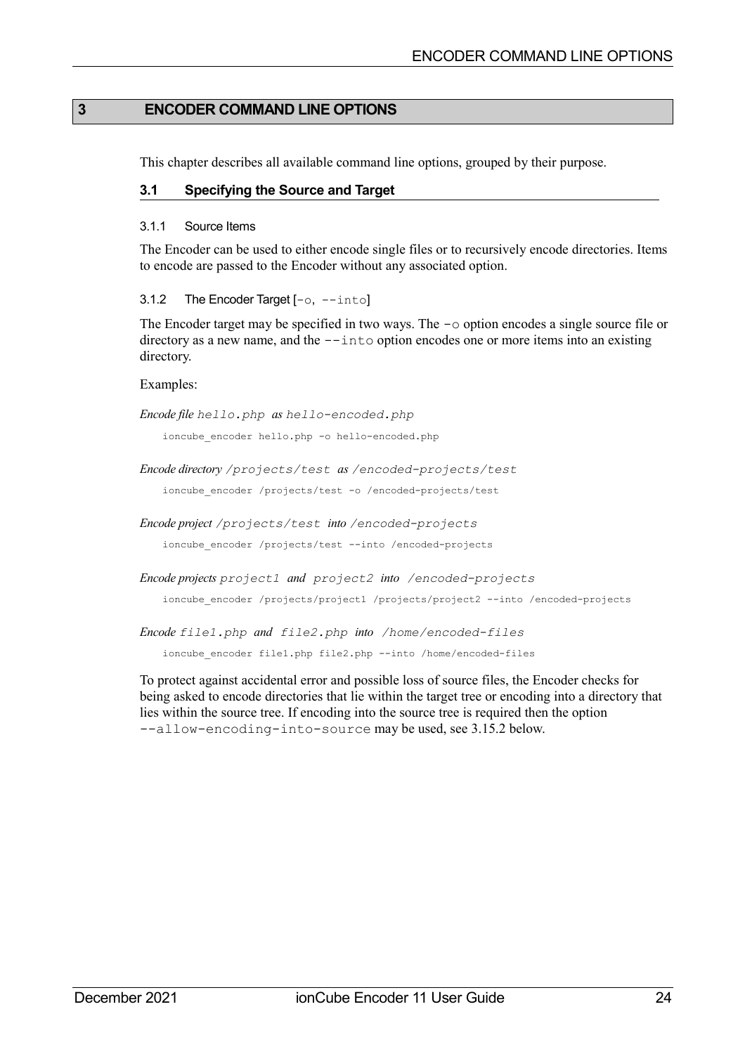# 3 ENCODER COMMAND LINE OPTIONS

This chapter describes all available command line options, grouped by their purpose.

## 3.1 Specifying the Source and Target

### 3.1.1 Source Items

The Encoder can be used to either encode single files or to recursively encode directories. Items to encode are passed to the Encoder without any associated option.

### 3.1.2 The Encoder Target [`-o`, `--into`]

The Encoder target may be specified in two ways. The `-o` option encodes a single source file or directory as a new name, and the `--into` option encodes one or more items into an existing directory.

Examples:

*Encode file `hello.php` as `hello-encoded.php`*

```
ioncube_encoder hello.php -o hello-encoded.php
```

*Encode directory `/projects/test` as `/encoded-projects/test`*

```
ioncube_encoder /projects/test -o /encoded-projects/test
```

*Encode project `/projects/test` into `/encoded-projects`*

```
ioncube_encoder /projects/test --into /encoded-projects
```

*Encode projects `project1` and `project2` into `/encoded-projects`*

```
ioncube_encoder /projects/project1 /projects/project2 --into /encoded-projects
```

*Encode `file1.php` and `file2.php` into `/home/encoded-files`*

```
ioncube_encoder file1.php file2.php --into /home/encoded-files
```

To protect against accidental error and possible loss of source files, the Encoder checks for being asked to encode directories that lie within the target tree or encoding into a directory that lies within the source tree. If encoding into the source tree is required then the option `--allow-encoding-into-source` may be used, see 3.15.2 below.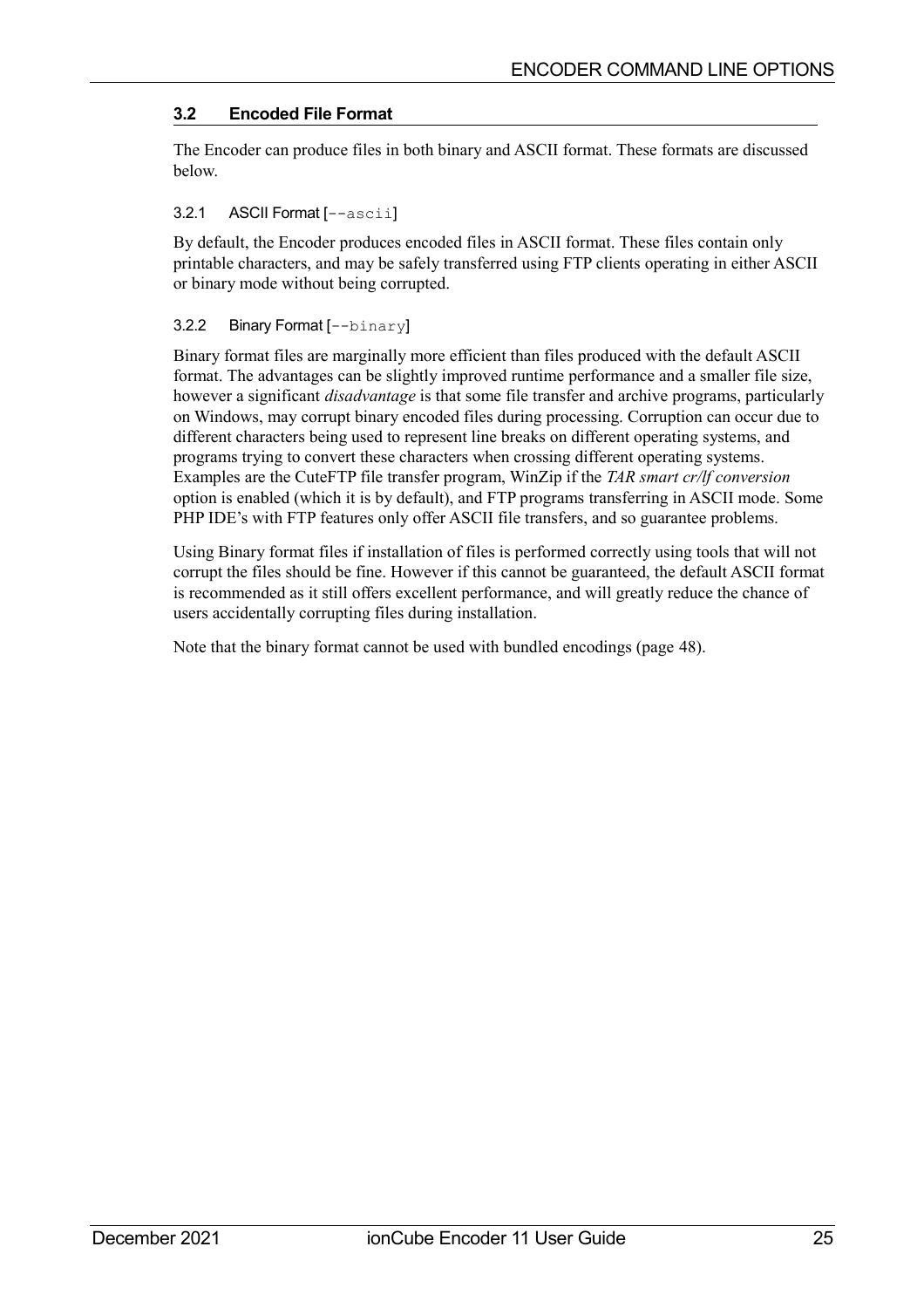## 3.2 Encoded File Format

The Encoder can produce files in both binary and ASCII format. These formats are discussed below.

### 3.2.1 ASCII Format [`--ascii`]

By default, the Encoder produces encoded files in ASCII format. These files contain only printable characters, and may be safely transferred using FTP clients operating in either ASCII or binary mode without being corrupted.

### 3.2.2 Binary Format [`--binary`]

Binary format files are marginally more efficient than files produced with the default ASCII format. The advantages can be slightly improved runtime performance and a smaller file size, however a significant *disadvantage* is that some file transfer and archive programs, particularly on Windows, may corrupt binary encoded files during processing. Corruption can occur due to different characters being used to represent line breaks on different operating systems, and programs trying to convert these characters when crossing different operating systems. Examples are the CuteFTP file transfer program, WinZip if the *TAR smart cr/lf conversion* option is enabled (which it is by default), and FTP programs transferring in ASCII mode. Some PHP IDE's with FTP features only offer ASCII file transfers, and so guarantee problems.

Using Binary format files if installation of files is performed correctly using tools that will not corrupt the files should be fine. However if this cannot be guaranteed, the default ASCII format is recommended as it still offers excellent performance, and will greatly reduce the chance of users accidentally corrupting files during installation.

Note that the binary format cannot be used with bundled encodings (page 48).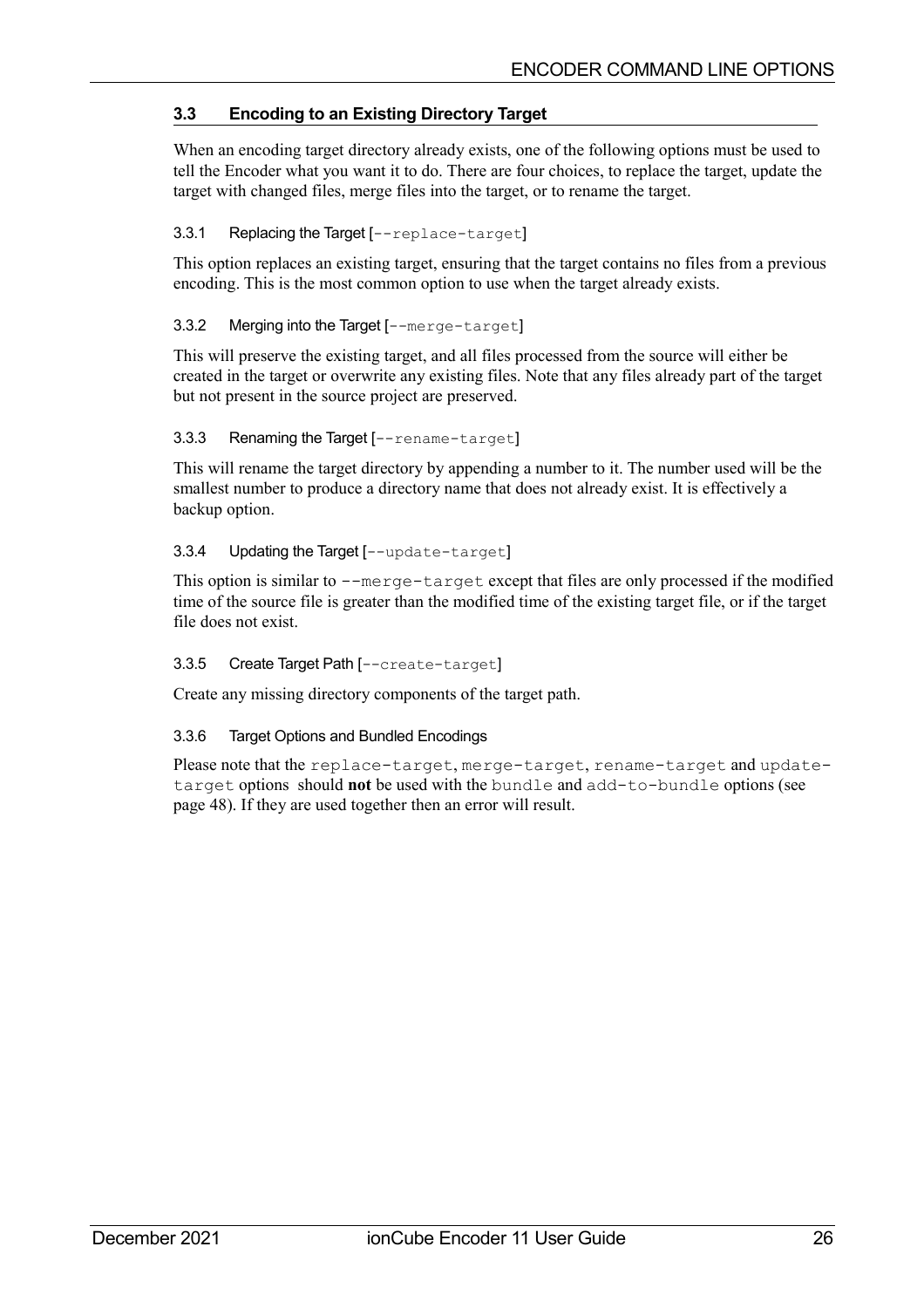## 3.3 Encoding to an Existing Directory Target

When an encoding target directory already exists, one of the following options must be used to tell the Encoder what you want it to do. There are four choices, to replace the target, update the target with changed files, merge files into the target, or to rename the target.

### 3.3.1 Replacing the Target [`--replace-target`]

This option replaces an existing target, ensuring that the target contains no files from a previous encoding. This is the most common option to use when the target already exists.

### 3.3.2 Merging into the Target [`--merge-target`]

This will preserve the existing target, and all files processed from the source will either be created in the target or overwrite any existing files. Note that any files already part of the target but not present in the source project are preserved.

### 3.3.3 Renaming the Target [`--rename-target`]

This will rename the target directory by appending a number to it. The number used will be the smallest number to produce a directory name that does not already exist. It is effectively a backup option.

### 3.3.4 Updating the Target [`--update-target`]

This option is similar to `--merge-target` except that files are only processed if the modified time of the source file is greater than the modified time of the existing target file, or if the target file does not exist.

### 3.3.5 Create Target Path [`--create-target`]

Create any missing directory components of the target path.

### 3.3.6 Target Options and Bundled Encodings

Please note that the `replace-target`, `merge-target`, `rename-target` and `update-target` options should **not** be used with the `bundle` and `add-to-bundle` options (see page 48). If they are used together then an error will result.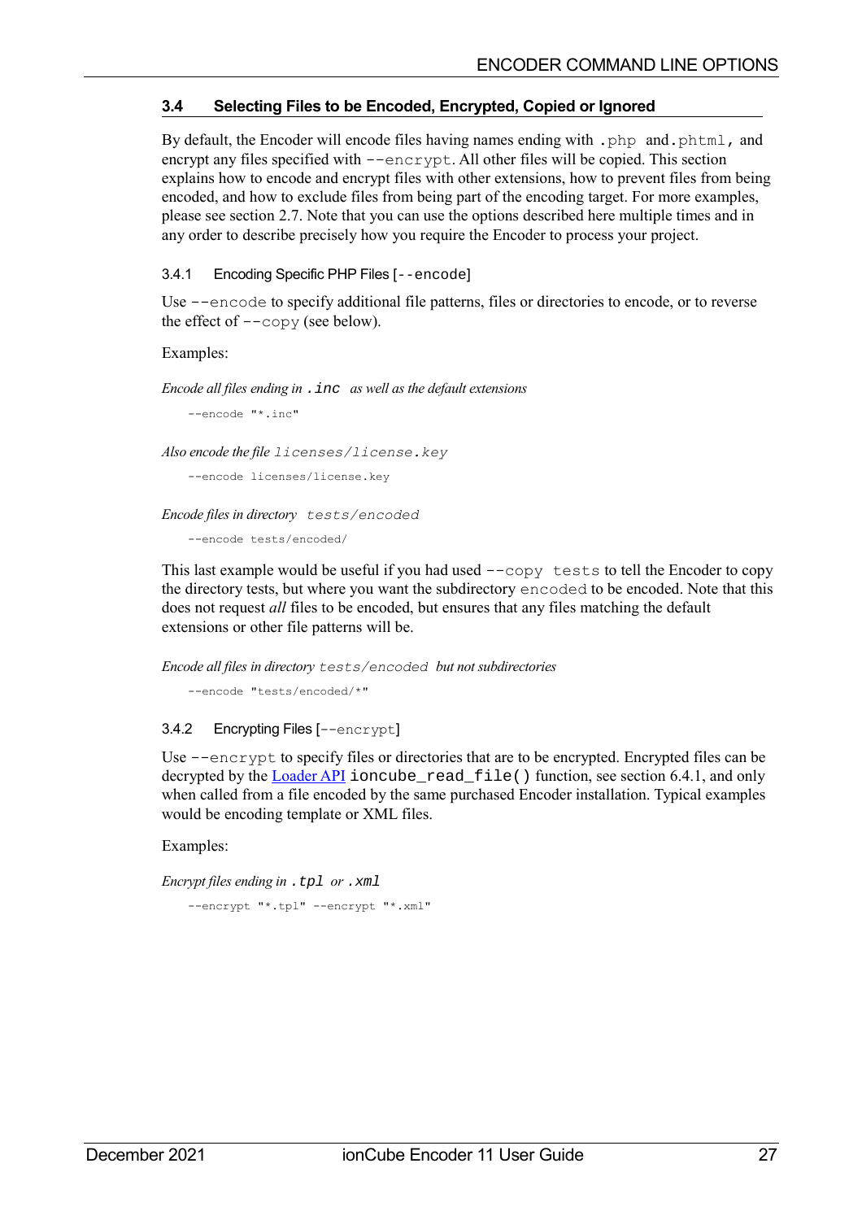## 3.4 Selecting Files to be Encoded, Encrypted, Copied or Ignored

By default, the Encoder will encode files having names ending with `.php` and `.phtml`, and encrypt any files specified with `--encrypt`. All other files will be copied. This section explains how to encode and encrypt files with other extensions, how to prevent files from being encoded, and how to exclude files from being part of the encoding target. For more examples, please see section 2.7. Note that you can use the options described here multiple times and in any order to describe precisely how you require the Encoder to process your project.

### 3.4.1 Encoding Specific PHP Files [`--encode`]

Use `--encode` to specify additional file patterns, files or directories to encode, or to reverse the effect of `--copy` (see below).

Examples:

*Encode all files ending in `.inc` as well as the default extensions*

```
--encode "*.inc"
```

*Also encode the file `licenses/license.key`*

```
--encode licenses/license.key
```

*Encode files in directory `tests/encoded`*

```
--encode tests/encoded/
```

This last example would be useful if you had used `--copy tests` to tell the Encoder to copy the directory tests, but where you want the subdirectory `encoded` to be encoded. Note that this does not request *all* files to be encoded, but ensures that any files matching the default extensions or other file patterns will be.

*Encode all files in directory `tests/encoded` but not subdirectories*

```
--encode "tests/encoded/*"
```

### 3.4.2 Encrypting Files [`--encrypt`]

Use `--encrypt` to specify files or directories that are to be encrypted. Encrypted files can be decrypted by the Loader API `ioncube_read_file()` function, see section 6.4.1, and only when called from a file encoded by the same purchased Encoder installation. Typical examples would be encoding template or XML files.

Examples:

*Encrypt files ending in `.tpl` or `.xml`*

```
--encrypt "*.tpl" --encrypt "*.xml"
```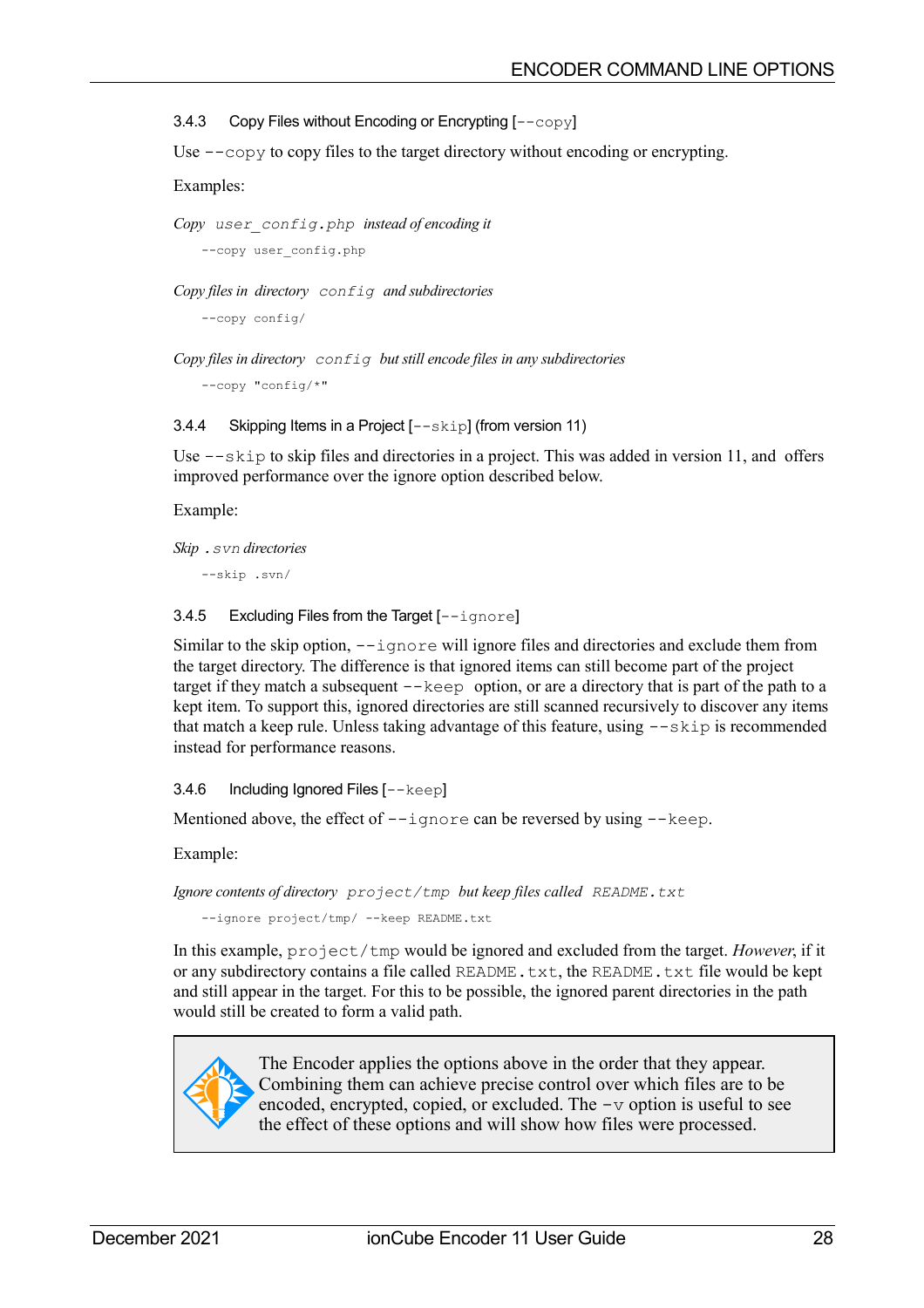### 3.4.3 Copy Files without Encoding or Encrypting [`--copy`]

Use `--copy` to copy files to the target directory without encoding or encrypting.

Examples:

*Copy* `user_config.php` *instead of encoding it*

```
--copy user_config.php
```

*Copy files in directory* `config` *and subdirectories*

```
--copy config/
```

*Copy files in directory* `config` *but still encode files in any subdirectories*

```
--copy "config/*"
```

### 3.4.4 Skipping Items in a Project [`--skip`] (from version 11)

Use `--skip` to skip files and directories in a project. This was added in version 11, and offers improved performance over the ignore option described below.

Example:

*Skip* `.svn` *directories*

```
--skip .svn/
```

### 3.4.5 Excluding Files from the Target [`--ignore`]

Similar to the skip option, `--ignore` will ignore files and directories and exclude them from the target directory. The difference is that ignored items can still become part of the project target if they match a subsequent `--keep` option, or are a directory that is part of the path to a kept item. To support this, ignored directories are still scanned recursively to discover any items that match a keep rule. Unless taking advantage of this feature, using `--skip` is recommended instead for performance reasons.

### 3.4.6 Including Ignored Files [`--keep`]

Mentioned above, the effect of `--ignore` can be reversed by using `--keep`.

Example:

*Ignore contents of directory* `project/tmp` *but keep files called* `README.txt`

```
--ignore project/tmp/ --keep README.txt
```

In this example, `project/tmp` would be ignored and excluded from the target. *However*, if it or any subdirectory contains a file called `README.txt`, the `README.txt` file would be kept and still appear in the target. For this to be possible, the ignored parent directories in the path would still be created to form a valid path.

> The Encoder applies the options above in the order that they appear. Combining them can achieve precise control over which files are to be encoded, encrypted, copied, or excluded. The `-v` option is useful to see the effect of these options and will show how files were processed.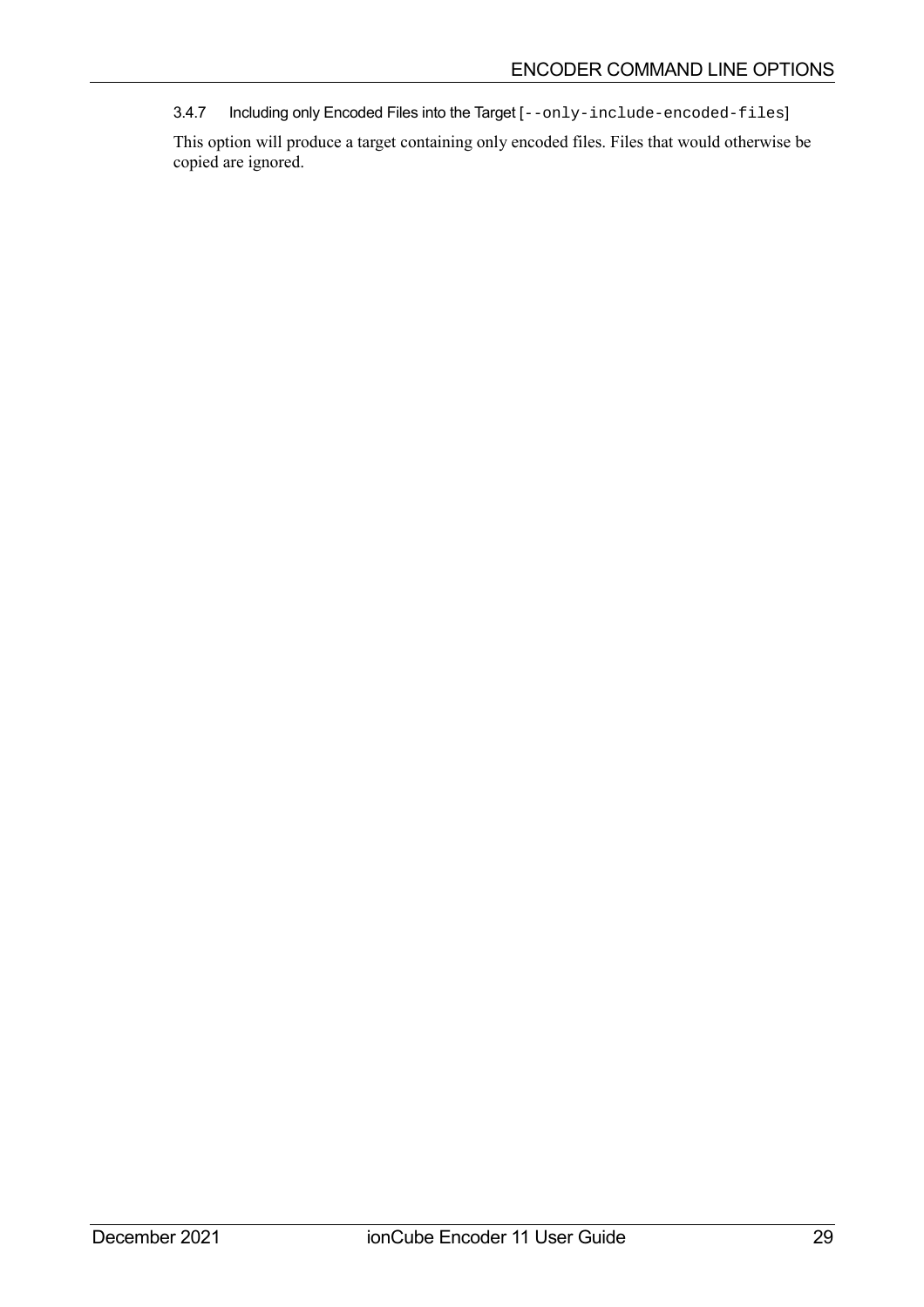#### 3.4.7 Including only Encoded Files into the Target [`--only-include-encoded-files`]

This option will produce a target containing only encoded files. Files that would otherwise be copied are ignored.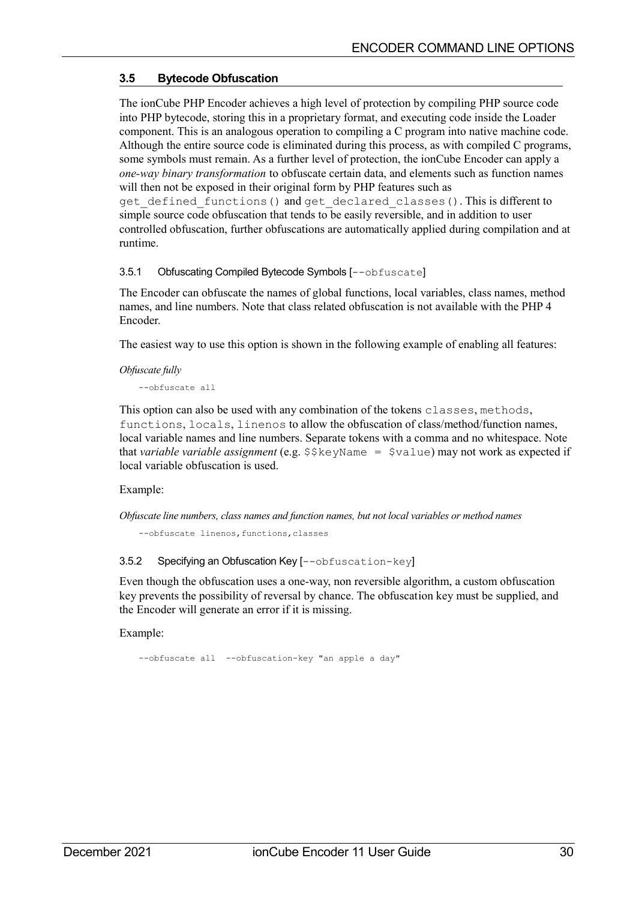### 3.5 Bytecode Obfuscation

The ionCube PHP Encoder achieves a high level of protection by compiling PHP source code into PHP bytecode, storing this in a proprietary format, and executing code inside the Loader component. This is an analogous operation to compiling a C program into native machine code. Although the entire source code is eliminated during this process, as with compiled C programs, some symbols must remain. As a further level of protection, the ionCube Encoder can apply a *one-way binary transformation* to obfuscate certain data, and elements such as function names will then not be exposed in their original form by PHP features such as `get_defined_functions()` and `get_declared_classes()`. This is different to simple source code obfuscation that tends to be easily reversible, and in addition to user controlled obfuscation, further obfuscations are automatically applied during compilation and at runtime.

#### 3.5.1 Obfuscating Compiled Bytecode Symbols [`--obfuscate`]

The Encoder can obfuscate the names of global functions, local variables, class names, method names, and line numbers. Note that class related obfuscation is not available with the PHP 4 Encoder.

The easiest way to use this option is shown in the following example of enabling all features:

*Obfuscate fully*

```
--obfuscate all
```

This option can also be used with any combination of the tokens `classes`, `methods`, `functions`, `locals`, `linenos` to allow the obfuscation of class/method/function names, local variable names and line numbers. Separate tokens with a comma and no whitespace. Note that *variable variable assignment* (e.g. `$$keyName = $value`) may not work as expected if local variable obfuscation is used.

Example:

*Obfuscate line numbers, class names and function names, but not local variables or method names*

```
--obfuscate linenos,functions,classes
```

#### 3.5.2 Specifying an Obfuscation Key [`--obfuscation-key`]

Even though the obfuscation uses a one-way, non reversible algorithm, a custom obfuscation key prevents the possibility of reversal by chance. The obfuscation key must be supplied, and the Encoder will generate an error if it is missing.

Example:

```
--obfuscate all  --obfuscation-key "an apple a day"
```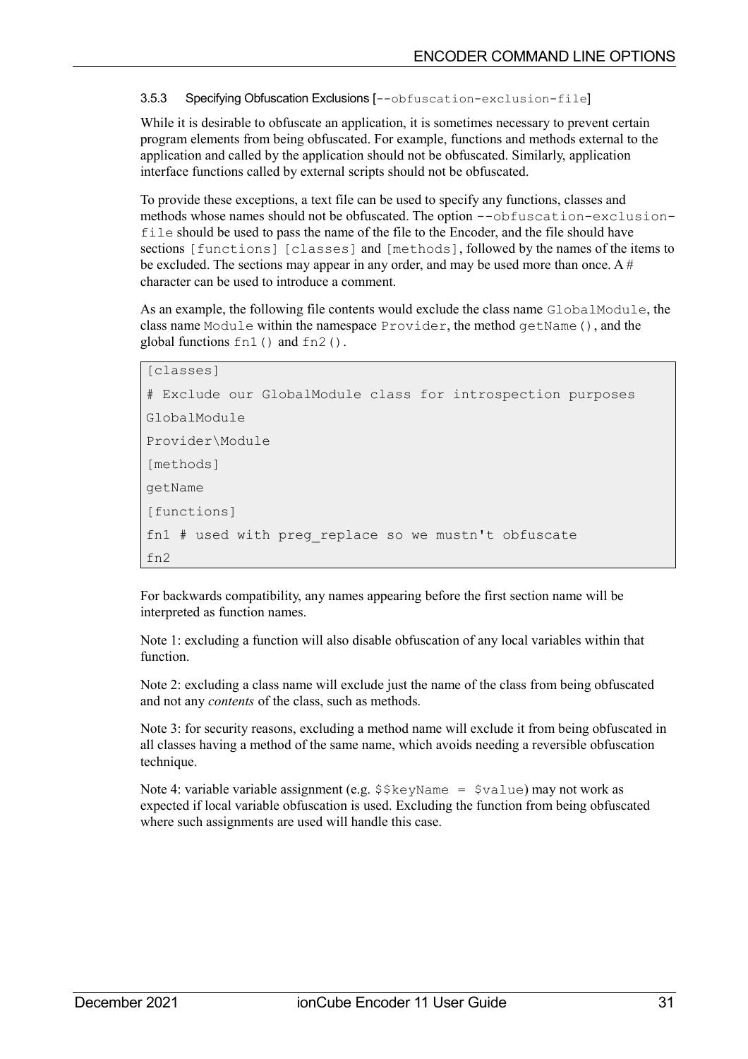### 3.5.3 Specifying Obfuscation Exclusions [`--obfuscation-exclusion-file`]

While it is desirable to obfuscate an application, it is sometimes necessary to prevent certain program elements from being obfuscated. For example, functions and methods external to the application and called by the application should not be obfuscated. Similarly, application interface functions called by external scripts should not be obfuscated.

To provide these exceptions, a text file can be used to specify any functions, classes and methods whose names should not be obfuscated. The option `--obfuscation-exclusion-file` should be used to pass the name of the file to the Encoder, and the file should have sections `[functions]` `[classes]` and `[methods]`, followed by the names of the items to be excluded. The sections may appear in any order, and may be used more than once. A # character can be used to introduce a comment.

As an example, the following file contents would exclude the class name `GlobalModule`, the class name `Module` within the namespace `Provider`, the method `getName()`, and the global functions `fn1()` and `fn2()`.

```
[classes]
# Exclude our GlobalModule class for introspection purposes
GlobalModule
Provider\Module
[methods]
getName
[functions]
fn1 # used with preg_replace so we mustn't obfuscate
fn2
```

For backwards compatibility, any names appearing before the first section name will be interpreted as function names.

Note 1: excluding a function will also disable obfuscation of any local variables within that function.

Note 2: excluding a class name will exclude just the name of the class from being obfuscated and not any *contents* of the class, such as methods.

Note 3: for security reasons, excluding a method name will exclude it from being obfuscated in all classes having a method of the same name, which avoids needing a reversible obfuscation technique.

Note 4: variable variable assignment (e.g. `$$keyName = $value`) may not work as expected if local variable obfuscation is used. Excluding the function from being obfuscated where such assignments are used will handle this case.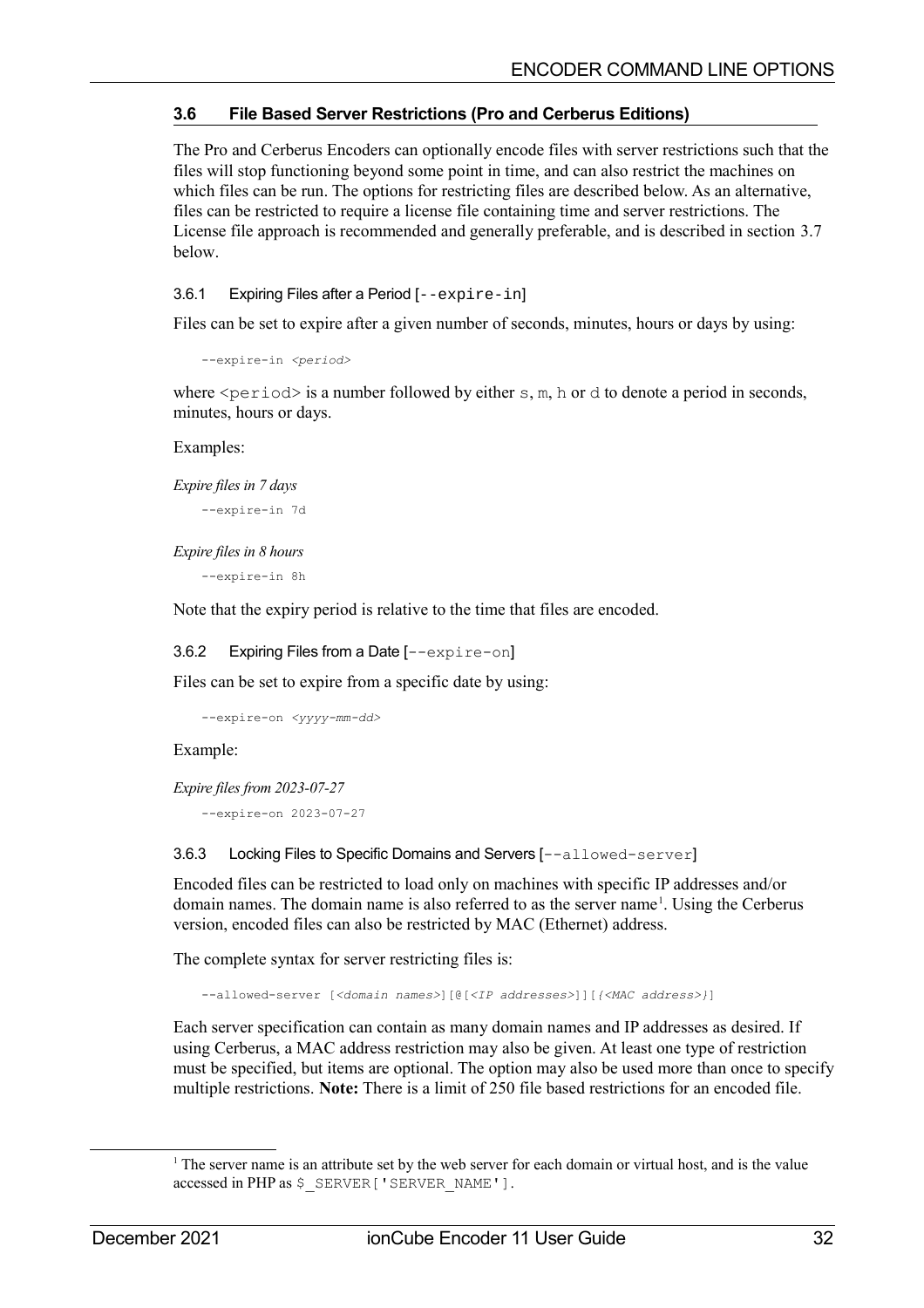## 3.6 File Based Server Restrictions (Pro and Cerberus Editions)

The Pro and Cerberus Encoders can optionally encode files with server restrictions such that the files will stop functioning beyond some point in time, and can also restrict the machines on which files can be run. The options for restricting files are described below. As an alternative, files can be restricted to require a license file containing time and server restrictions. The License file approach is recommended and generally preferable, and is described in section 3.7 below.

### 3.6.1 Expiring Files after a Period [`--expire-in`]

Files can be set to expire after a given number of seconds, minutes, hours or days by using:

```
--expire-in <period>
```

where `<period>` is a number followed by either `s`, `m`, `h` or `d` to denote a period in seconds, minutes, hours or days.

Examples:

*Expire files in 7 days*

```
--expire-in 7d
```

*Expire files in 8 hours*

```
--expire-in 8h
```

Note that the expiry period is relative to the time that files are encoded.

### 3.6.2 Expiring Files from a Date [`--expire-on`]

Files can be set to expire from a specific date by using:

```
--expire-on <yyyy-mm-dd>
```

Example:

*Expire files from 2023-07-27*

```
--expire-on 2023-07-27
```

### 3.6.3 Locking Files to Specific Domains and Servers [`--allowed-server`]

Encoded files can be restricted to load only on machines with specific IP addresses and/or domain names. The domain name is also referred to as the server name[1]. Using the Cerberus version, encoded files can also be restricted by MAC (Ethernet) address.

The complete syntax for server restricting files is:

```
--allowed-server [<domain names>][@[<IP addresses>]][{<MAC address>}]
```

Each server specification can contain as many domain names and IP addresses as desired. If using Cerberus, a MAC address restriction may also be given. At least one type of restriction must be specified, but items are optional. The option may also be used more than once to specify multiple restrictions. **Note:** There is a limit of 250 file based restrictions for an encoded file.

---

[1] The server name is an attribute set by the web server for each domain or virtual host, and is the value accessed in PHP as `$_SERVER['SERVER_NAME']`.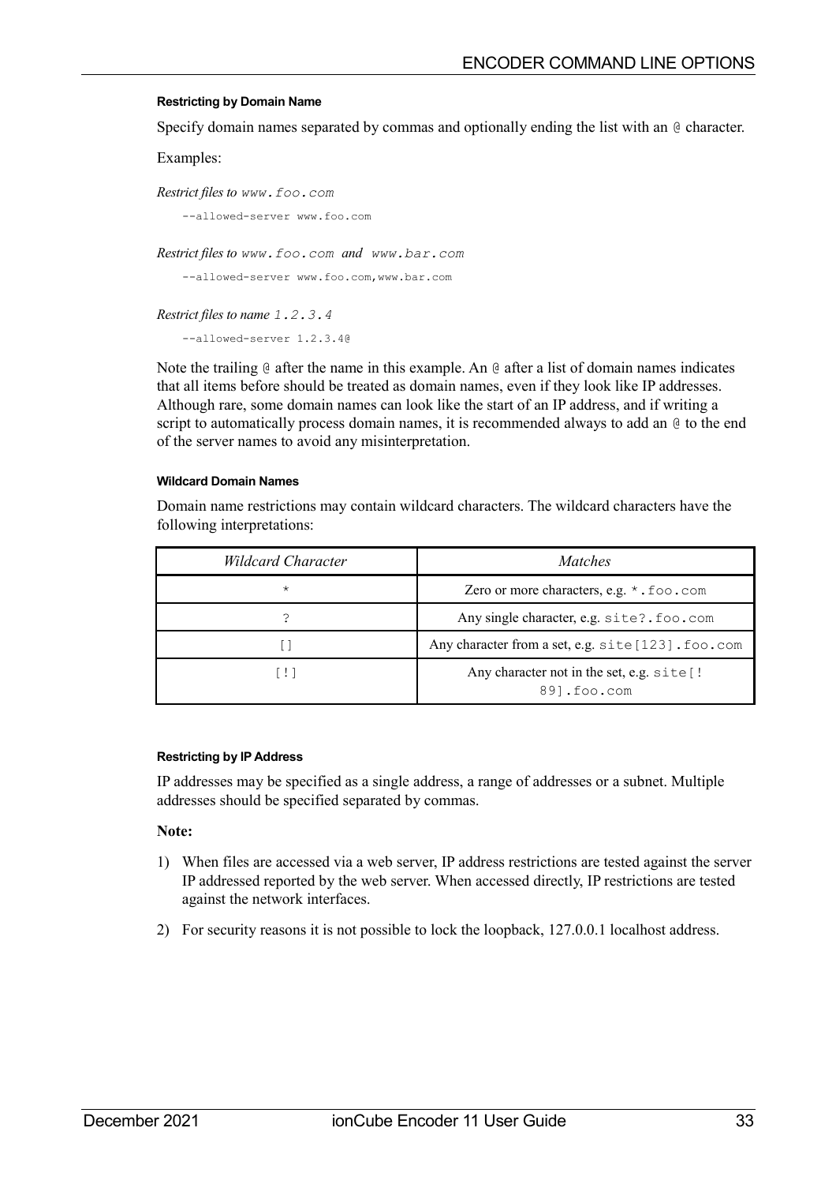#### Restricting by Domain Name

Specify domain names separated by commas and optionally ending the list with an `@` character.

Examples:

*Restrict files to `www.foo.com`*

```
--allowed-server www.foo.com
```

*Restrict files to `www.foo.com` and `www.bar.com`*

```
--allowed-server www.foo.com,www.bar.com
```

*Restrict files to name `1.2.3.4`*

```
--allowed-server 1.2.3.4@
```

Note the trailing `@` after the name in this example. An `@` after a list of domain names indicates that all items before should be treated as domain names, even if they look like IP addresses. Although rare, some domain names can look like the start of an IP address, and if writing a script to automatically process domain names, it is recommended always to add an `@` to the end of the server names to avoid any misinterpretation.

#### Wildcard Domain Names

Domain name restrictions may contain wildcard characters. The wildcard characters have the following interpretations:

| *Wildcard Character* | *Matches* |
|---|---|
| `*` | Zero or more characters, e.g. `*.foo.com` |
| `?` | Any single character, e.g. `site?.foo.com` |
| `[]` | Any character from a set, e.g. `site[123].foo.com` |
| `[!]` | Any character not in the set, e.g. `site[!89].foo.com` |

#### Restricting by IP Address

IP addresses may be specified as a single address, a range of addresses or a subnet. Multiple addresses should be specified separated by commas.

**Note:**

1) When files are accessed via a web server, IP address restrictions are tested against the server IP addressed reported by the web server. When accessed directly, IP restrictions are tested against the network interfaces.

2) For security reasons it is not possible to lock the loopback, 127.0.0.1 localhost address.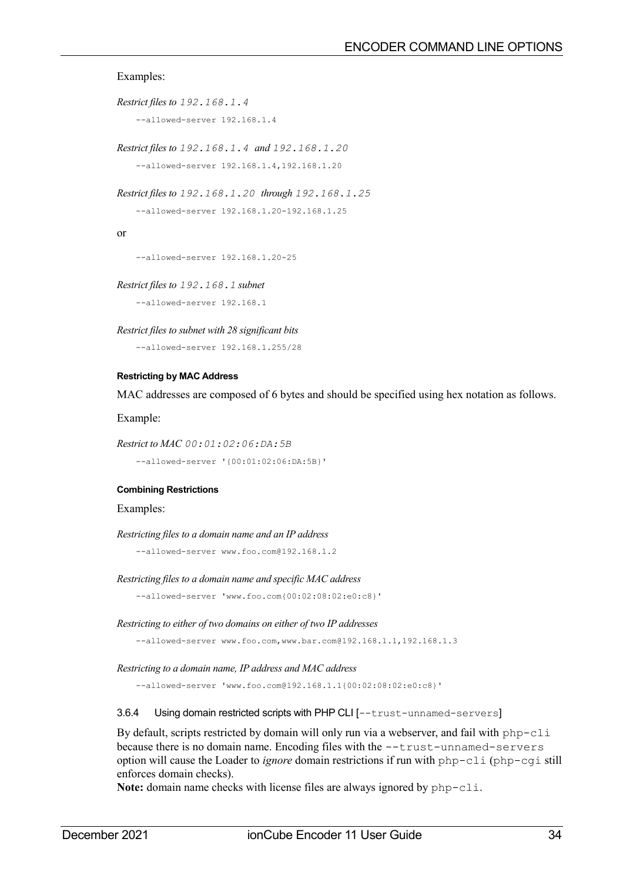Examples:

*Restrict files to `192.168.1.4`*

```
--allowed-server 192.168.1.4
```

*Restrict files to `192.168.1.4` and `192.168.1.20`*

```
--allowed-server 192.168.1.4,192.168.1.20
```

*Restrict files to `192.168.1.20` through `192.168.1.25`*

```
--allowed-server 192.168.1.20-192.168.1.25
```

or

```
--allowed-server 192.168.1.20-25
```

*Restrict files to `192.168.1` subnet*

```
--allowed-server 192.168.1
```

*Restrict files to subnet with 28 significant bits*

```
--allowed-server 192.168.1.255/28
```

#### Restricting by MAC Address

MAC addresses are composed of 6 bytes and should be specified using hex notation as follows.

Example:

*Restrict to MAC `00:01:02:06:DA:5B`*

```
--allowed-server '{00:01:02:06:DA:5B}'
```

#### Combining Restrictions

Examples:

*Restricting files to a domain name and an IP address*

```
--allowed-server www.foo.com@192.168.1.2
```

*Restricting files to a domain name and specific MAC address*

```
--allowed-server 'www.foo.com{00:02:08:02:e0:c8}'
```

*Restricting to either of two domains on either of two IP addresses*

```
--allowed-server www.foo.com,www.bar.com@192.168.1.1,192.168.1.3
```

*Restricting to a domain name, IP address and MAC address*

```
--allowed-server 'www.foo.com@192.168.1.1{00:02:08:02:e0:c8}'
```

### 3.6.4 Using domain restricted scripts with PHP CLI [`--trust-unnamed-servers`]

By default, scripts restricted by domain will only run via a webserver, and fail with `php-cli` because there is no domain name. Encoding files with the `--trust-unnamed-servers` option will cause the Loader to *ignore* domain restrictions if run with `php-cli` (`php-cgi` still enforces domain checks).

**Note:** domain name checks with license files are always ignored by `php-cli`.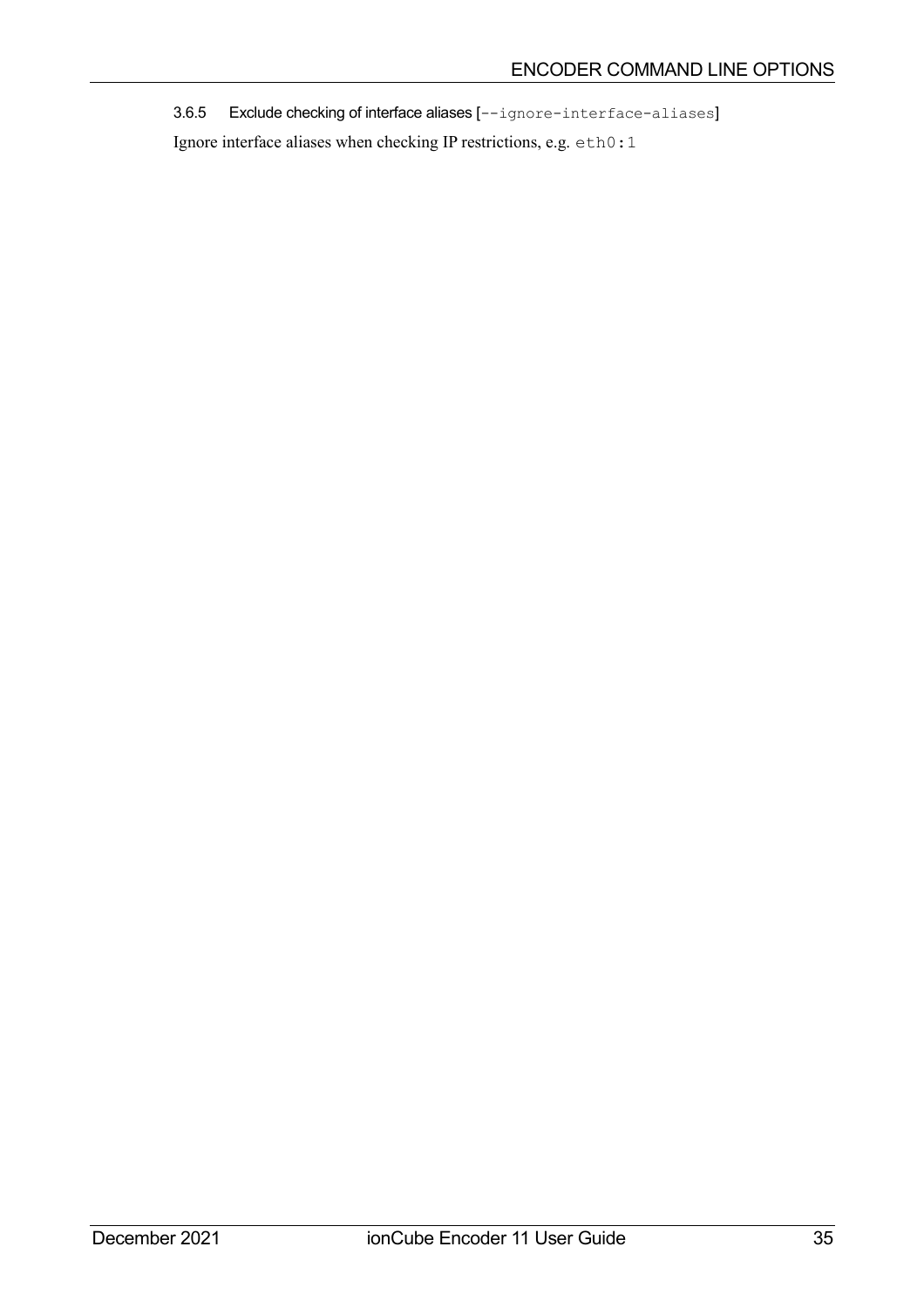### 3.6.5 Exclude checking of interface aliases [`--ignore-interface-aliases`]

Ignore interface aliases when checking IP restrictions, e.g. `eth0:1`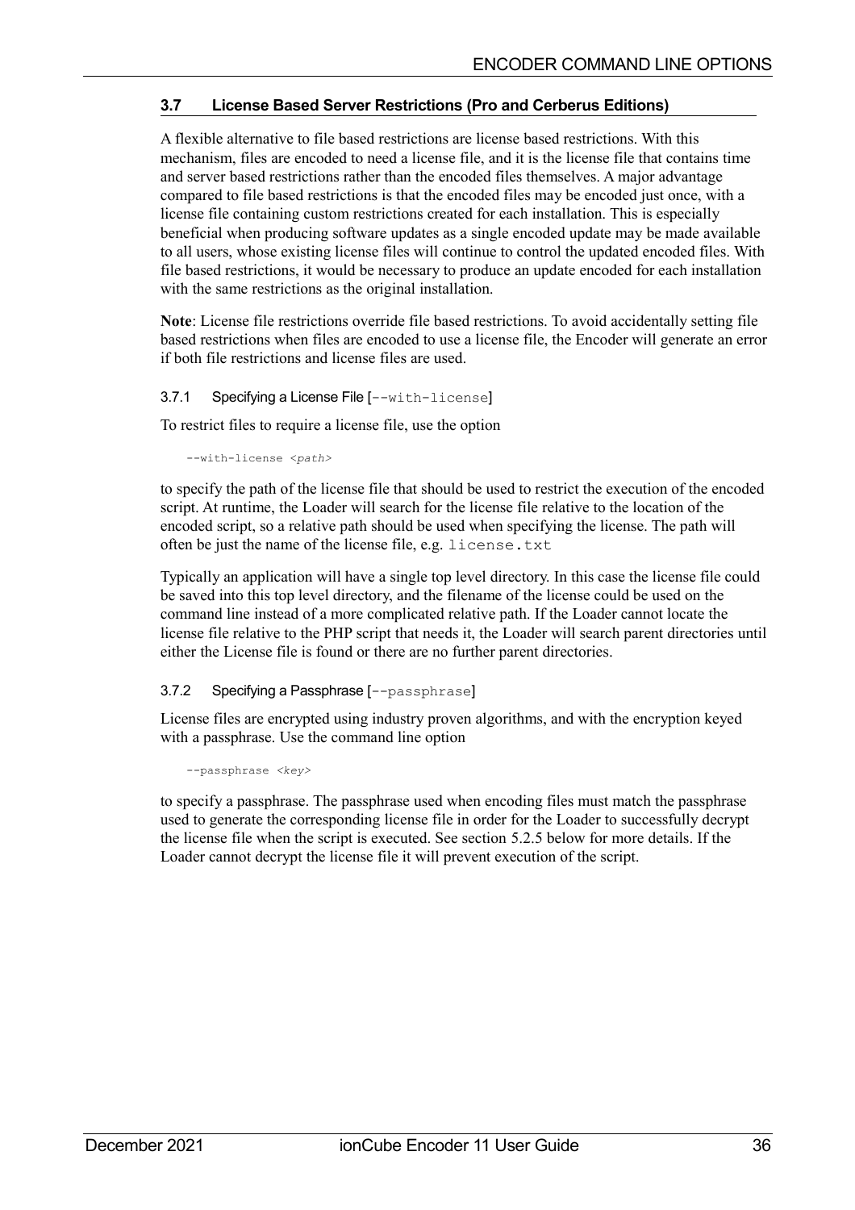### 3.7 License Based Server Restrictions (Pro and Cerberus Editions)

A flexible alternative to file based restrictions are license based restrictions. With this mechanism, files are encoded to need a license file, and it is the license file that contains time and server based restrictions rather than the encoded files themselves. A major advantage compared to file based restrictions is that the encoded files may be encoded just once, with a license file containing custom restrictions created for each installation. This is especially beneficial when producing software updates as a single encoded update may be made available to all users, whose existing license files will continue to control the updated encoded files. With file based restrictions, it would be necessary to produce an update encoded for each installation with the same restrictions as the original installation.

**Note**: License file restrictions override file based restrictions. To avoid accidentally setting file based restrictions when files are encoded to use a license file, the Encoder will generate an error if both file restrictions and license files are used.

#### 3.7.1 Specifying a License File [`--with-license`]

To restrict files to require a license file, use the option

```
--with-license <path>
```

to specify the path of the license file that should be used to restrict the execution of the encoded script. At runtime, the Loader will search for the license file relative to the location of the encoded script, so a relative path should be used when specifying the license. The path will often be just the name of the license file, e.g. `license.txt`

Typically an application will have a single top level directory. In this case the license file could be saved into this top level directory, and the filename of the license could be used on the command line instead of a more complicated relative path. If the Loader cannot locate the license file relative to the PHP script that needs it, the Loader will search parent directories until either the License file is found or there are no further parent directories.

#### 3.7.2 Specifying a Passphrase [`--passphrase`]

License files are encrypted using industry proven algorithms, and with the encryption keyed with a passphrase. Use the command line option

```
--passphrase <key>
```

to specify a passphrase. The passphrase used when encoding files must match the passphrase used to generate the corresponding license file in order for the Loader to successfully decrypt the license file when the script is executed. See section 5.2.5 below for more details. If the Loader cannot decrypt the license file it will prevent execution of the script.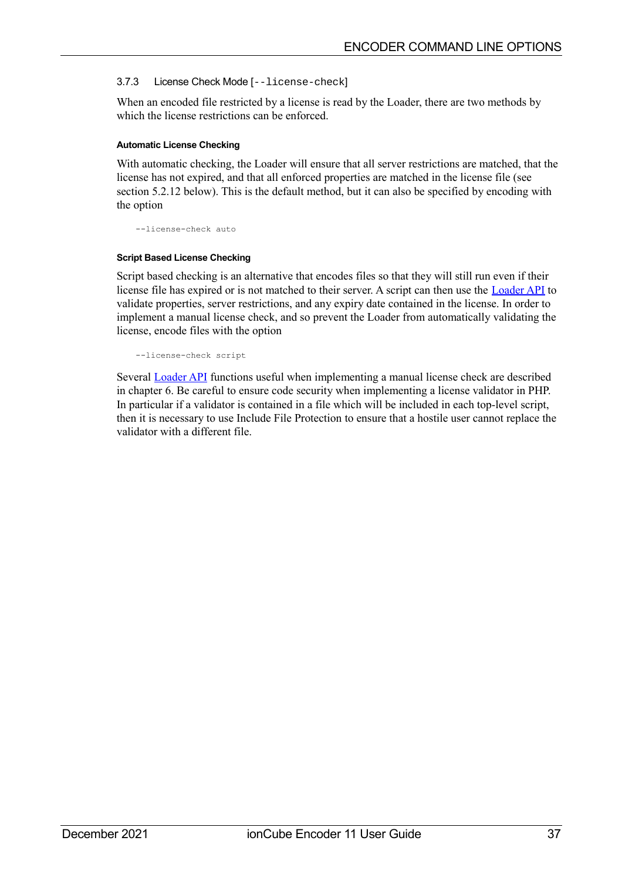### 3.7.3 License Check Mode [`--license-check`]

When an encoded file restricted by a license is read by the Loader, there are two methods by which the license restrictions can be enforced.

#### Automatic License Checking

With automatic checking, the Loader will ensure that all server restrictions are matched, that the license has not expired, and that all enforced properties are matched in the license file (see section 5.2.12 below). This is the default method, but it can also be specified by encoding with the option

```
--license-check auto
```

#### Script Based License Checking

Script based checking is an alternative that encodes files so that they will still run even if their license file has expired or is not matched to their server. A script can then use the Loader API to validate properties, server restrictions, and any expiry date contained in the license. In order to implement a manual license check, and so prevent the Loader from automatically validating the license, encode files with the option

```
--license-check script
```

Several Loader API functions useful when implementing a manual license check are described in chapter 6. Be careful to ensure code security when implementing a license validator in PHP. In particular if a validator is contained in a file which will be included in each top-level script, then it is necessary to use Include File Protection to ensure that a hostile user cannot replace the validator with a different file.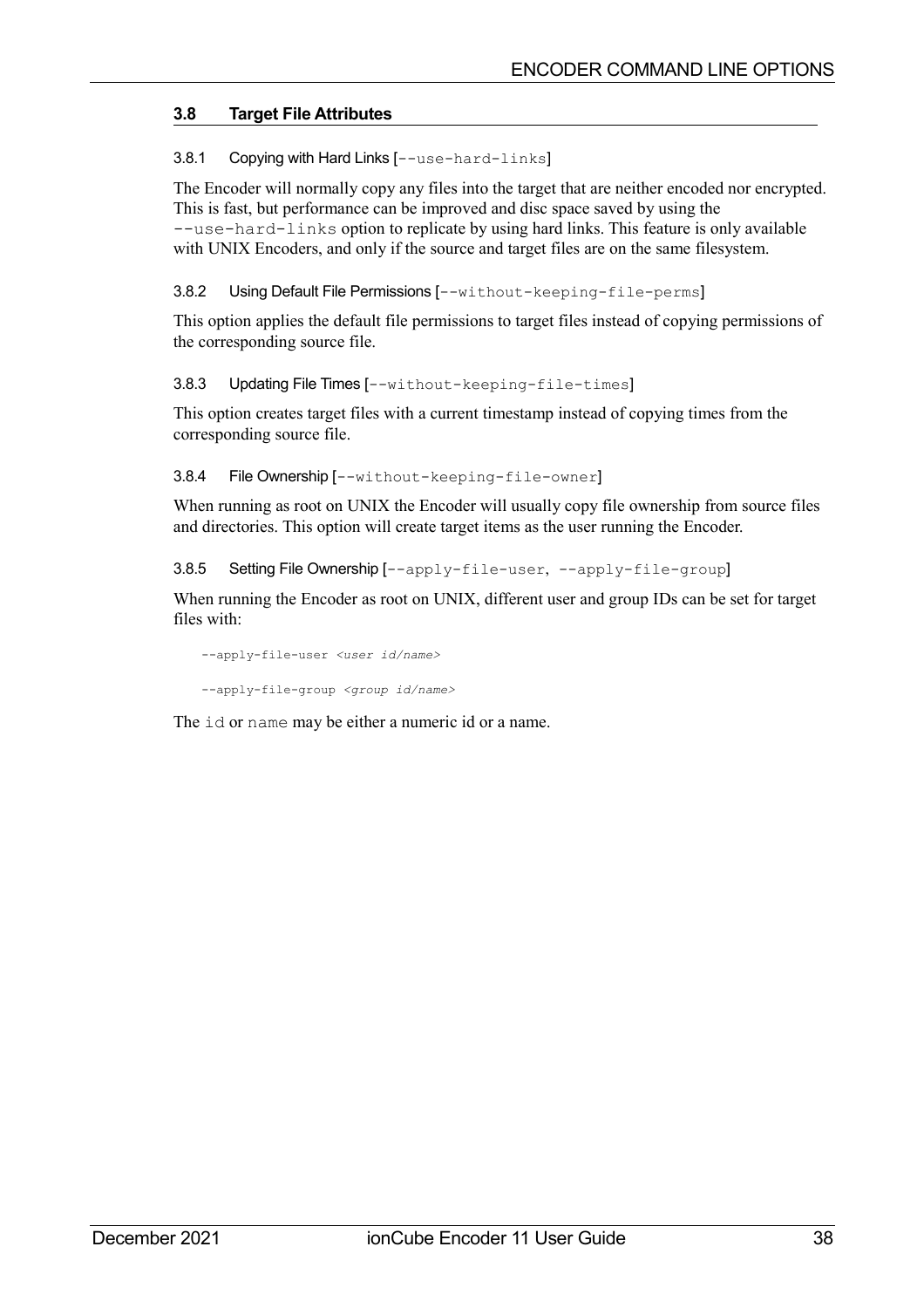## 3.8 Target File Attributes

### 3.8.1 Copying with Hard Links [`--use-hard-links`]

The Encoder will normally copy any files into the target that are neither encoded nor encrypted. This is fast, but performance can be improved and disc space saved by using the `--use-hard-links` option to replicate by using hard links. This feature is only available with UNIX Encoders, and only if the source and target files are on the same filesystem.

### 3.8.2 Using Default File Permissions [`--without-keeping-file-perms`]

This option applies the default file permissions to target files instead of copying permissions of the corresponding source file.

### 3.8.3 Updating File Times [`--without-keeping-file-times`]

This option creates target files with a current timestamp instead of copying times from the corresponding source file.

### 3.8.4 File Ownership [`--without-keeping-file-owner`]

When running as root on UNIX the Encoder will usually copy file ownership from source files and directories. This option will create target items as the user running the Encoder.

### 3.8.5 Setting File Ownership [`--apply-file-user`, `--apply-file-group`]

When running the Encoder as root on UNIX, different user and group IDs can be set for target files with:

```
--apply-file-user <user id/name>

--apply-file-group <group id/name>
```

The `id` or `name` may be either a numeric id or a name.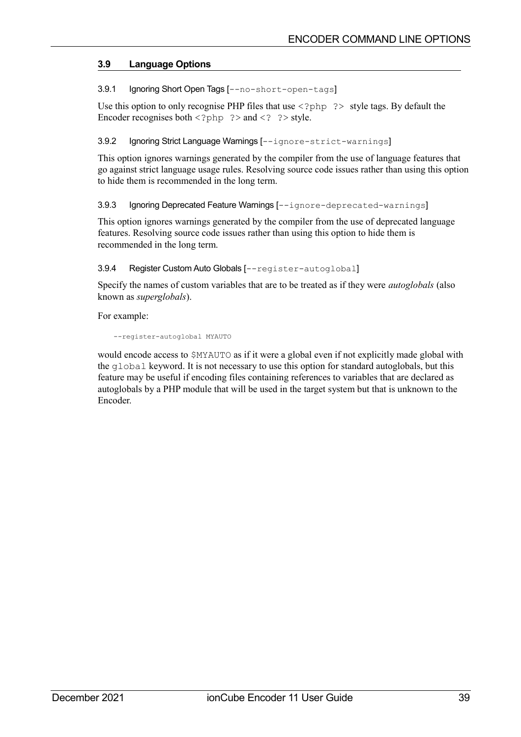## 3.9 Language Options

### 3.9.1 Ignoring Short Open Tags [`--no-short-open-tags`]

Use this option to only recognise PHP files that use `<?php ?>` style tags. By default the Encoder recognises both `<?php ?>` and `<? ?>` style.

### 3.9.2 Ignoring Strict Language Warnings [`--ignore-strict-warnings`]

This option ignores warnings generated by the compiler from the use of language features that go against strict language usage rules. Resolving source code issues rather than using this option to hide them is recommended in the long term.

### 3.9.3 Ignoring Deprecated Feature Warnings [`--ignore-deprecated-warnings`]

This option ignores warnings generated by the compiler from the use of deprecated language features. Resolving source code issues rather than using this option to hide them is recommended in the long term.

### 3.9.4 Register Custom Auto Globals [`--register-autoglobal`]

Specify the names of custom variables that are to be treated as if they were *autoglobals* (also known as *superglobals*).

For example:

```
--register-autoglobal MYAUTO
```

would encode access to `$MYAUTO` as if it were a global even if not explicitly made global with the `global` keyword. It is not necessary to use this option for standard autoglobals, but this feature may be useful if encoding files containing references to variables that are declared as autoglobals by a PHP module that will be used in the target system but that is unknown to the Encoder.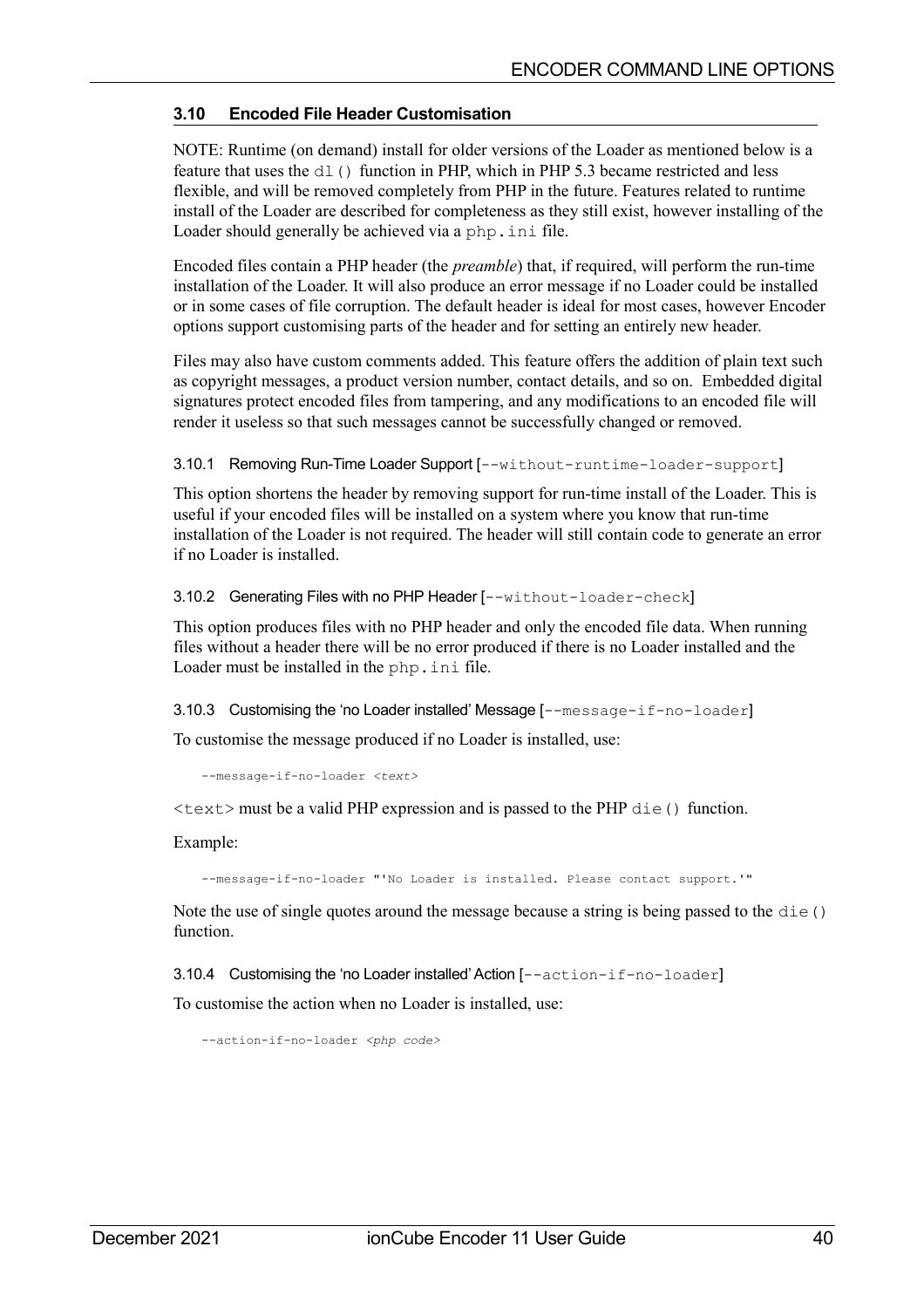### 3.10 Encoded File Header Customisation

NOTE: Runtime (on demand) install for older versions of the Loader as mentioned below is a feature that uses the `dl()` function in PHP, which in PHP 5.3 became restricted and less flexible, and will be removed completely from PHP in the future. Features related to runtime install of the Loader are described for completeness as they still exist, however installing of the Loader should generally be achieved via a `php.ini` file.

Encoded files contain a PHP header (the *preamble*) that, if required, will perform the run-time installation of the Loader. It will also produce an error message if no Loader could be installed or in some cases of file corruption. The default header is ideal for most cases, however Encoder options support customising parts of the header and for setting an entirely new header.

Files may also have custom comments added. This feature offers the addition of plain text such as copyright messages, a product version number, contact details, and so on. Embedded digital signatures protect encoded files from tampering, and any modifications to an encoded file will render it useless so that such messages cannot be successfully changed or removed.

#### 3.10.1 Removing Run-Time Loader Support [`--without-runtime-loader-support`]

This option shortens the header by removing support for run-time install of the Loader. This is useful if your encoded files will be installed on a system where you know that run-time installation of the Loader is not required. The header will still contain code to generate an error if no Loader is installed.

#### 3.10.2 Generating Files with no PHP Header [`--without-loader-check`]

This option produces files with no PHP header and only the encoded file data. When running files without a header there will be no error produced if there is no Loader installed and the Loader must be installed in the `php.ini` file.

#### 3.10.3 Customising the 'no Loader installed' Message [`--message-if-no-loader`]

To customise the message produced if no Loader is installed, use:

```
--message-if-no-loader <text>
```

`<text>` must be a valid PHP expression and is passed to the PHP `die()` function.

Example:

```
--message-if-no-loader "'No Loader is installed. Please contact support.'"
```

Note the use of single quotes around the message because a string is being passed to the `die()` function.

#### 3.10.4 Customising the 'no Loader installed' Action [`--action-if-no-loader`]

To customise the action when no Loader is installed, use:

```
--action-if-no-loader <php code>
```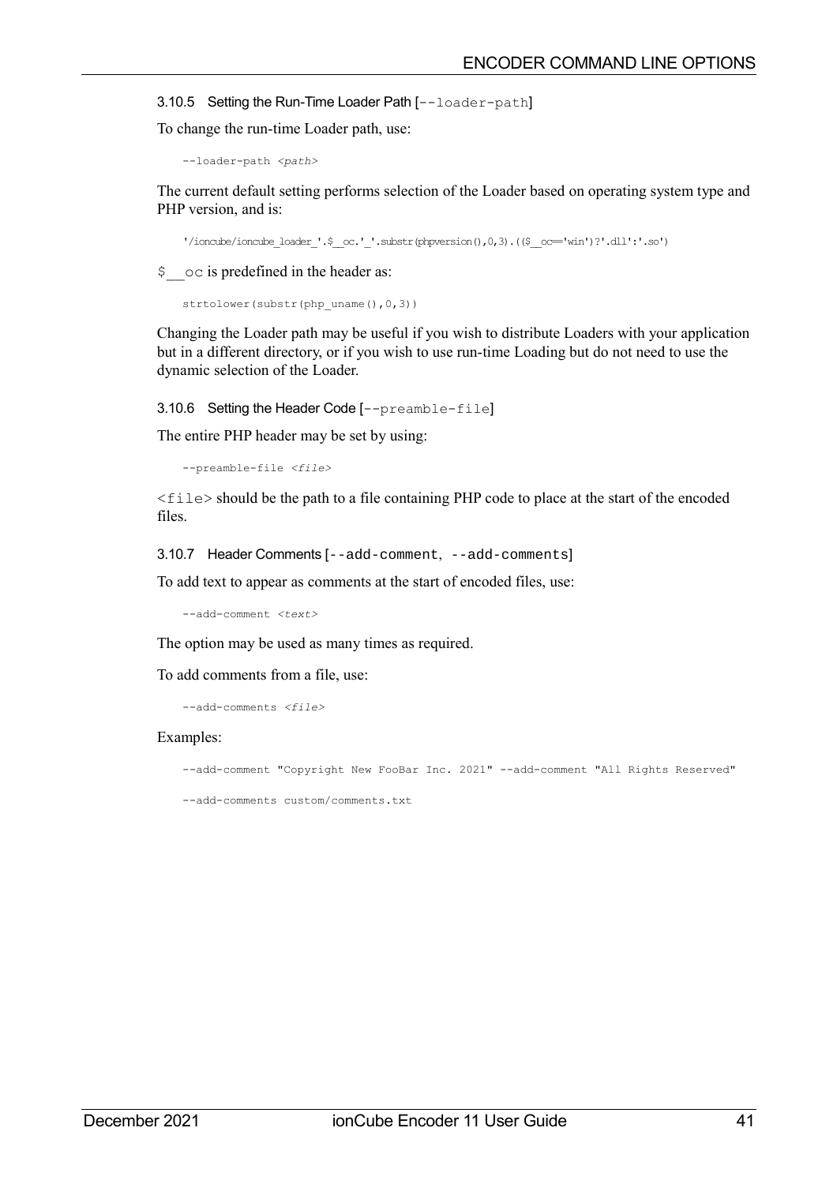#### 3.10.5 Setting the Run-Time Loader Path [--loader-path]

To change the run-time Loader path, use:

```
--loader-path <path>
```

The current default setting performs selection of the Loader based on operating system type and PHP version, and is:

```
'/ioncube/ioncube_loader_'.$__oc.'_'.substr(phpversion(),0,3).(($__oc=='win')?'.dll':'.so')
```

`$__oc` is predefined in the header as:

```
strtolower(substr(php_uname(),0,3))
```

Changing the Loader path may be useful if you wish to distribute Loaders with your application but in a different directory, or if you wish to use run-time Loading but do not need to use the dynamic selection of the Loader.

#### 3.10.6 Setting the Header Code [--preamble-file]

The entire PHP header may be set by using:

```
--preamble-file <file>
```

`<file>` should be the path to a file containing PHP code to place at the start of the encoded files.

#### 3.10.7 Header Comments [--add-comment, --add-comments]

To add text to appear as comments at the start of encoded files, use:

```
--add-comment <text>
```

The option may be used as many times as required.

To add comments from a file, use:

```
--add-comments <file>
```

Examples:

```
--add-comment "Copyright New FooBar Inc. 2021" --add-comment "All Rights Reserved"

--add-comments custom/comments.txt
```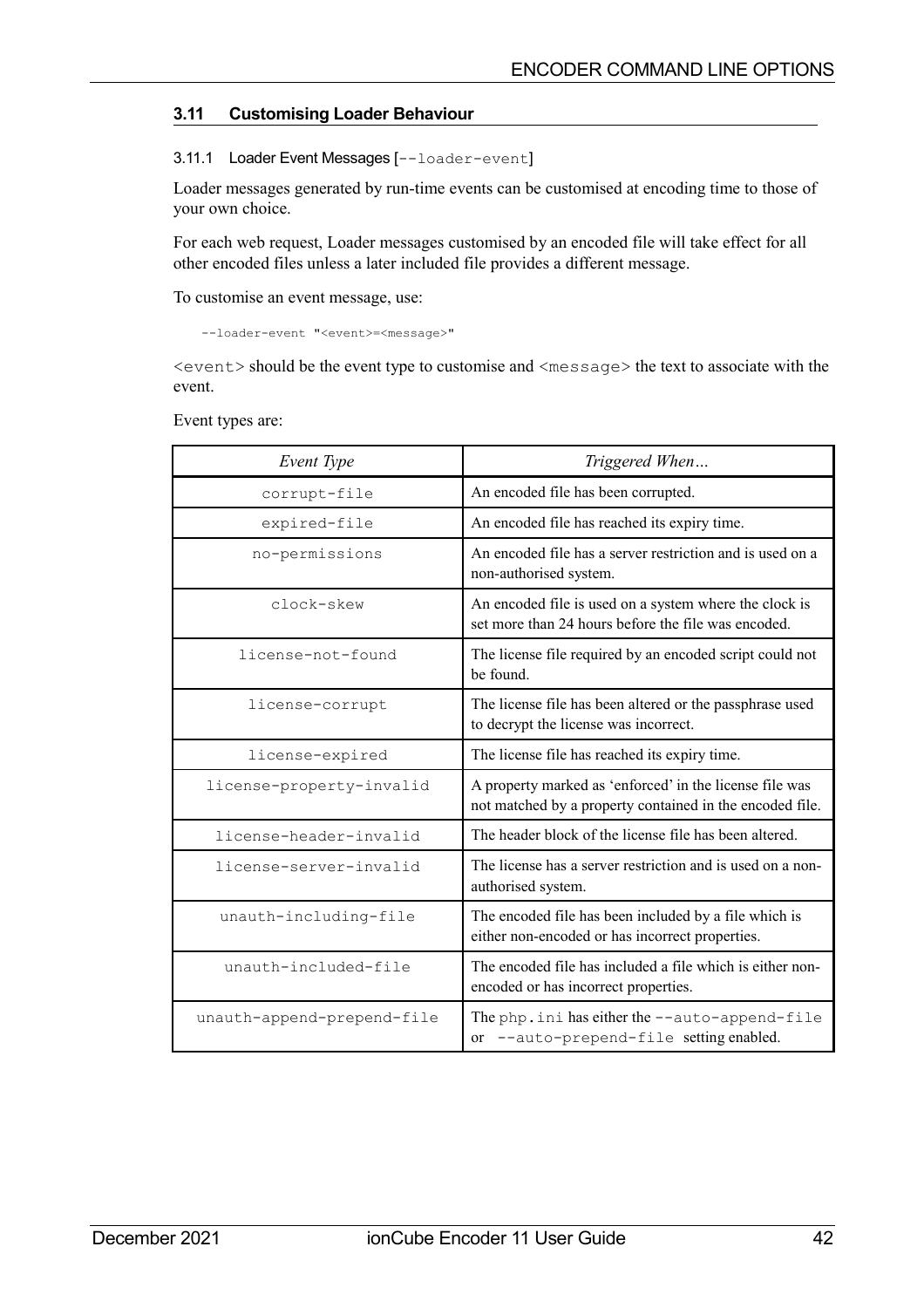## 3.11 Customising Loader Behaviour

### 3.11.1 Loader Event Messages [`--loader-event`]

Loader messages generated by run-time events can be customised at encoding time to those of your own choice.

For each web request, Loader messages customised by an encoded file will take effect for all other encoded files unless a later included file provides a different message.

To customise an event message, use:

```
--loader-event "<event>=<message>"
```

`<event>` should be the event type to customise and `<message>` the text to associate with the event.

Event types are:

| *Event Type* | *Triggered When…* |
|---|---|
| `corrupt-file` | An encoded file has been corrupted. |
| `expired-file` | An encoded file has reached its expiry time. |
| `no-permissions` | An encoded file has a server restriction and is used on a non-authorised system. |
| `clock-skew` | An encoded file is used on a system where the clock is set more than 24 hours before the file was encoded. |
| `license-not-found` | The license file required by an encoded script could not be found. |
| `license-corrupt` | The license file has been altered or the passphrase used to decrypt the license was incorrect. |
| `license-expired` | The license file has reached its expiry time. |
| `license-property-invalid` | A property marked as 'enforced' in the license file was not matched by a property contained in the encoded file. |
| `license-header-invalid` | The header block of the license file has been altered. |
| `license-server-invalid` | The license has a server restriction and is used on a non-authorised system. |
| `unauth-including-file` | The encoded file has been included by a file which is either non-encoded or has incorrect properties. |
| `unauth-included-file` | The encoded file has included a file which is either non-encoded or has incorrect properties. |
| `unauth-append-prepend-file` | The `php.ini` has either the `--auto-append-file` or `--auto-prepend-file` setting enabled. |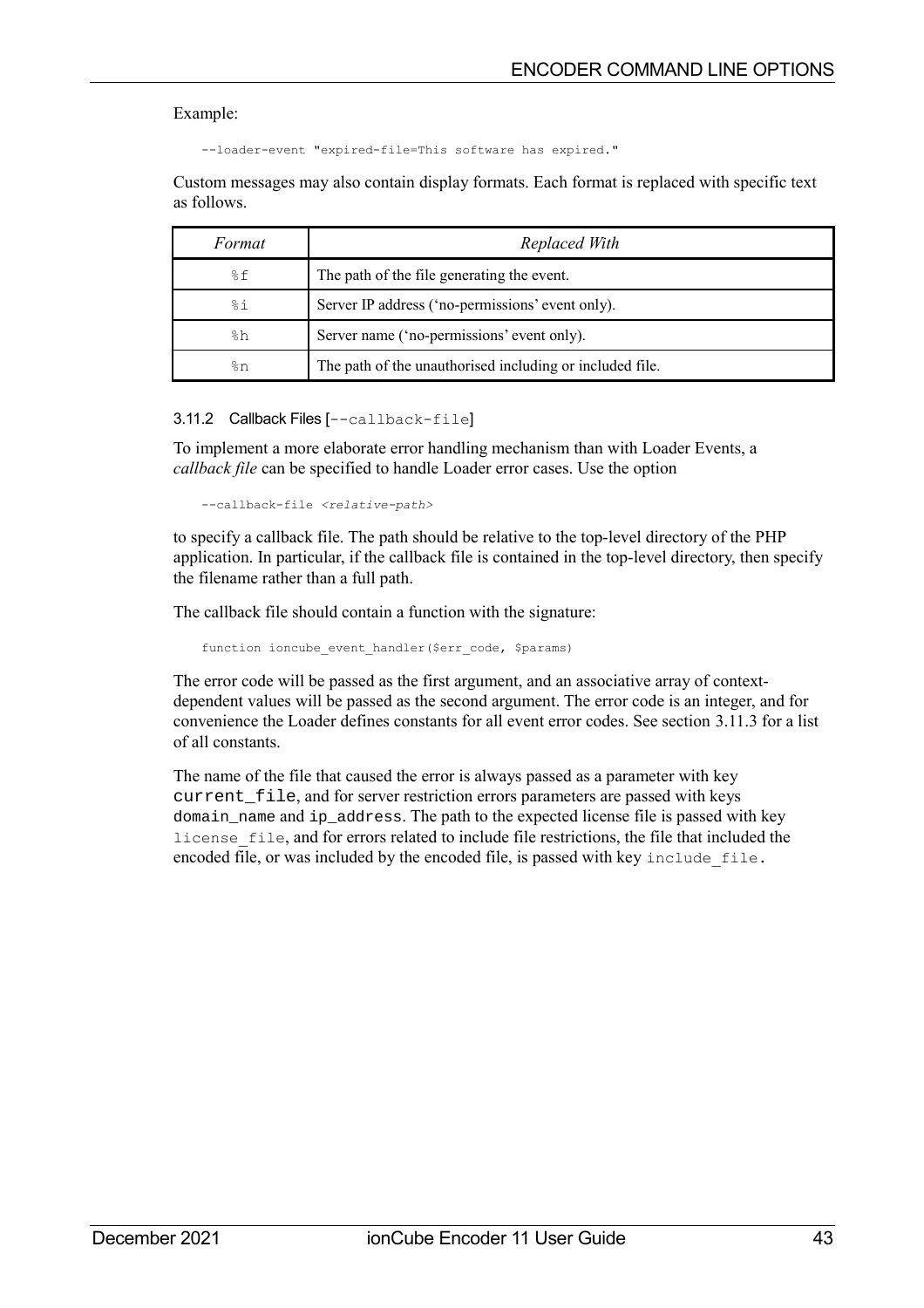Example:

```
--loader-event "expired-file=This software has expired."
```

Custom messages may also contain display formats. Each format is replaced with specific text as follows.

| *Format* | *Replaced With* |
|---|---|
| `%f` | The path of the file generating the event. |
| `%i` | Server IP address ('no-permissions' event only). |
| `%h` | Server name ('no-permissions' event only). |
| `%n` | The path of the unauthorised including or included file. |

### 3.11.2 Callback Files [`--callback-file`]

To implement a more elaborate error handling mechanism than with Loader Events, a *callback file* can be specified to handle Loader error cases. Use the option

```
--callback-file <relative-path>
```

to specify a callback file. The path should be relative to the top-level directory of the PHP application. In particular, if the callback file is contained in the top-level directory, then specify the filename rather than a full path.

The callback file should contain a function with the signature:

```
function ioncube_event_handler($err_code, $params)
```

The error code will be passed as the first argument, and an associative array of context-dependent values will be passed as the second argument. The error code is an integer, and for convenience the Loader defines constants for all event error codes. See section 3.11.3 for a list of all constants.

The name of the file that caused the error is always passed as a parameter with key `current_file`, and for server restriction errors parameters are passed with keys `domain_name` and `ip_address`. The path to the expected license file is passed with key `license_file`, and for errors related to include file restrictions, the file that included the encoded file, or was included by the encoded file, is passed with key `include_file`.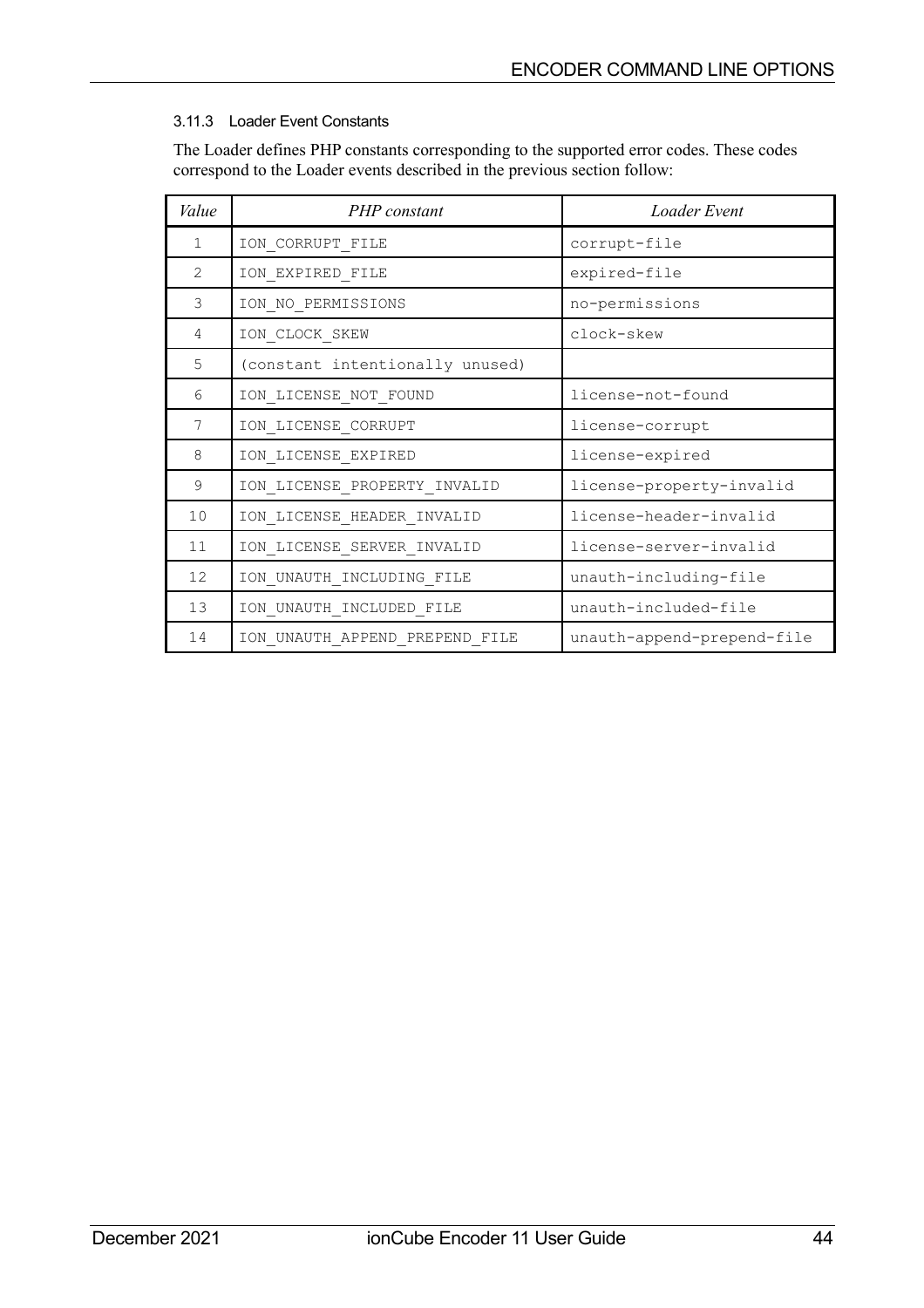### 3.11.3 Loader Event Constants

The Loader defines PHP constants corresponding to the supported error codes. These codes correspond to the Loader events described in the previous section follow:

| *Value* | *PHP constant* | *Loader Event* |
|---|---|---|
| 1 | ION_CORRUPT_FILE | corrupt-file |
| 2 | ION_EXPIRED_FILE | expired-file |
| 3 | ION_NO_PERMISSIONS | no-permissions |
| 4 | ION_CLOCK_SKEW | clock-skew |
| 5 | (constant intentionally unused) | |
| 6 | ION_LICENSE_NOT_FOUND | license-not-found |
| 7 | ION_LICENSE_CORRUPT | license-corrupt |
| 8 | ION_LICENSE_EXPIRED | license-expired |
| 9 | ION_LICENSE_PROPERTY_INVALID | license-property-invalid |
| 10 | ION_LICENSE_HEADER_INVALID | license-header-invalid |
| 11 | ION_LICENSE_SERVER_INVALID | license-server-invalid |
| 12 | ION_UNAUTH_INCLUDING_FILE | unauth-including-file |
| 13 | ION_UNAUTH_INCLUDED_FILE | unauth-included-file |
| 14 | ION_UNAUTH_APPEND_PREPEND_FILE | unauth-append-prepend-file |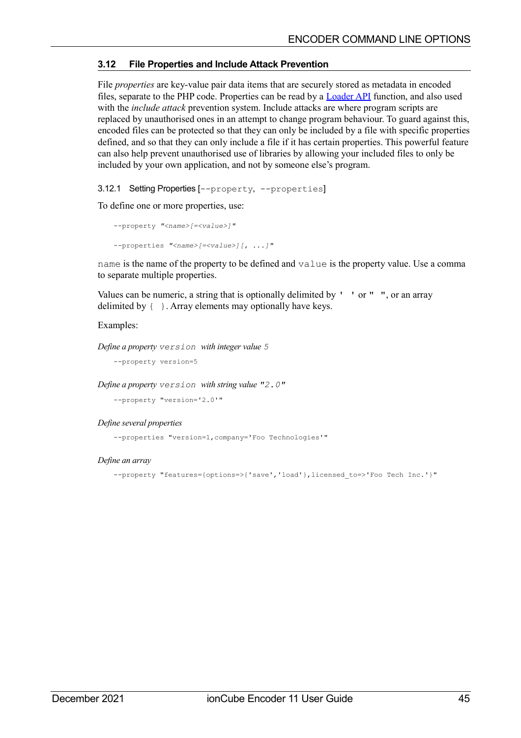## 3.12 File Properties and Include Attack Prevention

File *properties* are key-value pair data items that are securely stored as metadata in encoded files, separate to the PHP code. Properties can be read by a Loader API function, and also used with the *include attack* prevention system. Include attacks are where program scripts are replaced by unauthorised ones in an attempt to change program behaviour. To guard against this, encoded files can be protected so that they can only be included by a file with specific properties defined, and so that they can only include a file if it has certain properties. This powerful feature can also help prevent unauthorised use of libraries by allowing your included files to only be included by your own application, and not by someone else's program.

### 3.12.1 Setting Properties [--property, --properties]

To define one or more properties, use:

```
--property "<name>[=<value>]"
```

```
--properties "<name>[=<value>][, ...]"
```

`name` is the name of the property to be defined and `value` is the property value. Use a comma to separate multiple properties.

Values can be numeric, a string that is optionally delimited by `' '` or `" "`, or an array delimited by `{ }`. Array elements may optionally have keys.

Examples:

*Define a property* `version` *with integer value* `5`

```
--property version=5
```

*Define a property* `version` *with string value* `"2.0"`

```
--property "version='2.0'"
```

*Define several properties*

```
--properties "version=1,company='Foo Technologies'"
```

*Define an array*

```
--property "features={options=>{'save','load'},licensed_to=>'Foo Tech Inc.'}"
```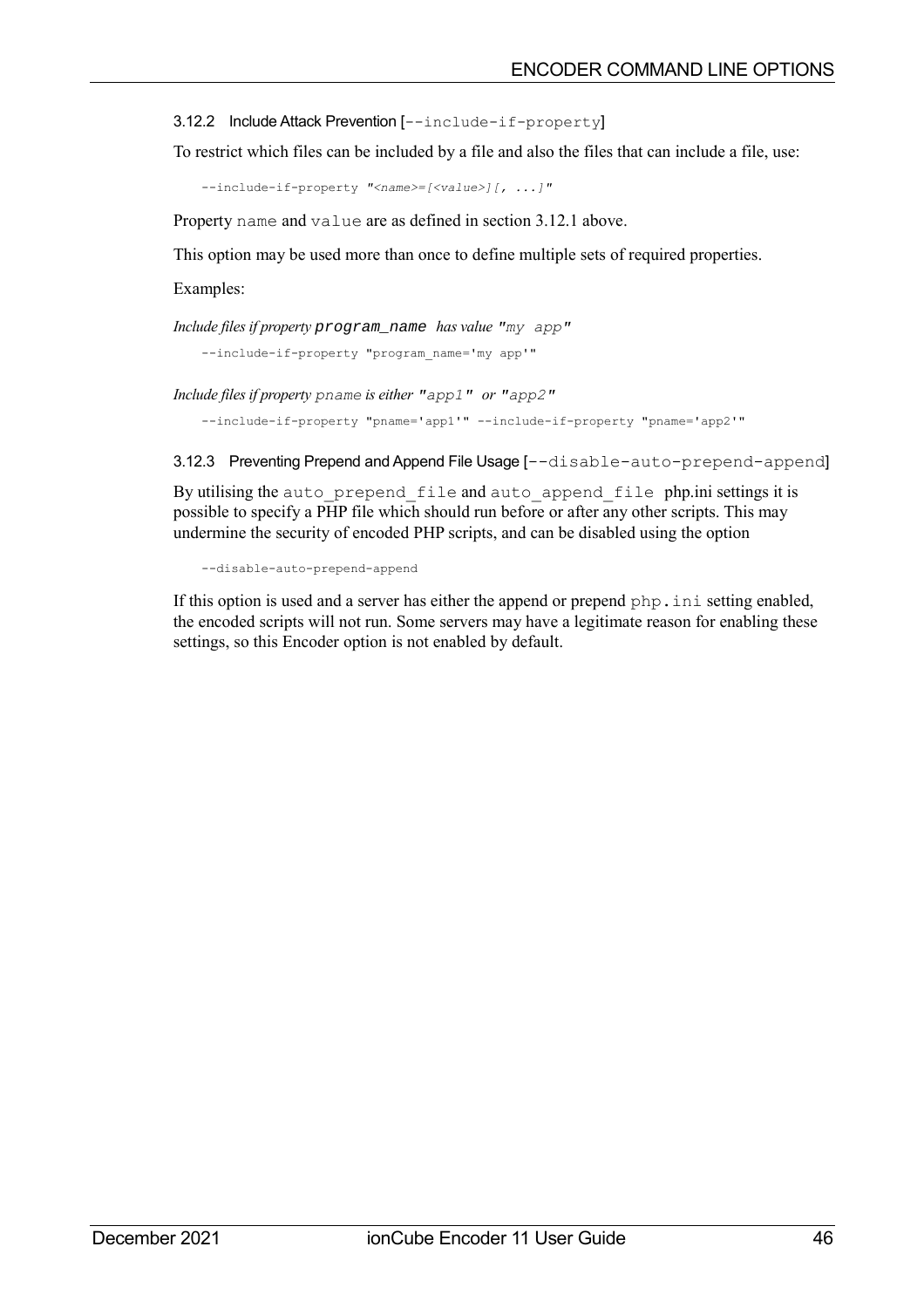#### 3.12.2 Include Attack Prevention [`--include-if-property`]

To restrict which files can be included by a file and also the files that can include a file, use:

```
--include-if-property "<name>=[<value>][, ...]"
```

Property `name` and `value` are as defined in section 3.12.1 above.

This option may be used more than once to define multiple sets of required properties.

Examples:

*Include files if property* `program_name` *has value* `"my app"`

```
--include-if-property "program_name='my app'"
```

*Include files if property* `pname` *is either* `"app1"` *or* `"app2"`

```
--include-if-property "pname='app1'" --include-if-property "pname='app2'"
```

#### 3.12.3 Preventing Prepend and Append File Usage [`--disable-auto-prepend-append`]

By utilising the `auto_prepend_file` and `auto_append_file` php.ini settings it is possible to specify a PHP file which should run before or after any other scripts. This may undermine the security of encoded PHP scripts, and can be disabled using the option

```
--disable-auto-prepend-append
```

If this option is used and a server has either the append or prepend `php.ini` setting enabled, the encoded scripts will not run. Some servers may have a legitimate reason for enabling these settings, so this Encoder option is not enabled by default.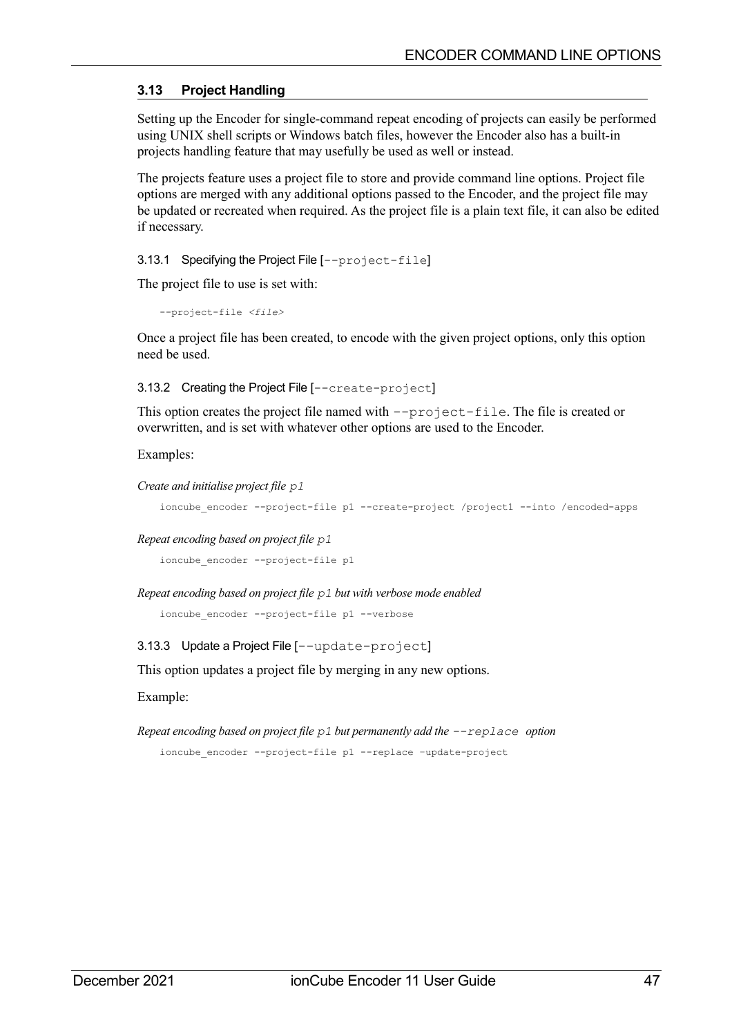### 3.13 Project Handling

Setting up the Encoder for single-command repeat encoding of projects can easily be performed using UNIX shell scripts or Windows batch files, however the Encoder also has a built-in projects handling feature that may usefully be used as well or instead.

The projects feature uses a project file to store and provide command line options. Project file options are merged with any additional options passed to the Encoder, and the project file may be updated or recreated when required. As the project file is a plain text file, it can also be edited if necessary.

#### 3.13.1 Specifying the Project File [`--project-file`]

The project file to use is set with:

```
--project-file <file>
```

Once a project file has been created, to encode with the given project options, only this option need be used.

#### 3.13.2 Creating the Project File [`--create-project`]

This option creates the project file named with `--project-file`. The file is created or overwritten, and is set with whatever other options are used to the Encoder.

Examples:

*Create and initialise project file `p1`*

```
ioncube_encoder --project-file p1 --create-project /project1 --into /encoded-apps
```

*Repeat encoding based on project file `p1`*

```
ioncube_encoder --project-file p1
```

*Repeat encoding based on project file `p1` but with verbose mode enabled*

```
ioncube_encoder --project-file p1 --verbose
```

#### 3.13.3 Update a Project File [`--update-project`]

This option updates a project file by merging in any new options.

Example:

*Repeat encoding based on project file `p1` but permanently add the `--replace` option*

```
ioncube_encoder --project-file p1 --replace –update-project
```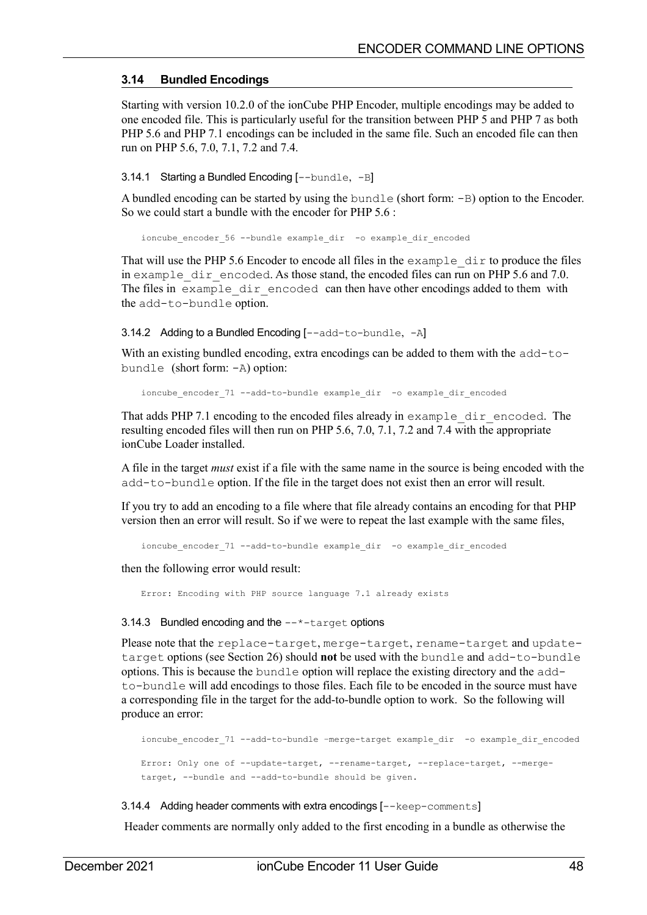## 3.14 Bundled Encodings

Starting with version 10.2.0 of the ionCube PHP Encoder, multiple encodings may be added to one encoded file. This is particularly useful for the transition between PHP 5 and PHP 7 as both PHP 5.6 and PHP 7.1 encodings can be included in the same file. Such an encoded file can then run on PHP 5.6, 7.0, 7.1, 7.2 and 7.4.

### 3.14.1 Starting a Bundled Encoding [`--bundle`, `-B`]

A bundled encoding can be started by using the `bundle` (short form: `-B`) option to the Encoder. So we could start a bundle with the encoder for PHP 5.6 :

```
ioncube_encoder_56 --bundle example_dir  -o example_dir_encoded
```

That will use the PHP 5.6 Encoder to encode all files in the `example_dir` to produce the files in `example_dir_encoded`. As those stand, the encoded files can run on PHP 5.6 and 7.0. The files in `example_dir_encoded` can then have other encodings added to them with the `add-to-bundle` option.

### 3.14.2 Adding to a Bundled Encoding [`--add-to-bundle`, `-A`]

With an existing bundled encoding, extra encodings can be added to them with the `add-to-bundle` (short form: `-A`) option:

```
ioncube_encoder_71 --add-to-bundle example_dir  -o example_dir_encoded
```

That adds PHP 7.1 encoding to the encoded files already in `example_dir_encoded`. The resulting encoded files will then run on PHP 5.6, 7.0, 7.1, 7.2 and 7.4 with the appropriate ionCube Loader installed.

A file in the target *must* exist if a file with the same name in the source is being encoded with the `add-to-bundle` option. If the file in the target does not exist then an error will result.

If you try to add an encoding to a file where that file already contains an encoding for that PHP version then an error will result. So if we were to repeat the last example with the same files,

```
ioncube_encoder_71 --add-to-bundle example_dir  -o example_dir_encoded
```

then the following error would result:

```
Error: Encoding with PHP source language 7.1 already exists
```

### 3.14.3 Bundled encoding and the `--*-target` options

Please note that the `replace-target`, `merge-target`, `rename-target` and `update-target` options (see Section 26) should **not** be used with the `bundle` and `add-to-bundle` options. This is because the `bundle` option will replace the existing directory and the `add-to-bundle` will add encodings to those files. Each file to be encoded in the source must have a corresponding file in the target for the add-to-bundle option to work. So the following will produce an error:

```
ioncube_encoder_71 --add-to-bundle –merge-target example_dir  -o example_dir_encoded

Error: Only one of --update-target, --rename-target, --replace-target, --merge-
target, --bundle and --add-to-bundle should be given.
```

### 3.14.4 Adding header comments with extra encodings [`--keep-comments`]

Header comments are normally only added to the first encoding in a bundle as otherwise the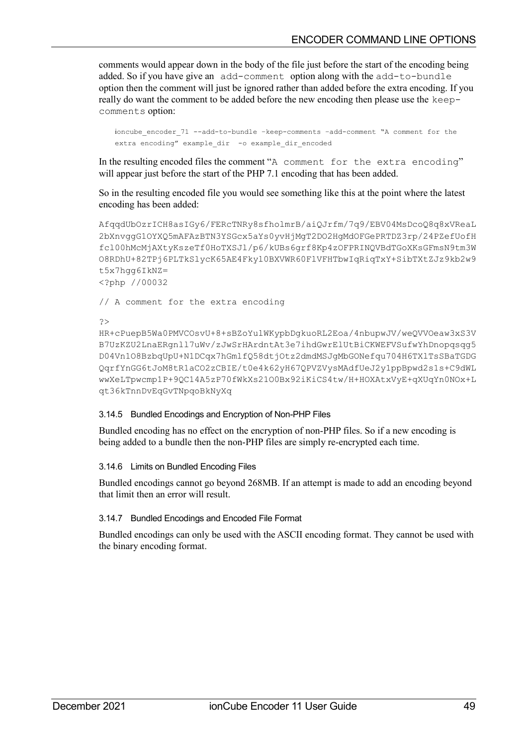comments would appear down in the body of the file just before the start of the encoding being added. So if you have give an `add-comment` option along with the `add-to-bundle` option then the comment will just be ignored rather than added before the extra encoding. If you really do want the comment to be added before the new encoding then please use the `keep-comments` option:

```
ioncube_encoder_71 --add-to-bundle –keep-comments –add-comment "A comment for the extra encoding" example_dir  -o example_dir_encoded
```

In the resulting encoded files the comment "`A comment for the extra encoding`" will appear just before the start of the PHP 7.1 encoding that has been added.

So in the resulting encoded file you would see something like this at the point where the latest encoding has been added:

```
AfqqdUbOzrICH8asIGy6/FERcTNRy8sfholmrB/aiQJrfm/7q9/EBV04MsDcoQ8q8xVReaL
2bXnvggG1OYXQ5mAFAzBTN3YSGcx5aYs0yvHjMgT2DO2HgMdOFGePRTDZ3rp/24PZefUofH
fcl00hMcMjAXtyKszeTf0HoTXSJl/p6/kUBs6grf8Kp4zOFPRINQVBdTGoXKsGFmsN9tm3W
O8RDhU+82TPj6PLTkSlycK65AE4Fkyl0BXVWR60FlVFHTbwIqRiqTxY+SibTXtZJz9kb2w9
t5x7hgg6IkNZ=
<?php //00032

// A comment for the extra encoding

?>
HR+cPuepB5Wa0PMVCOsvU+8+sBZoYulWKypbDgkuoRL2Eoa/4nbupwJV/weQVVOeaw3xS3V
B7UzKZU2LnaERgnll7uWv/zJwSrHArdntAt3e7ihdGwrElUtBiCKWEFVSufwYhDnopqsqg5
D04Vn1O8BzbqUpU+N1DCqx7hGmlfQ58dtjOtz2dmdMSJgMbGONefqu704H6TXlTsSBaTGDG
QqrfYnGG6tJoM8tR1aCO2zCBIE/t0e4k62yH67QPVZVysMAdfUeJ2y1ppBpwd2s1s+C9dWL
wwXeLTpwcmp1P+9QC14A5zP70fWkXs21O0Bx92iKiCS4tw/H+HOXAtxVyE+qXUqYn0NOx+L
qt36kTnnDvEqGvTNpqoBkNyXq
```

### 3.14.5 Bundled Encodings and Encryption of Non-PHP Files

Bundled encoding has no effect on the encryption of non-PHP files. So if a new encoding is being added to a bundle then the non-PHP files are simply re-encrypted each time.

### 3.14.6 Limits on Bundled Encoding Files

Bundled encodings cannot go beyond 268MB. If an attempt is made to add an encoding beyond that limit then an error will result.

### 3.14.7 Bundled Encodings and Encoded File Format

Bundled encodings can only be used with the ASCII encoding format. They cannot be used with the binary encoding format.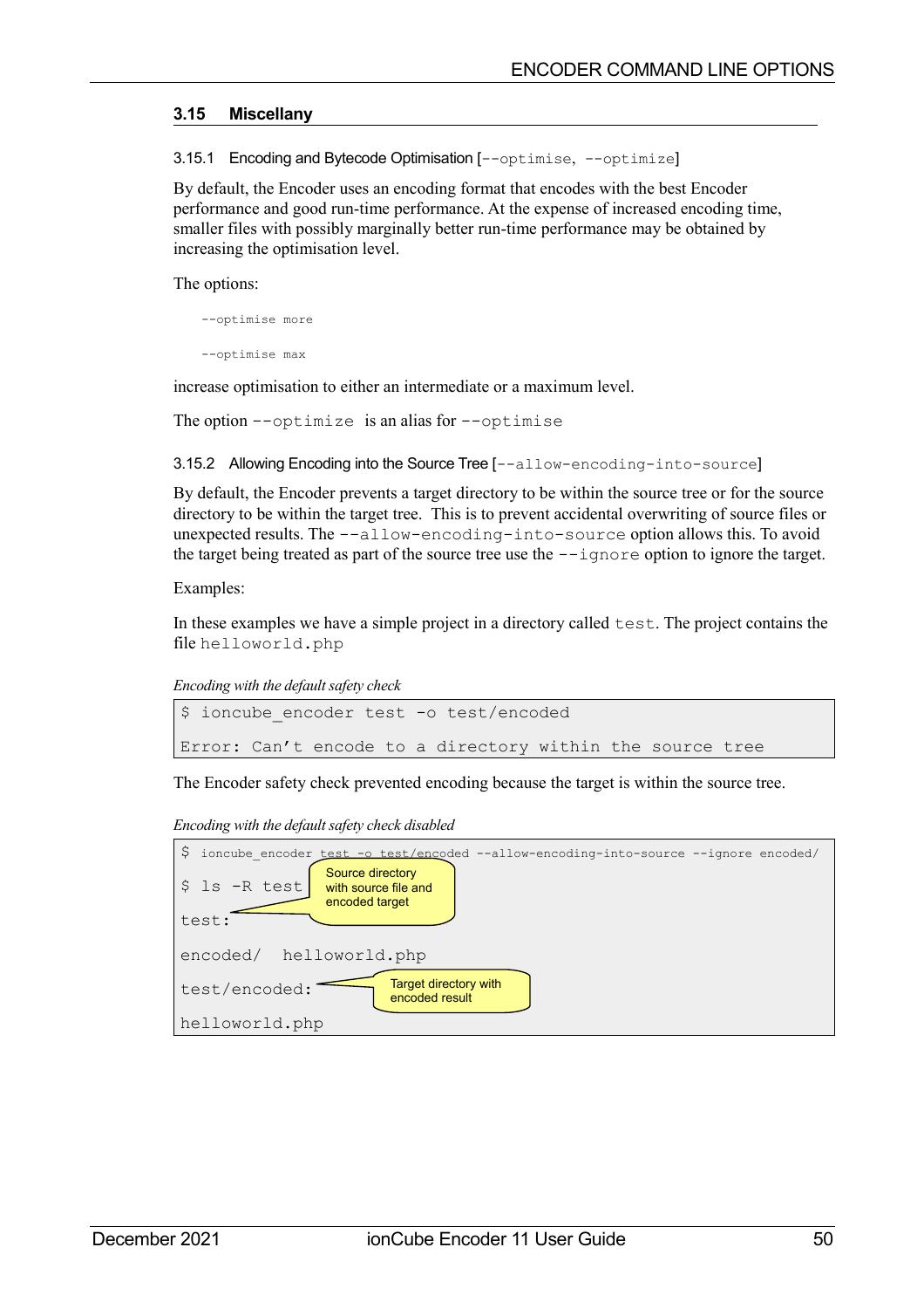## 3.15 Miscellany

### 3.15.1 Encoding and Bytecode Optimisation [`--optimise`, `--optimize`]

By default, the Encoder uses an encoding format that encodes with the best Encoder performance and good run-time performance. At the expense of increased encoding time, smaller files with possibly marginally better run-time performance may be obtained by increasing the optimisation level.

The options:

```
--optimise more

--optimise max
```

increase optimisation to either an intermediate or a maximum level.

The option `--optimize` is an alias for `--optimise`

### 3.15.2 Allowing Encoding into the Source Tree [`--allow-encoding-into-source`]

By default, the Encoder prevents a target directory to be within the source tree or for the source directory to be within the target tree. This is to prevent accidental overwriting of source files or unexpected results. The `--allow-encoding-into-source` option allows this. To avoid the target being treated as part of the source tree use the `--ignore` option to ignore the target.

Examples:

In these examples we have a simple project in a directory called `test`. The project contains the file `helloworld.php`

*Encoding with the default safety check*

```
$ ioncube_encoder test -o test/encoded

Error: Can't encode to a directory within the source tree
```

The Encoder safety check prevented encoding because the target is within the source tree.

*Encoding with the default safety check disabled*

```
$ ioncube_encoder test -o test/encoded --allow-encoding-into-source --ignore encoded/

$ ls -R test

test:

encoded/  helloworld.php

test/encoded:

helloworld.php
```

Source directory with source file and encoded target

Target directory with encoded result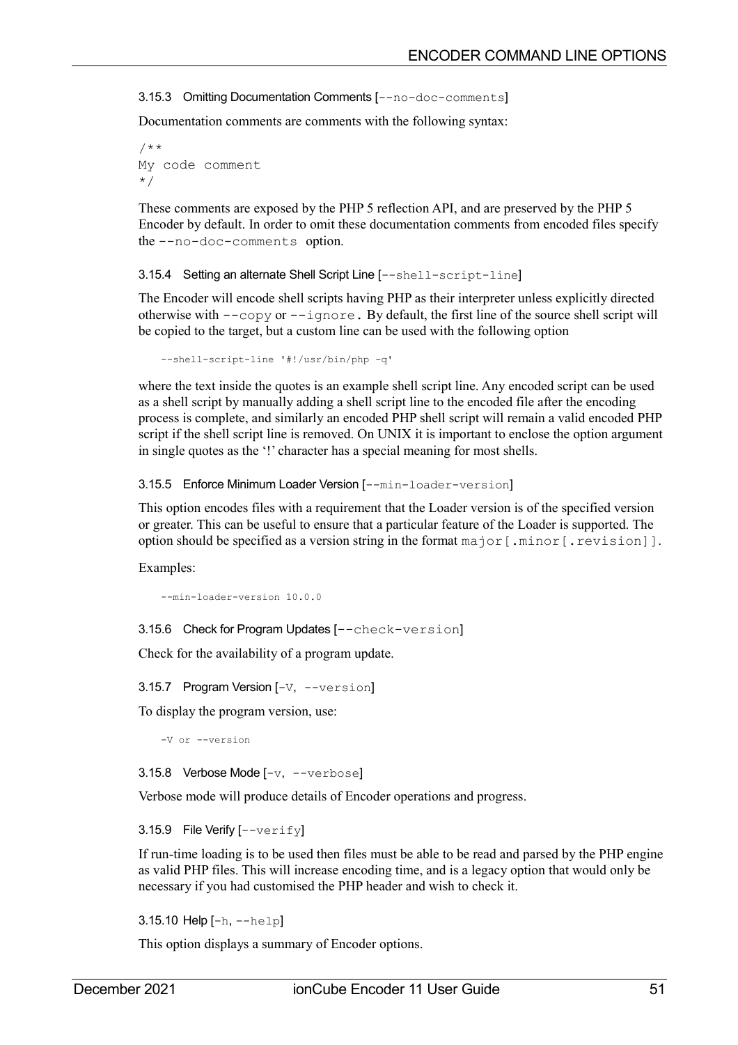#### 3.15.3 Omitting Documentation Comments [`--no-doc-comments`]

Documentation comments are comments with the following syntax:

```
/**
My code comment
*/
```

These comments are exposed by the PHP 5 reflection API, and are preserved by the PHP 5 Encoder by default. In order to omit these documentation comments from encoded files specify the `--no-doc-comments` option.

#### 3.15.4 Setting an alternate Shell Script Line [`--shell-script-line`]

The Encoder will encode shell scripts having PHP as their interpreter unless explicitly directed otherwise with `--copy` or `--ignore`. By default, the first line of the source shell script will be copied to the target, but a custom line can be used with the following option

```
--shell-script-line '#!/usr/bin/php -q'
```

where the text inside the quotes is an example shell script line. Any encoded script can be used as a shell script by manually adding a shell script line to the encoded file after the encoding process is complete, and similarly an encoded PHP shell script will remain a valid encoded PHP script if the shell script line is removed. On UNIX it is important to enclose the option argument in single quotes as the '!' character has a special meaning for most shells.

#### 3.15.5 Enforce Minimum Loader Version [`--min-loader-version`]

This option encodes files with a requirement that the Loader version is of the specified version or greater. This can be useful to ensure that a particular feature of the Loader is supported. The option should be specified as a version string in the format `major[.minor[.revision]]`.

Examples:

```
--min-loader-version 10.0.0
```

#### 3.15.6 Check for Program Updates [`--check-version`]

Check for the availability of a program update.

#### 3.15.7 Program Version [`-V`, `--version`]

To display the program version, use:

```
-V or --version
```

#### 3.15.8 Verbose Mode [`-v`, `--verbose`]

Verbose mode will produce details of Encoder operations and progress.

#### 3.15.9 File Verify [`--verify`]

If run-time loading is to be used then files must be able to be read and parsed by the PHP engine as valid PHP files. This will increase encoding time, and is a legacy option that would only be necessary if you had customised the PHP header and wish to check it.

#### 3.15.10 Help [`-h`, `--help`]

This option displays a summary of Encoder options.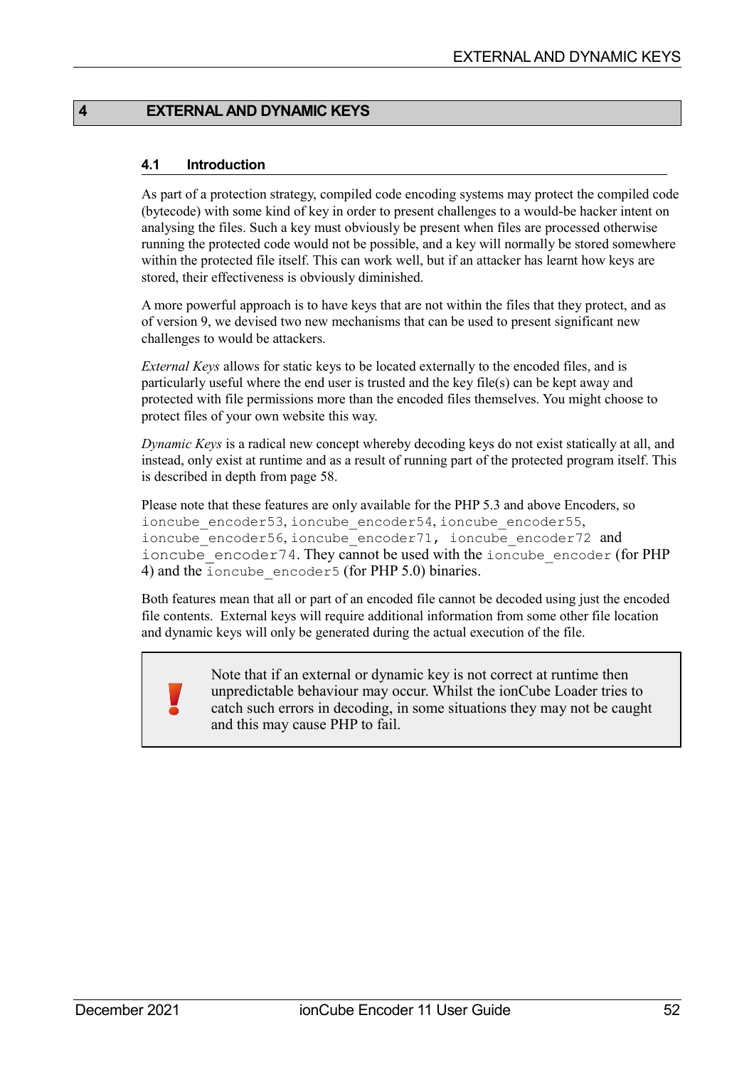# 4 EXTERNAL AND DYNAMIC KEYS

## 4.1 Introduction

As part of a protection strategy, compiled code encoding systems may protect the compiled code (bytecode) with some kind of key in order to present challenges to a would-be hacker intent on analysing the files. Such a key must obviously be present when files are processed otherwise running the protected code would not be possible, and a key will normally be stored somewhere within the protected file itself. This can work well, but if an attacker has learnt how keys are stored, their effectiveness is obviously diminished.

A more powerful approach is to have keys that are not within the files that they protect, and as of version 9, we devised two new mechanisms that can be used to present significant new challenges to would be attackers.

*External Keys* allows for static keys to be located externally to the encoded files, and is particularly useful where the end user is trusted and the key file(s) can be kept away and protected with file permissions more than the encoded files themselves. You might choose to protect files of your own website this way.

*Dynamic Keys* is a radical new concept whereby decoding keys do not exist statically at all, and instead, only exist at runtime and as a result of running part of the protected program itself. This is described in depth from page 58.

Please note that these features are only available for the PHP 5.3 and above Encoders, so `ioncube_encoder53`, `ioncube_encoder54`, `ioncube_encoder55`, `ioncube_encoder56`, `ioncube_encoder71`, `ioncube_encoder72` and `ioncube_encoder74`. They cannot be used with the `ioncube_encoder` (for PHP 4) and the `ioncube_encoder5` (for PHP 5.0) binaries.

Both features mean that all or part of an encoded file cannot be decoded using just the encoded file contents. External keys will require additional information from some other file location and dynamic keys will only be generated during the actual execution of the file.

> **!** Note that if an external or dynamic key is not correct at runtime then unpredictable behaviour may occur. Whilst the ionCube Loader tries to catch such errors in decoding, in some situations they may not be caught and this may cause PHP to fail.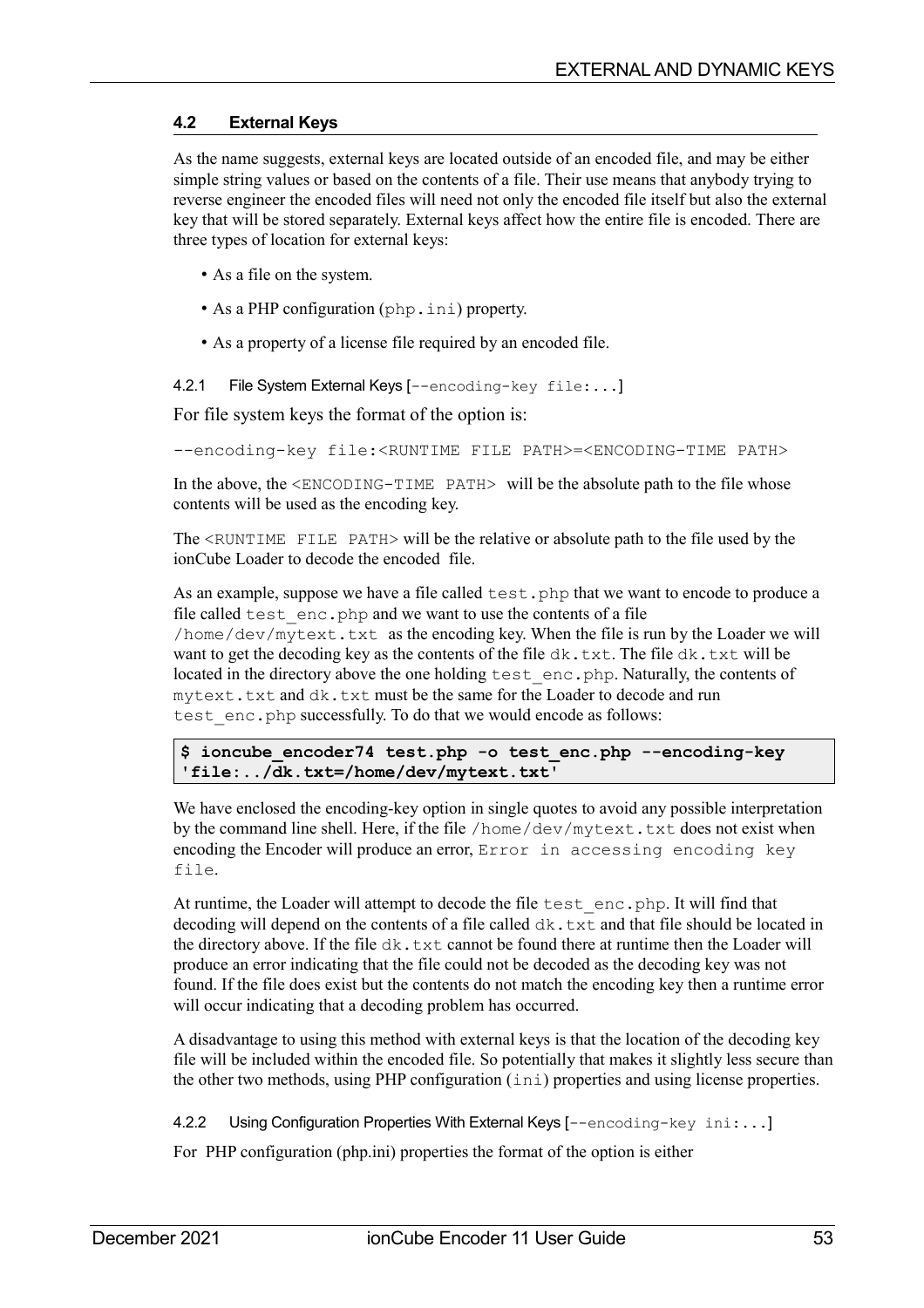## 4.2 External Keys

As the name suggests, external keys are located outside of an encoded file, and may be either simple string values or based on the contents of a file. Their use means that anybody trying to reverse engineer the encoded files will need not only the encoded file itself but also the external key that will be stored separately. External keys affect how the entire file is encoded. There are three types of location for external keys:

- As a file on the system.
- As a PHP configuration (`php.ini`) property.
- As a property of a license file required by an encoded file.

### 4.2.1 File System External Keys [`--encoding-key file:...`]

For file system keys the format of the option is:

```
--encoding-key file:<RUNTIME FILE PATH>=<ENCODING-TIME PATH>
```

In the above, the `<ENCODING-TIME PATH>` will be the absolute path to the file whose contents will be used as the encoding key.

The `<RUNTIME FILE PATH>` will be the relative or absolute path to the file used by the ionCube Loader to decode the encoded file.

As an example, suppose we have a file called `test.php` that we want to encode to produce a file called `test_enc.php` and we want to use the contents of a file `/home/dev/mytext.txt` as the encoding key. When the file is run by the Loader we will want to get the decoding key as the contents of the file `dk.txt`. The file `dk.txt` will be located in the directory above the one holding `test_enc.php`. Naturally, the contents of `mytext.txt` and `dk.txt` must be the same for the Loader to decode and run `test_enc.php` successfully. To do that we would encode as follows:

```
$ ioncube_encoder74 test.php -o test_enc.php --encoding-key
'file:../dk.txt=/home/dev/mytext.txt'
```

We have enclosed the encoding-key option in single quotes to avoid any possible interpretation by the command line shell. Here, if the file `/home/dev/mytext.txt` does not exist when encoding the Encoder will produce an error, `Error in accessing encoding key file`.

At runtime, the Loader will attempt to decode the file `test_enc.php`. It will find that decoding will depend on the contents of a file called `dk.txt` and that file should be located in the directory above. If the file `dk.txt` cannot be found there at runtime then the Loader will produce an error indicating that the file could not be decoded as the decoding key was not found. If the file does exist but the contents do not match the encoding key then a runtime error will occur indicating that a decoding problem has occurred.

A disadvantage to using this method with external keys is that the location of the decoding key file will be included within the encoded file. So potentially that makes it slightly less secure than the other two methods, using PHP configuration (`ini`) properties and using license properties.

### 4.2.2 Using Configuration Properties With External Keys [`--encoding-key ini:...`]

For PHP configuration (php.ini) properties the format of the option is either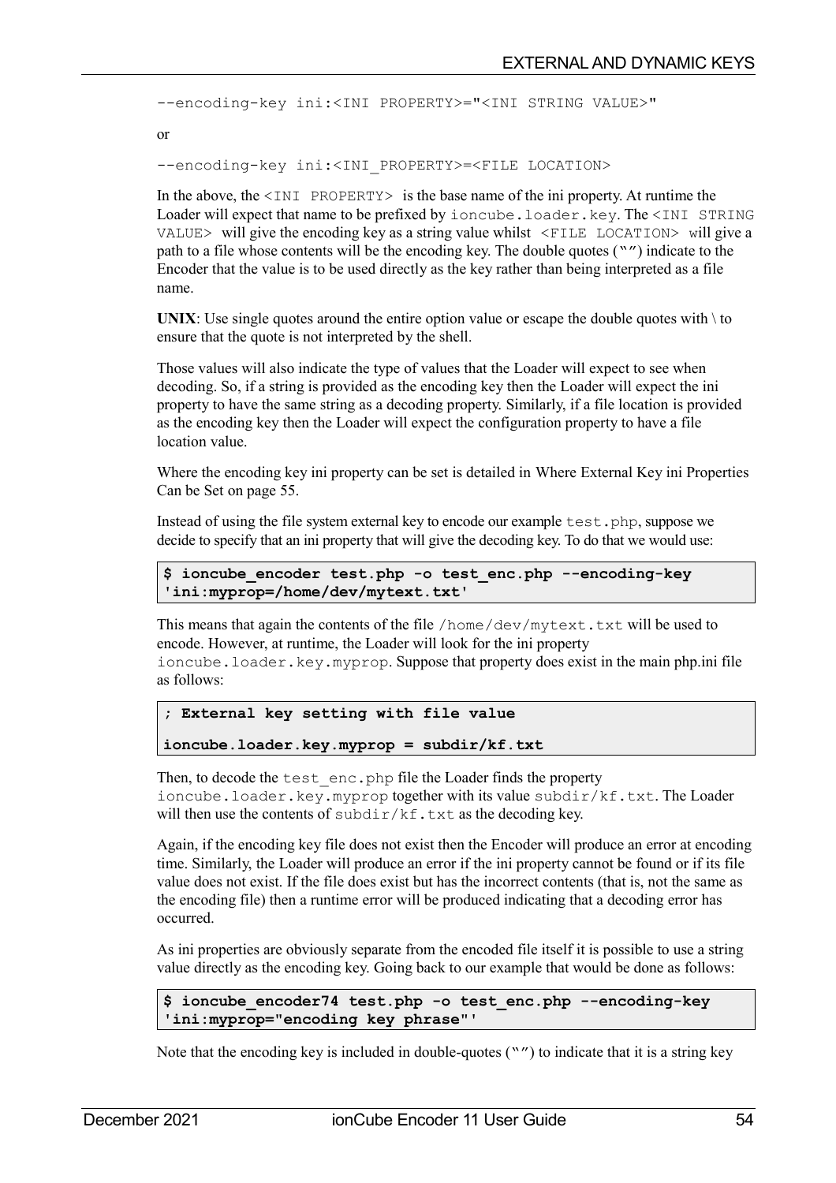```
--encoding-key ini:<INI PROPERTY>="<INI STRING VALUE>"
```

or

```
--encoding-key ini:<INI_PROPERTY>=<FILE LOCATION>
```

In the above, the `<INI PROPERTY>` is the base name of the ini property. At runtime the Loader will expect that name to be prefixed by `ioncube.loader.key`. The `<INI STRING VALUE>` will give the encoding key as a string value whilst `<FILE LOCATION>` will give a path to a file whose contents will be the encoding key. The double quotes ("") indicate to the Encoder that the value is to be used directly as the key rather than being interpreted as a file name.

**UNIX**: Use single quotes around the entire option value or escape the double quotes with \ to ensure that the quote is not interpreted by the shell.

Those values will also indicate the type of values that the Loader will expect to see when decoding. So, if a string is provided as the encoding key then the Loader will expect the ini property to have the same string as a decoding property. Similarly, if a file location is provided as the encoding key then the Loader will expect the configuration property to have a file location value.

Where the encoding key ini property can be set is detailed in Where External Key ini Properties Can be Set on page 55.

Instead of using the file system external key to encode our example `test.php`, suppose we decide to specify that an ini property that will give the decoding key. To do that we would use:

```
$ ioncube_encoder test.php -o test_enc.php --encoding-key
'ini:myprop=/home/dev/mytext.txt'
```

This means that again the contents of the file `/home/dev/mytext.txt` will be used to encode. However, at runtime, the Loader will look for the ini property `ioncube.loader.key.myprop`. Suppose that property does exist in the main php.ini file as follows:

```
; External key setting with file value

ioncube.loader.key.myprop = subdir/kf.txt
```

Then, to decode the `test_enc.php` file the Loader finds the property `ioncube.loader.key.myprop` together with its value `subdir/kf.txt`. The Loader will then use the contents of `subdir/kf.txt` as the decoding key.

Again, if the encoding key file does not exist then the Encoder will produce an error at encoding time. Similarly, the Loader will produce an error if the ini property cannot be found or if its file value does not exist. If the file does exist but has the incorrect contents (that is, not the same as the encoding file) then a runtime error will be produced indicating that a decoding error has occurred.

As ini properties are obviously separate from the encoded file itself it is possible to use a string value directly as the encoding key. Going back to our example that would be done as follows:

```
$ ioncube_encoder74 test.php -o test_enc.php --encoding-key
'ini:myprop="encoding key phrase"'
```

Note that the encoding key is included in double-quotes ("") to indicate that it is a string key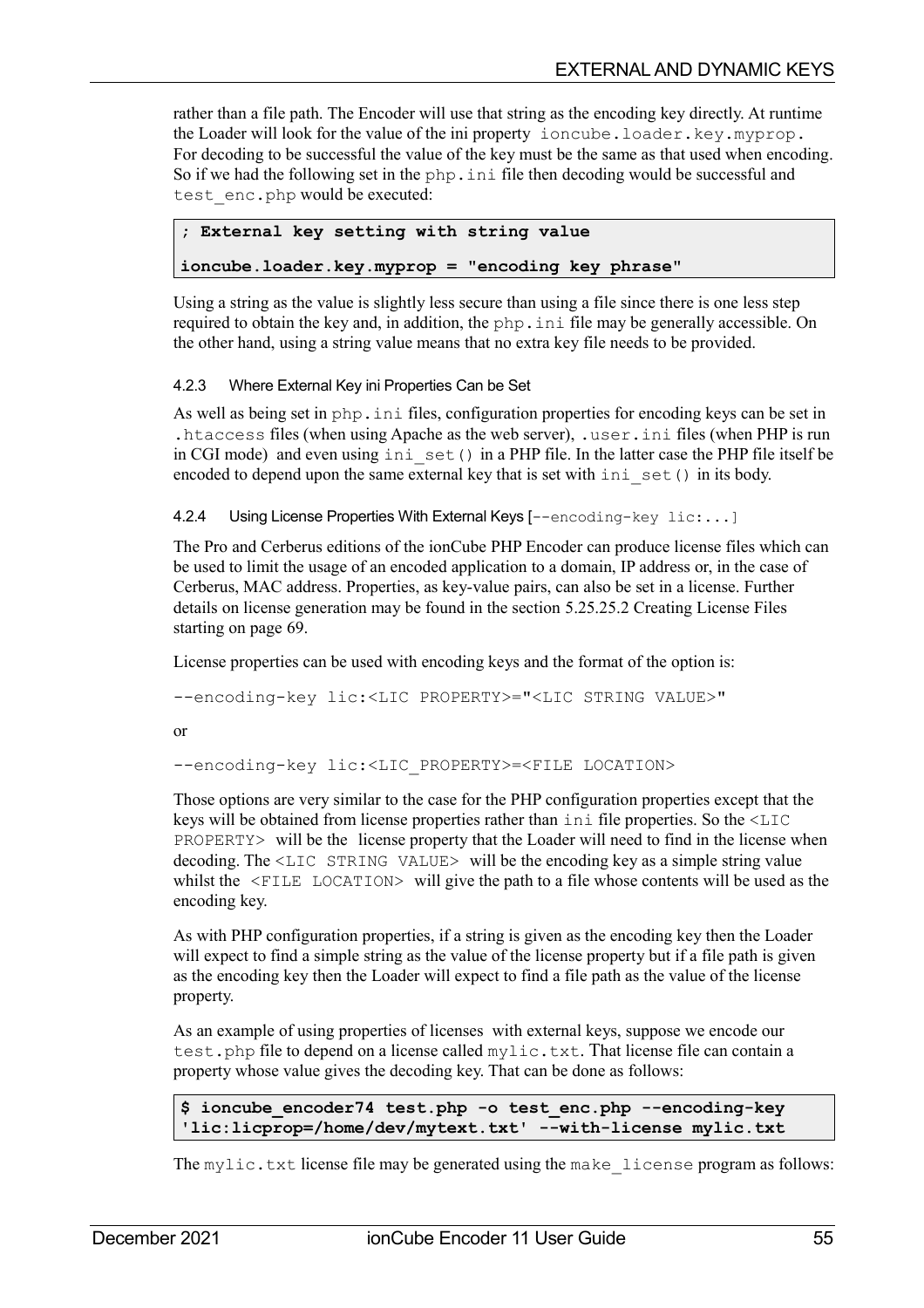rather than a file path. The Encoder will use that string as the encoding key directly. At runtime the Loader will look for the value of the ini property `ioncube.loader.key.myprop`. For decoding to be successful the value of the key must be the same as that used when encoding. So if we had the following set in the `php.ini` file then decoding would be successful and `test_enc.php` would be executed:

```
; External key setting with string value
ioncube.loader.key.myprop = "encoding key phrase"
```

Using a string as the value is slightly less secure than using a file since there is one less step required to obtain the key and, in addition, the `php.ini` file may be generally accessible. On the other hand, using a string value means that no extra key file needs to be provided.

#### 4.2.3 Where External Key ini Properties Can be Set

As well as being set in `php.ini` files, configuration properties for encoding keys can be set in `.htaccess` files (when using Apache as the web server), `.user.ini` files (when PHP is run in CGI mode) and even using `ini_set()` in a PHP file. In the latter case the PHP file itself be encoded to depend upon the same external key that is set with `ini_set()` in its body.

#### 4.2.4 Using License Properties With External Keys [`--encoding-key lic:...`]

The Pro and Cerberus editions of the ionCube PHP Encoder can produce license files which can be used to limit the usage of an encoded application to a domain, IP address or, in the case of Cerberus, MAC address. Properties, as key-value pairs, can also be set in a license. Further details on license generation may be found in the section 5.25.25.2 Creating License Files starting on page 69.

License properties can be used with encoding keys and the format of the option is:

```
--encoding-key lic:<LIC PROPERTY>="<LIC STRING VALUE>"
```

or

```
--encoding-key lic:<LIC_PROPERTY>=<FILE LOCATION>
```

Those options are very similar to the case for the PHP configuration properties except that the keys will be obtained from license properties rather than `ini` file properties. So the `<LIC PROPERTY>` will be the license property that the Loader will need to find in the license when decoding. The `<LIC STRING VALUE>` will be the encoding key as a simple string value whilst the `<FILE LOCATION>` will give the path to a file whose contents will be used as the encoding key.

As with PHP configuration properties, if a string is given as the encoding key then the Loader will expect to find a simple string as the value of the license property but if a file path is given as the encoding key then the Loader will expect to find a file path as the value of the license property.

As an example of using properties of licenses with external keys, suppose we encode our `test.php` file to depend on a license called `mylic.txt`. That license file can contain a property whose value gives the decoding key. That can be done as follows:

```
$ ioncube_encoder74 test.php -o test_enc.php --encoding-key
'lic:licprop=/home/dev/mytext.txt' --with-license mylic.txt
```

The `mylic.txt` license file may be generated using the `make_license` program as follows: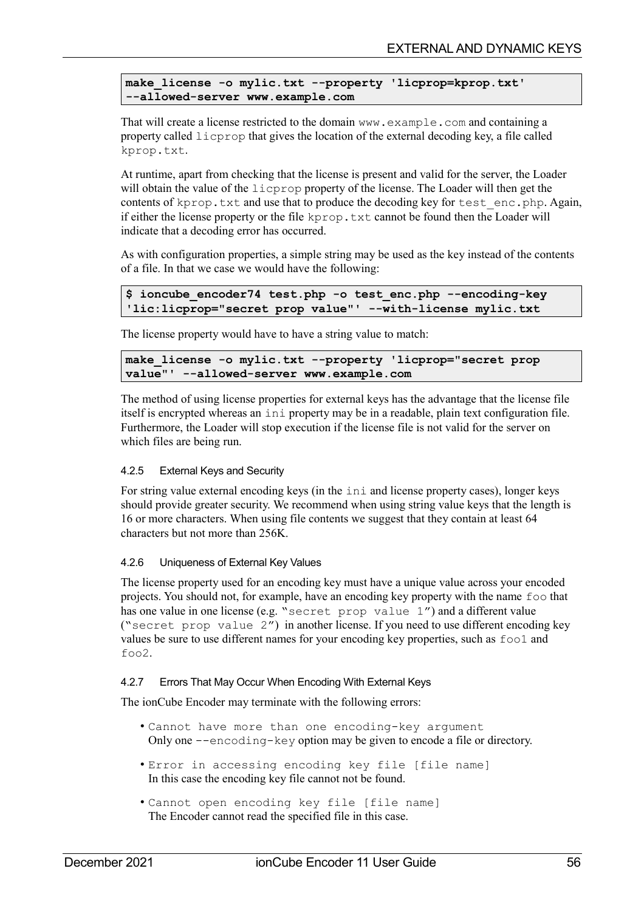```
make_license -o mylic.txt --property 'licprop=kprop.txt'
--allowed-server www.example.com
```

That will create a license restricted to the domain `www.example.com` and containing a property called `licprop` that gives the location of the external decoding key, a file called `kprop.txt`.

At runtime, apart from checking that the license is present and valid for the server, the Loader will obtain the value of the `licprop` property of the license. The Loader will then get the contents of `kprop.txt` and use that to produce the decoding key for `test_enc.php`. Again, if either the license property or the file `kprop.txt` cannot be found then the Loader will indicate that a decoding error has occurred.

As with configuration properties, a simple string may be used as the key instead of the contents of a file. In that we case we would have the following:

```
$ ioncube_encoder74 test.php -o test_enc.php --encoding-key
'lic:licprop="secret prop value"' --with-license mylic.txt
```

The license property would have to have a string value to match:

```
make_license -o mylic.txt --property 'licprop="secret prop
value"' --allowed-server www.example.com
```

The method of using license properties for external keys has the advantage that the license file itself is encrypted whereas an `ini` property may be in a readable, plain text configuration file. Furthermore, the Loader will stop execution if the license file is not valid for the server on which files are being run.

### 4.2.5 External Keys and Security

For string value external encoding keys (in the `ini` and license property cases), longer keys should provide greater security. We recommend when using string value keys that the length is 16 or more characters. When using file contents we suggest that they contain at least 64 characters but not more than 256K.

### 4.2.6 Uniqueness of External Key Values

The license property used for an encoding key must have a unique value across your encoded projects. You should not, for example, have an encoding key property with the name `foo` that has one value in one license (e.g. "`secret prop value 1`") and a different value ("`secret prop value 2`") in another license. If you need to use different encoding key values be sure to use different names for your encoding key properties, such as `foo1` and `foo2`.

### 4.2.7 Errors That May Occur When Encoding With External Keys

The ionCube Encoder may terminate with the following errors:

- `Cannot have more than one encoding-key argument`
  Only one `--encoding-key` option may be given to encode a file or directory.
- `Error in accessing encoding key file [file name]`
  In this case the encoding key file cannot not be found.
- `Cannot open encoding key file [file name]`
  The Encoder cannot read the specified file in this case.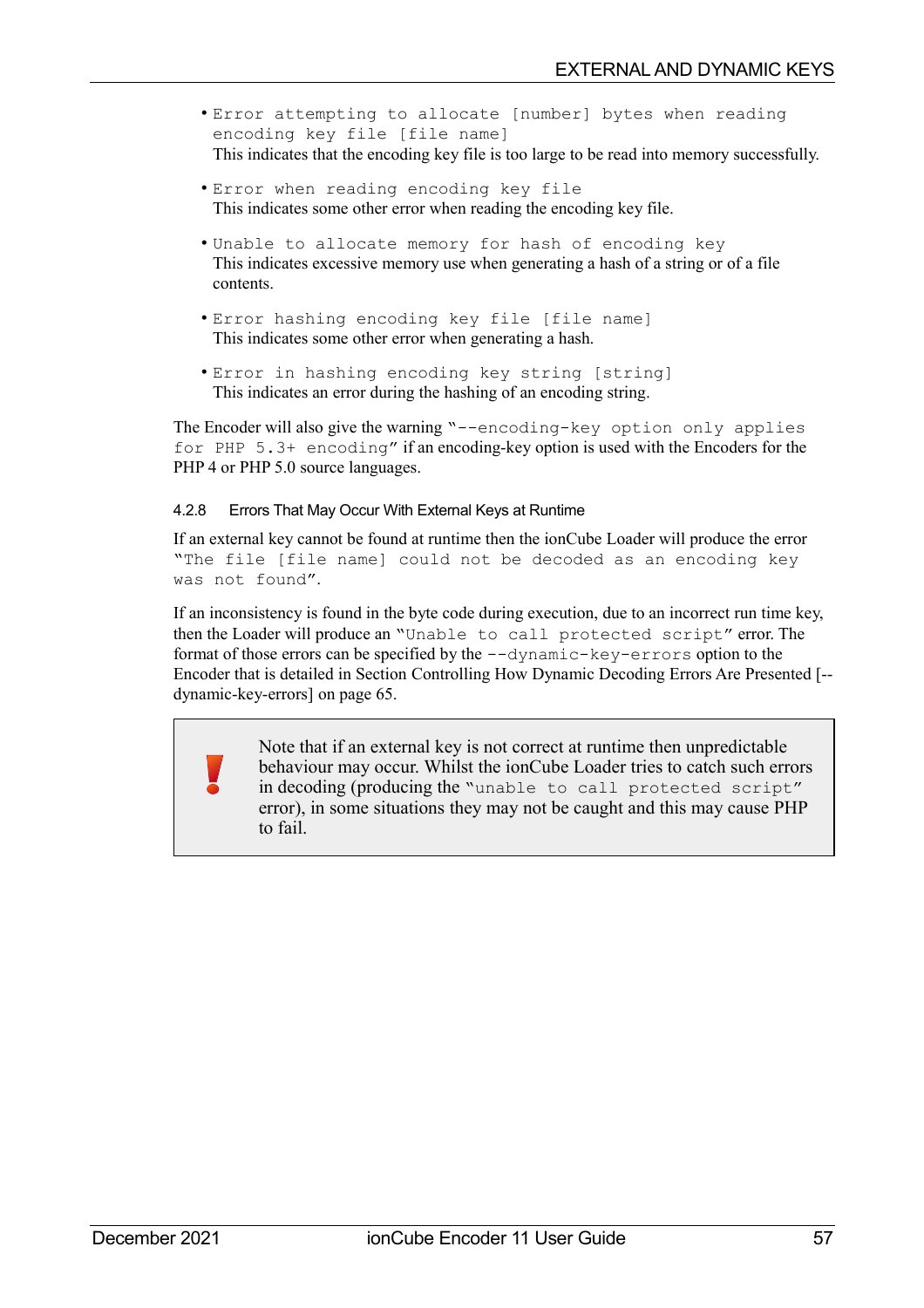- `Error attempting to allocate [number] bytes when reading encoding key file [file name]`
  This indicates that the encoding key file is too large to be read into memory successfully.

- `Error when reading encoding key file`
  This indicates some other error when reading the encoding key file.

- `Unable to allocate memory for hash of encoding key`
  This indicates excessive memory use when generating a hash of a string or of a file contents.

- `Error hashing encoding key file [file name]`
  This indicates some other error when generating a hash.

- `Error in hashing encoding key string [string]`
  This indicates an error during the hashing of an encoding string.

The Encoder will also give the warning "`--encoding-key option only applies for PHP 5.3+ encoding`" if an encoding-key option is used with the Encoders for the PHP 4 or PHP 5.0 source languages.

#### 4.2.8 Errors That May Occur With External Keys at Runtime

If an external key cannot be found at runtime then the ionCube Loader will produce the error "`The file [file name] could not be decoded as an encoding key was not found`".

If an inconsistency is found in the byte code during execution, due to an incorrect run time key, then the Loader will produce an "`Unable to call protected script`" error. The format of those errors can be specified by the `--dynamic-key-errors` option to the Encoder that is detailed in Section Controlling How Dynamic Decoding Errors Are Presented [--dynamic-key-errors] on page 65.

> **!** Note that if an external key is not correct at runtime then unpredictable behaviour may occur. Whilst the ionCube Loader tries to catch such errors in decoding (producing the "`unable to call protected script`" error), in some situations they may not be caught and this may cause PHP to fail.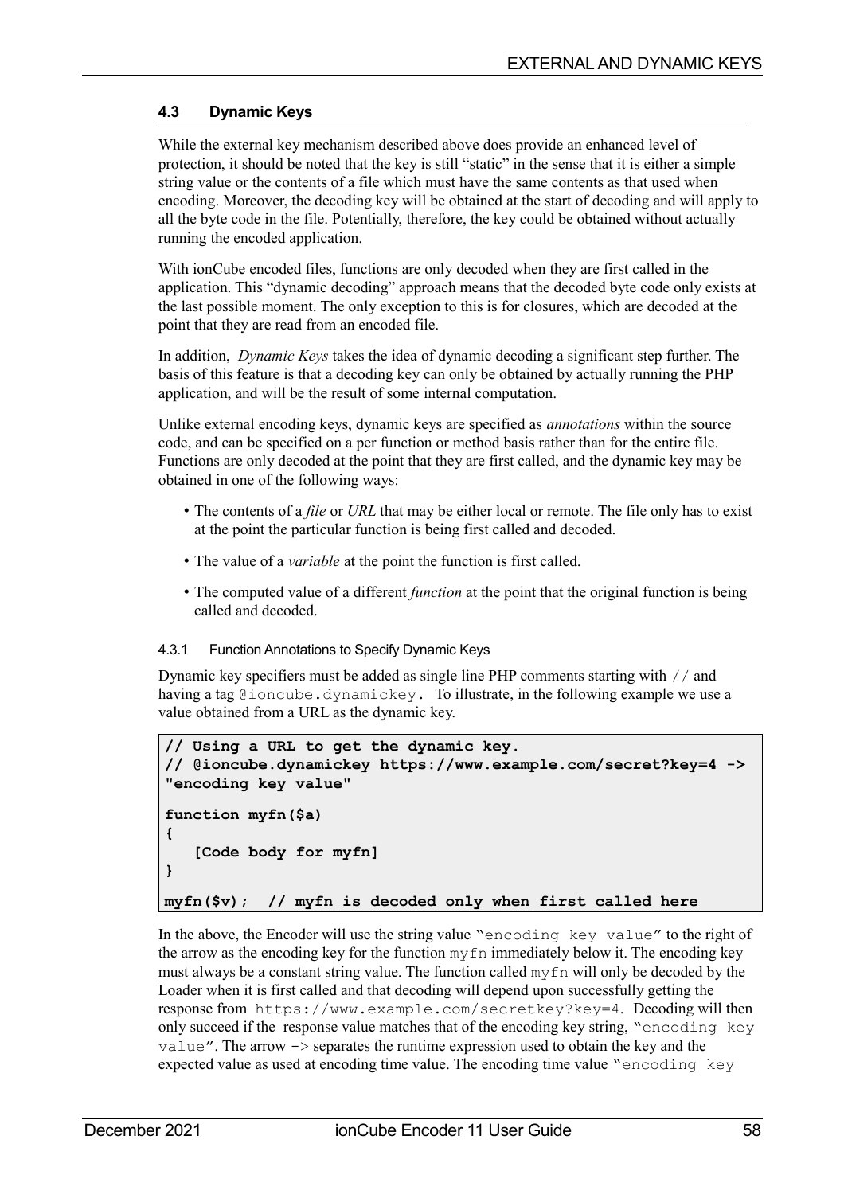### 4.3 Dynamic Keys

While the external key mechanism described above does provide an enhanced level of protection, it should be noted that the key is still "static" in the sense that it is either a simple string value or the contents of a file which must have the same contents as that used when encoding. Moreover, the decoding key will be obtained at the start of decoding and will apply to all the byte code in the file. Potentially, therefore, the key could be obtained without actually running the encoded application.

With ionCube encoded files, functions are only decoded when they are first called in the application. This "dynamic decoding" approach means that the decoded byte code only exists at the last possible moment. The only exception to this is for closures, which are decoded at the point that they are read from an encoded file.

In addition, *Dynamic Keys* takes the idea of dynamic decoding a significant step further. The basis of this feature is that a decoding key can only be obtained by actually running the PHP application, and will be the result of some internal computation.

Unlike external encoding keys, dynamic keys are specified as *annotations* within the source code, and can be specified on a per function or method basis rather than for the entire file. Functions are only decoded at the point that they are first called, and the dynamic key may be obtained in one of the following ways:

- The contents of a *file* or *URL* that may be either local or remote. The file only has to exist at the point the particular function is being first called and decoded.
- The value of a *variable* at the point the function is first called.
- The computed value of a different *function* at the point that the original function is being called and decoded.

#### 4.3.1 Function Annotations to Specify Dynamic Keys

Dynamic key specifiers must be added as single line PHP comments starting with `//` and having a tag `@ioncube.dynamickey`. To illustrate, in the following example we use a value obtained from a URL as the dynamic key.

```
// Using a URL to get the dynamic key.
// @ioncube.dynamickey https://www.example.com/secret?key=4 ->
"encoding key value"

function myfn($a)
{
   [Code body for myfn]
}

myfn($v);  // myfn is decoded only when first called here
```

In the above, the Encoder will use the string value `"encoding key value"` to the right of the arrow as the encoding key for the function `myfn` immediately below it. The encoding key must always be a constant string value. The function called `myfn` will only be decoded by the Loader when it is first called and that decoding will depend upon successfully getting the response from `https://www.example.com/secretkey?key=4`. Decoding will then only succeed if the response value matches that of the encoding key string, `"encoding key value"`. The arrow `->` separates the runtime expression used to obtain the key and the expected value as used at encoding time value. The encoding time value `"encoding key`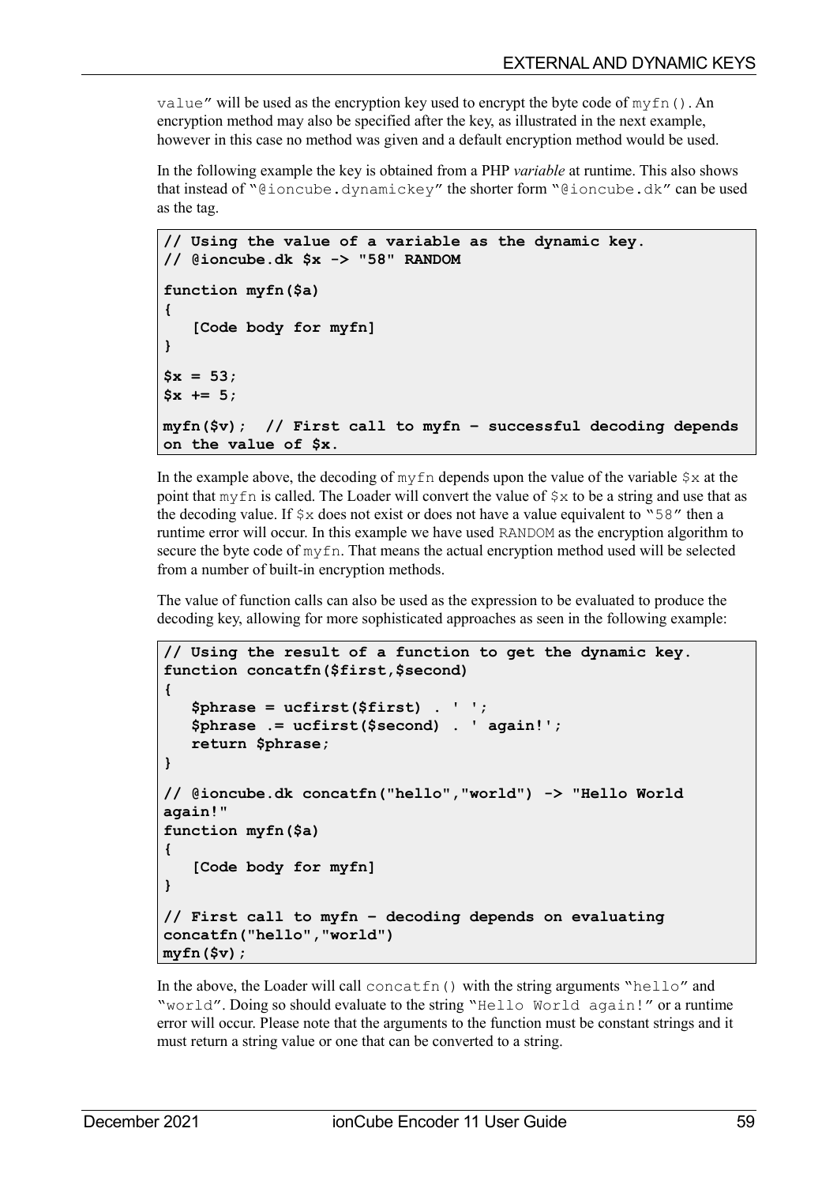value" will be used as the encryption key used to encrypt the byte code of `myfn()`. An encryption method may also be specified after the key, as illustrated in the next example, however in this case no method was given and a default encryption method would be used.

In the following example the key is obtained from a PHP *variable* at runtime. This also shows that instead of "`@ioncube.dynamickey`" the shorter form "`@ioncube.dk`" can be used as the tag.

```
// Using the value of a variable as the dynamic key.
// @ioncube.dk $x -> "58" RANDOM

function myfn($a)
{
   [Code body for myfn]
}

$x = 53;
$x += 5;

myfn($v);  // First call to myfn – successful decoding depends
on the value of $x.
```

In the example above, the decoding of `myfn` depends upon the value of the variable `$x` at the point that `myfn` is called. The Loader will convert the value of `$x` to be a string and use that as the decoding value. If `$x` does not exist or does not have a value equivalent to "`58`" then a runtime error will occur. In this example we have used `RANDOM` as the encryption algorithm to secure the byte code of `myfn`. That means the actual encryption method used will be selected from a number of built-in encryption methods.

The value of function calls can also be used as the expression to be evaluated to produce the decoding key, allowing for more sophisticated approaches as seen in the following example:

```
// Using the result of a function to get the dynamic key.
function concatfn($first,$second)
{
   $phrase = ucfirst($first) . ' ';
   $phrase .= ucfirst($second) . ' again!';
   return $phrase;
}

// @ioncube.dk concatfn("hello","world") -> "Hello World
again!"
function myfn($a)
{
   [Code body for myfn]
}

// First call to myfn – decoding depends on evaluating
concatfn("hello","world")
myfn($v);
```

In the above, the Loader will call `concatfn()` with the string arguments "`hello`" and "`world`". Doing so should evaluate to the string "`Hello World again!`" or a runtime error will occur. Please note that the arguments to the function must be constant strings and it must return a string value or one that can be converted to a string.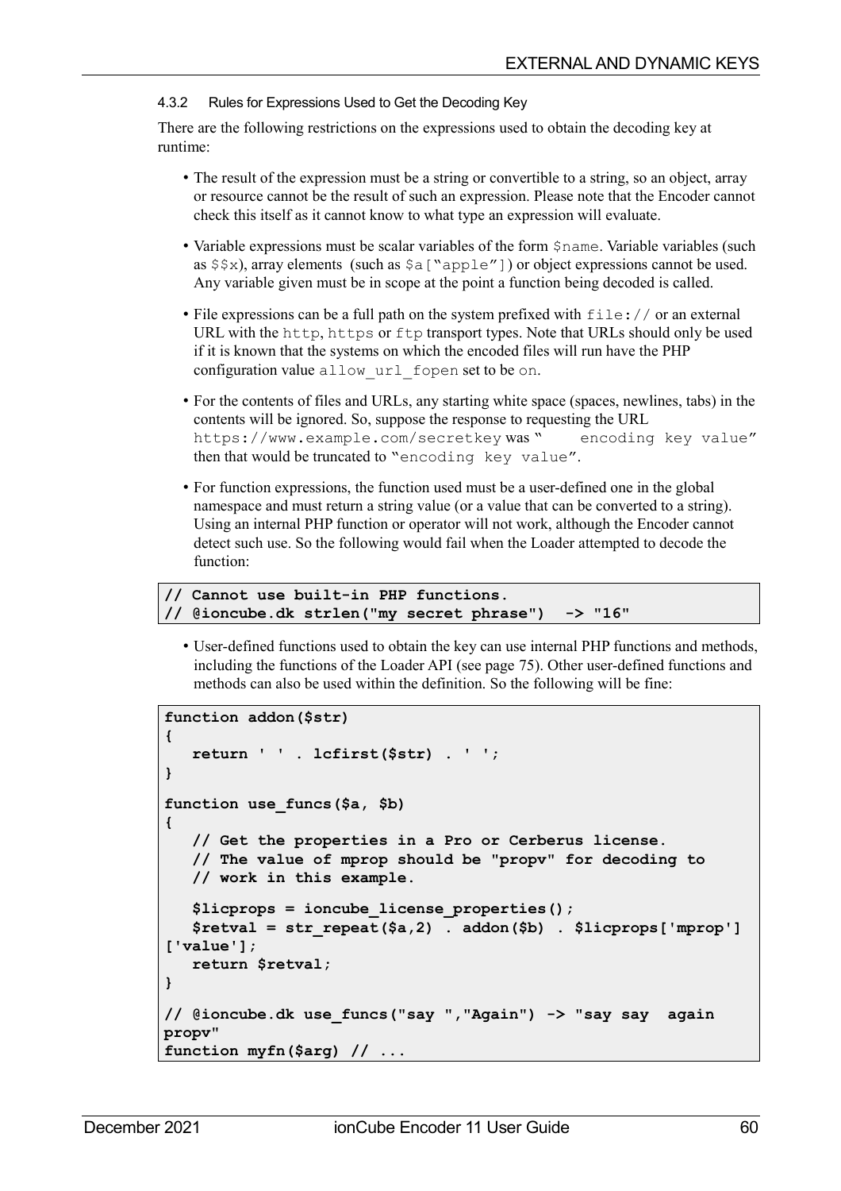### 4.3.2 Rules for Expressions Used to Get the Decoding Key

There are the following restrictions on the expressions used to obtain the decoding key at runtime:

- The result of the expression must be a string or convertible to a string, so an object, array or resource cannot be the result of such an expression. Please note that the Encoder cannot check this itself as it cannot know to what type an expression will evaluate.
- Variable expressions must be scalar variables of the form `$name`. Variable variables (such as `$$x`), array elements (such as `$a["apple"]`) or object expressions cannot be used. Any variable given must be in scope at the point a function being decoded is called.
- File expressions can be a full path on the system prefixed with `file://` or an external URL with the `http`, `https` or `ftp` transport types. Note that URLs should only be used if it is known that the systems on which the encoded files will run have the PHP configuration value `allow_url_fopen` set to be `on`.
- For the contents of files and URLs, any starting white space (spaces, newlines, tabs) in the contents will be ignored. So, suppose the response to requesting the URL `https://www.example.com/secretkey` was "`     encoding key value`" then that would be truncated to "`encoding key value`".
- For function expressions, the function used must be a user-defined one in the global namespace and must return a string value (or a value that can be converted to a string). Using an internal PHP function or operator will not work, although the Encoder cannot detect such use. So the following would fail when the Loader attempted to decode the function:

```
// Cannot use built-in PHP functions.
// @ioncube.dk strlen("my secret phrase")  -> "16"
```

- User-defined functions used to obtain the key can use internal PHP functions and methods, including the functions of the Loader API (see page 75). Other user-defined functions and methods can also be used within the definition. So the following will be fine:

```
function addon($str)
{
   return ' ' . lcfirst($str) . ' ';
}

function use_funcs($a, $b)
{
   // Get the properties in a Pro or Cerberus license.
   // The value of mprop should be "propv" for decoding to
   // work in this example.

   $licprops = ioncube_license_properties();
   $retval = str_repeat($a,2) . addon($b) . $licprops['mprop']
['value'];
   return $retval;
}

// @ioncube.dk use_funcs("say ","Again") -> "say say  again
propv"
function myfn($arg) // ...
```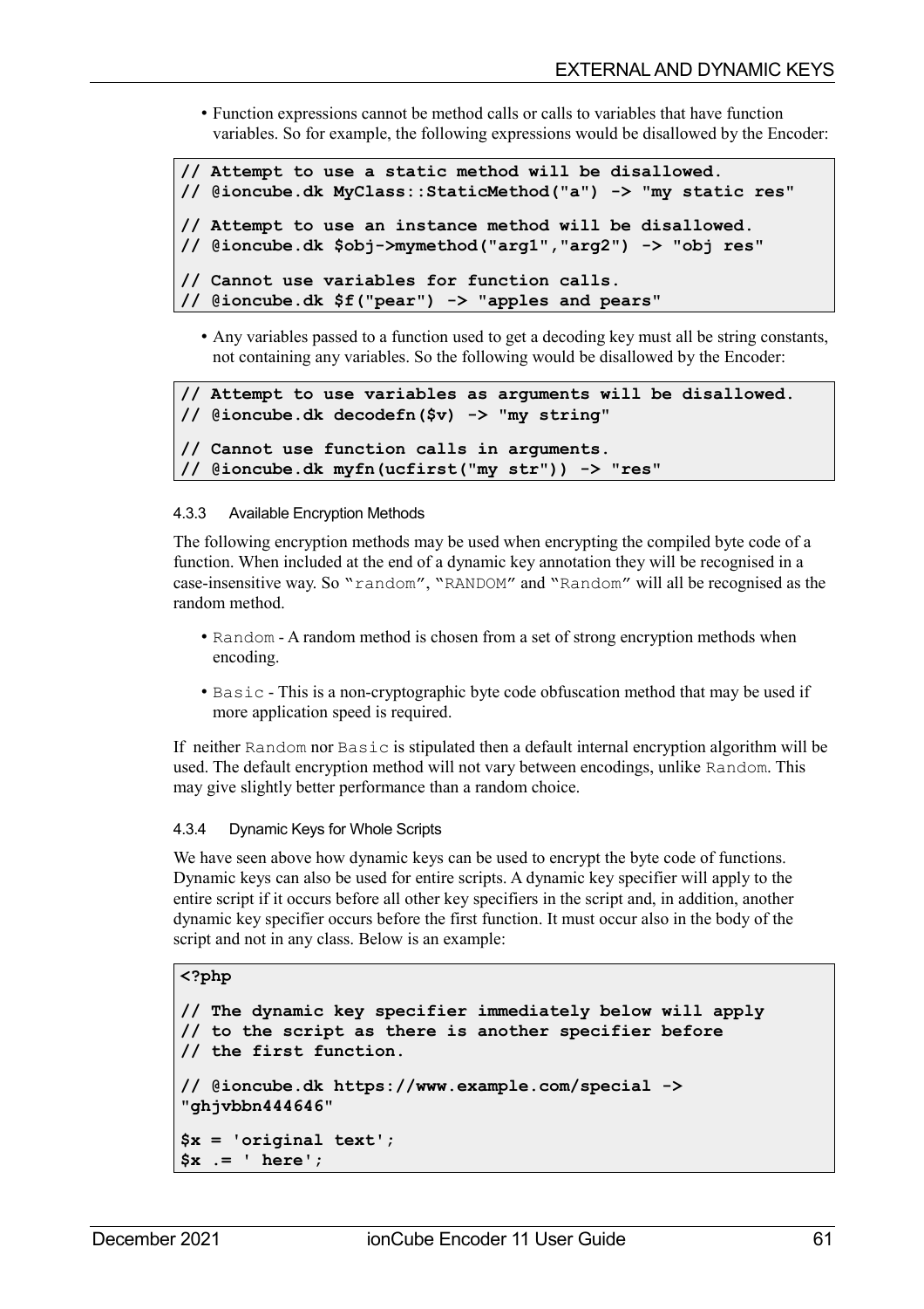- Function expressions cannot be method calls or calls to variables that have function variables. So for example, the following expressions would be disallowed by the Encoder:

```
// Attempt to use a static method will be disallowed.
// @ioncube.dk MyClass::StaticMethod("a") -> "my static res"

// Attempt to use an instance method will be disallowed.
// @ioncube.dk $obj->mymethod("arg1","arg2") -> "obj res"

// Cannot use variables for function calls.
// @ioncube.dk $f("pear") -> "apples and pears"
```

- Any variables passed to a function used to get a decoding key must all be string constants, not containing any variables. So the following would be disallowed by the Encoder:

```
// Attempt to use variables as arguments will be disallowed.
// @ioncube.dk decodefn($v) -> "my string"

// Cannot use function calls in arguments.
// @ioncube.dk myfn(ucfirst("my str")) -> "res"
```

#### 4.3.3 Available Encryption Methods

The following encryption methods may be used when encrypting the compiled byte code of a function. When included at the end of a dynamic key annotation they will be recognised in a case-insensitive way. So "`random`", "`RANDOM`" and "`Random`" will all be recognised as the random method.

- `Random` - A random method is chosen from a set of strong encryption methods when encoding.
- `Basic` - This is a non-cryptographic byte code obfuscation method that may be used if more application speed is required.

If neither `Random` nor `Basic` is stipulated then a default internal encryption algorithm will be used. The default encryption method will not vary between encodings, unlike `Random`. This may give slightly better performance than a random choice.

#### 4.3.4 Dynamic Keys for Whole Scripts

We have seen above how dynamic keys can be used to encrypt the byte code of functions. Dynamic keys can also be used for entire scripts. A dynamic key specifier will apply to the entire script if it occurs before all other key specifiers in the script and, in addition, another dynamic key specifier occurs before the first function. It must occur also in the body of the script and not in any class. Below is an example:

```
<?php

// The dynamic key specifier immediately below will apply
// to the script as there is another specifier before
// the first function.

// @ioncube.dk https://www.example.com/special ->
"ghjvbbn444646"

$x = 'original text';
$x .= ' here';
```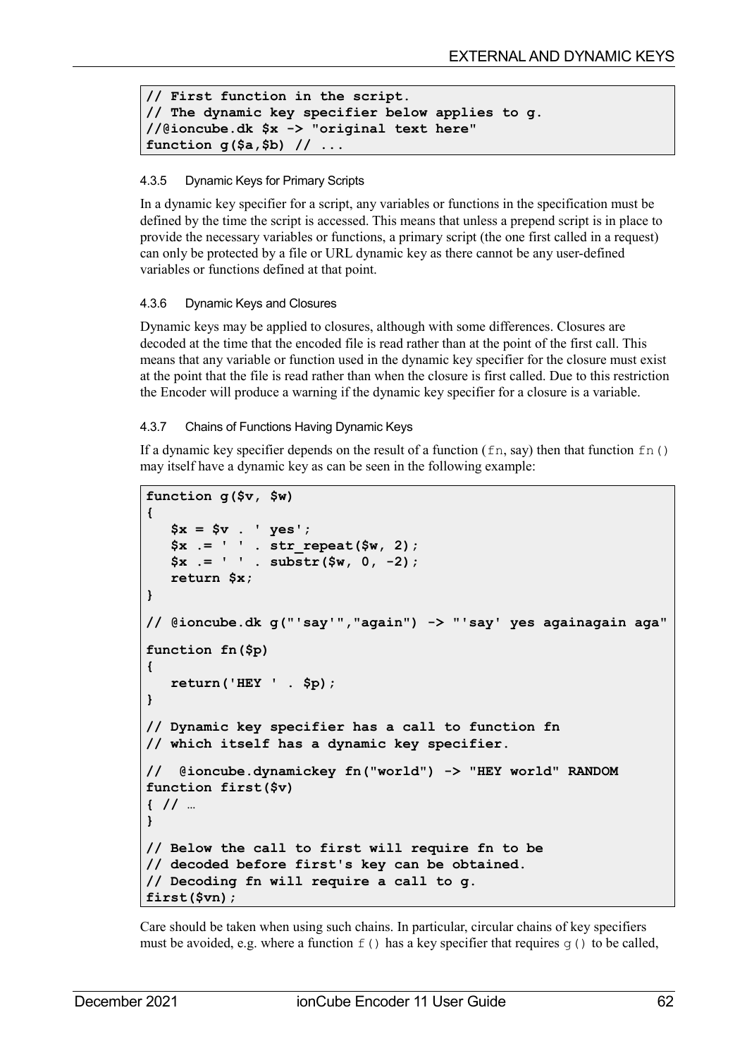```
// First function in the script.
// The dynamic key specifier below applies to g.
//@ioncube.dk $x -> "original text here"
function g($a,$b) // ...
```

#### 4.3.5 Dynamic Keys for Primary Scripts

In a dynamic key specifier for a script, any variables or functions in the specification must be defined by the time the script is accessed. This means that unless a prepend script is in place to provide the necessary variables or functions, a primary script (the one first called in a request) can only be protected by a file or URL dynamic key as there cannot be any user-defined variables or functions defined at that point.

#### 4.3.6 Dynamic Keys and Closures

Dynamic keys may be applied to closures, although with some differences. Closures are decoded at the time that the encoded file is read rather than at the point of the first call. This means that any variable or function used in the dynamic key specifier for the closure must exist at the point that the file is read rather than when the closure is first called. Due to this restriction the Encoder will produce a warning if the dynamic key specifier for a closure is a variable.

#### 4.3.7 Chains of Functions Having Dynamic Keys

If a dynamic key specifier depends on the result of a function (`fn`, say) then that function `fn()` may itself have a dynamic key as can be seen in the following example:

```
function g($v, $w)
{
   $x = $v . ' yes';
   $x .= ' ' . str_repeat($w, 2);
   $x .= ' ' . substr($w, 0, -2);
   return $x;
}

// @ioncube.dk g("'say'","again") -> "'say' yes againagain aga"

function fn($p)
{
   return('HEY ' . $p);
}

// Dynamic key specifier has a call to function fn
// which itself has a dynamic key specifier.

//  @ioncube.dynamickey fn("world") -> "HEY world" RANDOM
function first($v)
{ // …
}

// Below the call to first will require fn to be
// decoded before first's key can be obtained.
// Decoding fn will require a call to g.
first($vn);
```

Care should be taken when using such chains. In particular, circular chains of key specifiers must be avoided, e.g. where a function `f()` has a key specifier that requires `g()` to be called,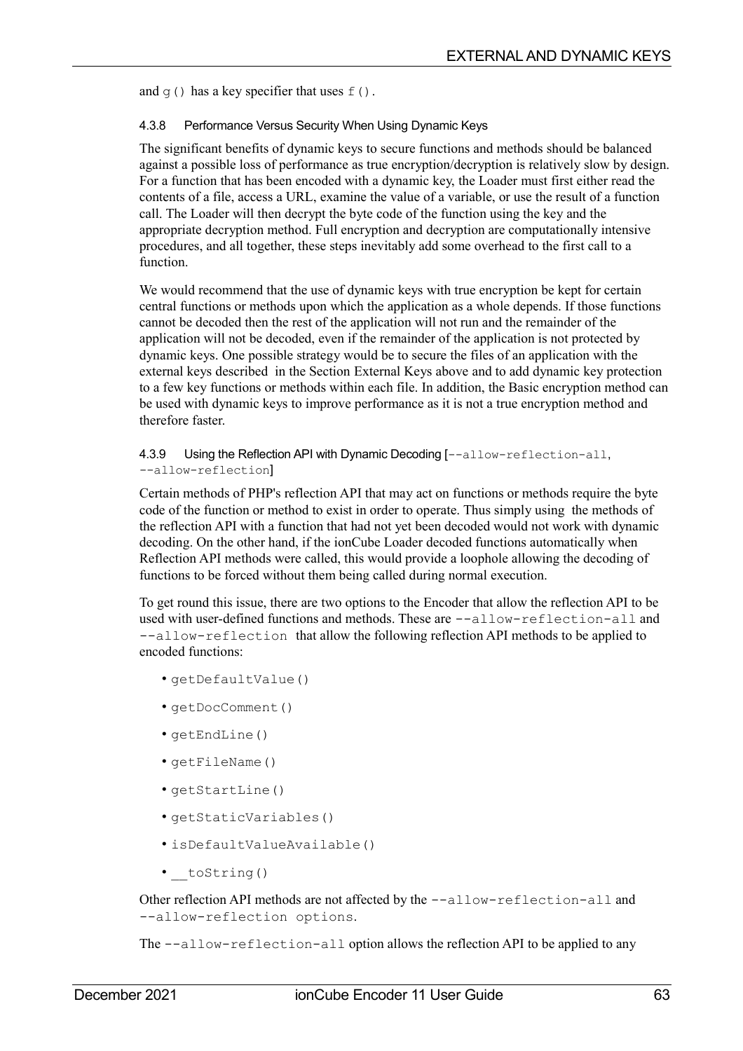and `g()` has a key specifier that uses `f()`.

#### 4.3.8 Performance Versus Security When Using Dynamic Keys

The significant benefits of dynamic keys to secure functions and methods should be balanced against a possible loss of performance as true encryption/decryption is relatively slow by design. For a function that has been encoded with a dynamic key, the Loader must first either read the contents of a file, access a URL, examine the value of a variable, or use the result of a function call. The Loader will then decrypt the byte code of the function using the key and the appropriate decryption method. Full encryption and decryption are computationally intensive procedures, and all together, these steps inevitably add some overhead to the first call to a function.

We would recommend that the use of dynamic keys with true encryption be kept for certain central functions or methods upon which the application as a whole depends. If those functions cannot be decoded then the rest of the application will not run and the remainder of the application will not be decoded, even if the remainder of the application is not protected by dynamic keys. One possible strategy would be to secure the files of an application with the external keys described in the Section External Keys above and to add dynamic key protection to a few key functions or methods within each file. In addition, the Basic encryption method can be used with dynamic keys to improve performance as it is not a true encryption method and therefore faster.

#### 4.3.9 Using the Reflection API with Dynamic Decoding [`--allow-reflection-all`, `--allow-reflection`]

Certain methods of PHP's reflection API that may act on functions or methods require the byte code of the function or method to exist in order to operate. Thus simply using the methods of the reflection API with a function that had not yet been decoded would not work with dynamic decoding. On the other hand, if the ionCube Loader decoded functions automatically when Reflection API methods were called, this would provide a loophole allowing the decoding of functions to be forced without them being called during normal execution.

To get round this issue, there are two options to the Encoder that allow the reflection API to be used with user-defined functions and methods. These are `--allow-reflection-all` and `--allow-reflection` that allow the following reflection API methods to be applied to encoded functions:

- `getDefaultValue()`
- `getDocComment()`
- `getEndLine()`
- `getFileName()`
- `getStartLine()`
- `getStaticVariables()`
- `isDefaultValueAvailable()`
- `__toString()`

Other reflection API methods are not affected by the `--allow-reflection-all` and `--allow-reflection options`.

The `--allow-reflection-all` option allows the reflection API to be applied to any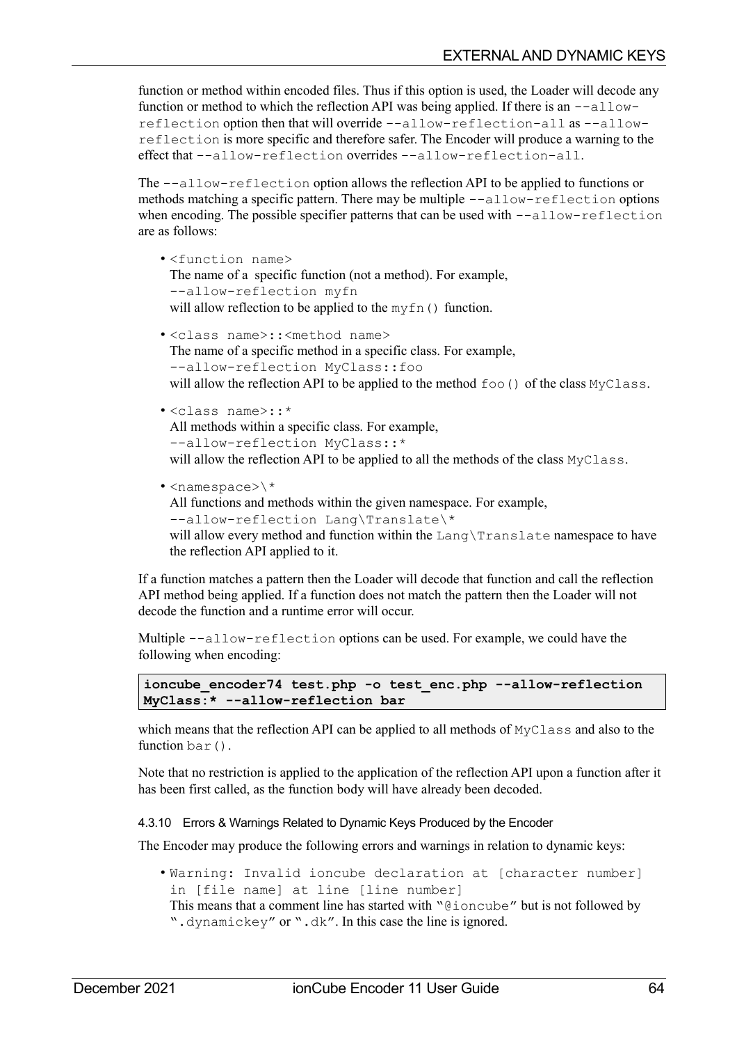function or method within encoded files. Thus if this option is used, the Loader will decode any function or method to which the reflection API was being applied. If there is an `--allow-reflection` option then that will override `--allow-reflection-all` as `--allow-reflection` is more specific and therefore safer. The Encoder will produce a warning to the effect that `--allow-reflection` overrides `--allow-reflection-all`.

The `--allow-reflection` option allows the reflection API to be applied to functions or methods matching a specific pattern. There may be multiple `--allow-reflection` options when encoding. The possible specifier patterns that can be used with `--allow-reflection` are as follows:

- `<function name>`
  The name of a specific function (not a method). For example,
  `--allow-reflection myfn`
  will allow reflection to be applied to the `myfn()` function.
- `<class name>::<method name>`
  The name of a specific method in a specific class. For example,
  `--allow-reflection MyClass::foo`
  will allow the reflection API to be applied to the method `foo()` of the class `MyClass`.
- `<class name>::*`
  All methods within a specific class. For example,
  `--allow-reflection MyClass::*`
  will allow the reflection API to be applied to all the methods of the class `MyClass`.
- `<namespace>\*`
  All functions and methods within the given namespace. For example,
  `--allow-reflection Lang\Translate\*`
  will allow every method and function within the `Lang\Translate` namespace to have the reflection API applied to it.

If a function matches a pattern then the Loader will decode that function and call the reflection API method being applied. If a function does not match the pattern then the Loader will not decode the function and a runtime error will occur.

Multiple `--allow-reflection` options can be used. For example, we could have the following when encoding:

```
ioncube_encoder74 test.php -o test_enc.php --allow-reflection
MyClass:* --allow-reflection bar
```

which means that the reflection API can be applied to all methods of `MyClass` and also to the function `bar()`.

Note that no restriction is applied to the application of the reflection API upon a function after it has been first called, as the function body will have already been decoded.

#### 4.3.10 Errors & Warnings Related to Dynamic Keys Produced by the Encoder

The Encoder may produce the following errors and warnings in relation to dynamic keys:

- `Warning: Invalid ioncube declaration at [character number] in [file name] at line [line number]`
  This means that a comment line has started with "`@ioncube`" but is not followed by "`.dynamickey`" or "`.dk`". In this case the line is ignored.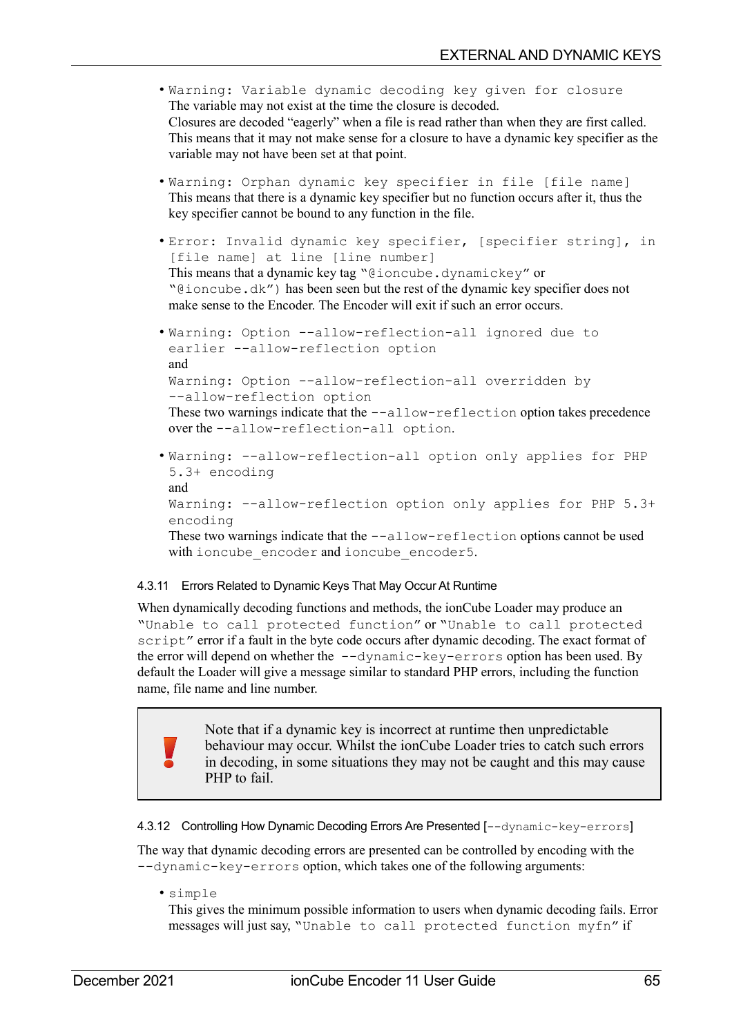- `Warning: Variable dynamic decoding key given for closure`
  The variable may not exist at the time the closure is decoded.
  Closures are decoded "eagerly" when a file is read rather than when they are first called. This means that it may not make sense for a closure to have a dynamic key specifier as the variable may not have been set at that point.

- `Warning: Orphan dynamic key specifier in file [file name]`
  This means that there is a dynamic key specifier but no function occurs after it, thus the key specifier cannot be bound to any function in the file.

- `Error: Invalid dynamic key specifier, [specifier string], in [file name] at line [line number]`
  This means that a dynamic key tag "`@ioncube.dynamickey`" or "`@ioncube.dk`") has been seen but the rest of the dynamic key specifier does not make sense to the Encoder. The Encoder will exit if such an error occurs.

- `Warning: Option --allow-reflection-all ignored due to earlier --allow-reflection option`
  and
  `Warning: Option --allow-reflection-all overridden by --allow-reflection option`
  These two warnings indicate that the `--allow-reflection` option takes precedence over the `--allow-reflection-all option`.

- `Warning: --allow-reflection-all option only applies for PHP 5.3+ encoding`
  and
  `Warning: --allow-reflection option only applies for PHP 5.3+ encoding`
  These two warnings indicate that the `--allow-reflection` options cannot be used with `ioncube_encoder` and `ioncube_encoder5`.

### 4.3.11 Errors Related to Dynamic Keys That May Occur At Runtime

When dynamically decoding functions and methods, the ionCube Loader may produce an "`Unable to call protected function`" or "`Unable to call protected script`" error if a fault in the byte code occurs after dynamic decoding. The exact format of the error will depend on whether the `--dynamic-key-errors` option has been used. By default the Loader will give a message similar to standard PHP errors, including the function name, file name and line number.

> Note that if a dynamic key is incorrect at runtime then unpredictable behaviour may occur. Whilst the ionCube Loader tries to catch such errors in decoding, in some situations they may not be caught and this may cause PHP to fail.

### 4.3.12 Controlling How Dynamic Decoding Errors Are Presented [`--dynamic-key-errors`]

The way that dynamic decoding errors are presented can be controlled by encoding with the `--dynamic-key-errors` option, which takes one of the following arguments:

- `simple`
  This gives the minimum possible information to users when dynamic decoding fails. Error messages will just say, "`Unable to call protected function myfn`" if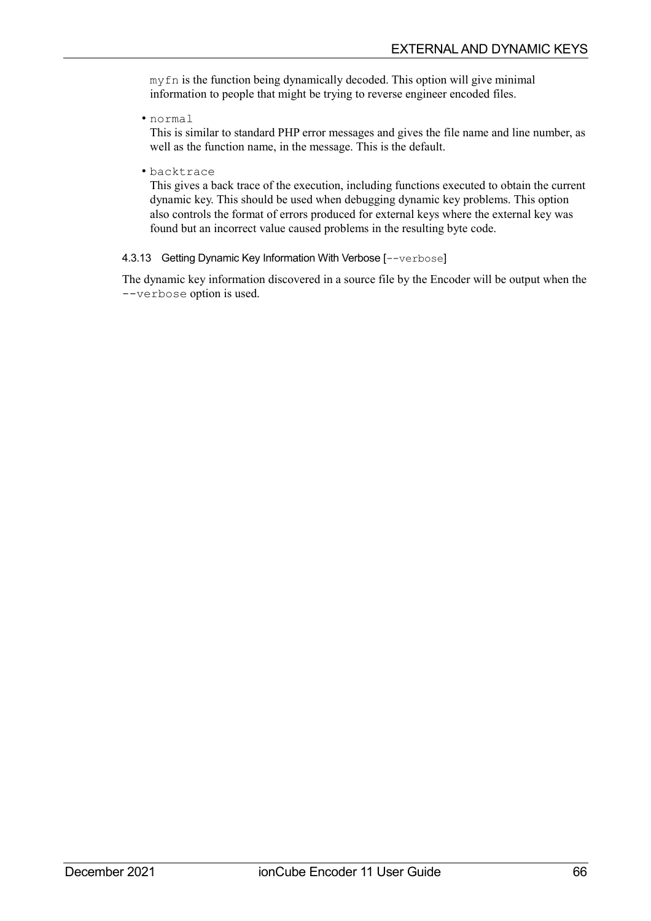`myfn` is the function being dynamically decoded. This option will give minimal information to people that might be trying to reverse engineer encoded files.

- `normal`
  This is similar to standard PHP error messages and gives the file name and line number, as well as the function name, in the message. This is the default.

- `backtrace`
  This gives a back trace of the execution, including functions executed to obtain the current dynamic key. This should be used when debugging dynamic key problems. This option also controls the format of errors produced for external keys where the external key was found but an incorrect value caused problems in the resulting byte code.

#### 4.3.13 Getting Dynamic Key Information With Verbose [`--verbose`]

The dynamic key information discovered in a source file by the Encoder will be output when the `--verbose` option is used.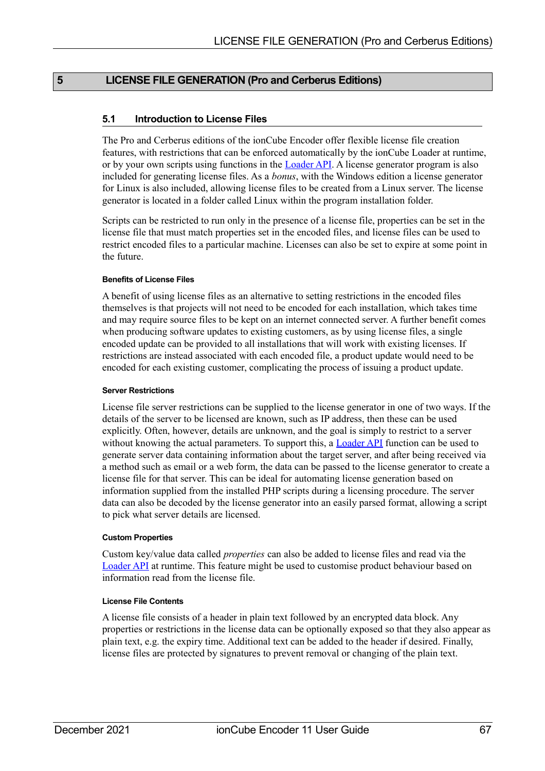# 5 LICENSE FILE GENERATION (Pro and Cerberus Editions)

## 5.1 Introduction to License Files

The Pro and Cerberus editions of the ionCube Encoder offer flexible license file creation features, with restrictions that can be enforced automatically by the ionCube Loader at runtime, or by your own scripts using functions in the Loader API. A license generator program is also included for generating license files. As a *bonus*, with the Windows edition a license generator for Linux is also included, allowing license files to be created from a Linux server. The license generator is located in a folder called Linux within the program installation folder.

Scripts can be restricted to run only in the presence of a license file, properties can be set in the license file that must match properties set in the encoded files, and license files can be used to restrict encoded files to a particular machine. Licenses can also be set to expire at some point in the future.

#### Benefits of License Files

A benefit of using license files as an alternative to setting restrictions in the encoded files themselves is that projects will not need to be encoded for each installation, which takes time and may require source files to be kept on an internet connected server. A further benefit comes when producing software updates to existing customers, as by using license files, a single encoded update can be provided to all installations that will work with existing licenses. If restrictions are instead associated with each encoded file, a product update would need to be encoded for each existing customer, complicating the process of issuing a product update.

#### Server Restrictions

License file server restrictions can be supplied to the license generator in one of two ways. If the details of the server to be licensed are known, such as IP address, then these can be used explicitly. Often, however, details are unknown, and the goal is simply to restrict to a server without knowing the actual parameters. To support this, a Loader API function can be used to generate server data containing information about the target server, and after being received via a method such as email or a web form, the data can be passed to the license generator to create a license file for that server. This can be ideal for automating license generation based on information supplied from the installed PHP scripts during a licensing procedure. The server data can also be decoded by the license generator into an easily parsed format, allowing a script to pick what server details are licensed.

#### Custom Properties

Custom key/value data called *properties* can also be added to license files and read via the Loader API at runtime. This feature might be used to customise product behaviour based on information read from the license file.

#### License File Contents

A license file consists of a header in plain text followed by an encrypted data block. Any properties or restrictions in the license data can be optionally exposed so that they also appear as plain text, e.g. the expiry time. Additional text can be added to the header if desired. Finally, license files are protected by signatures to prevent removal or changing of the plain text.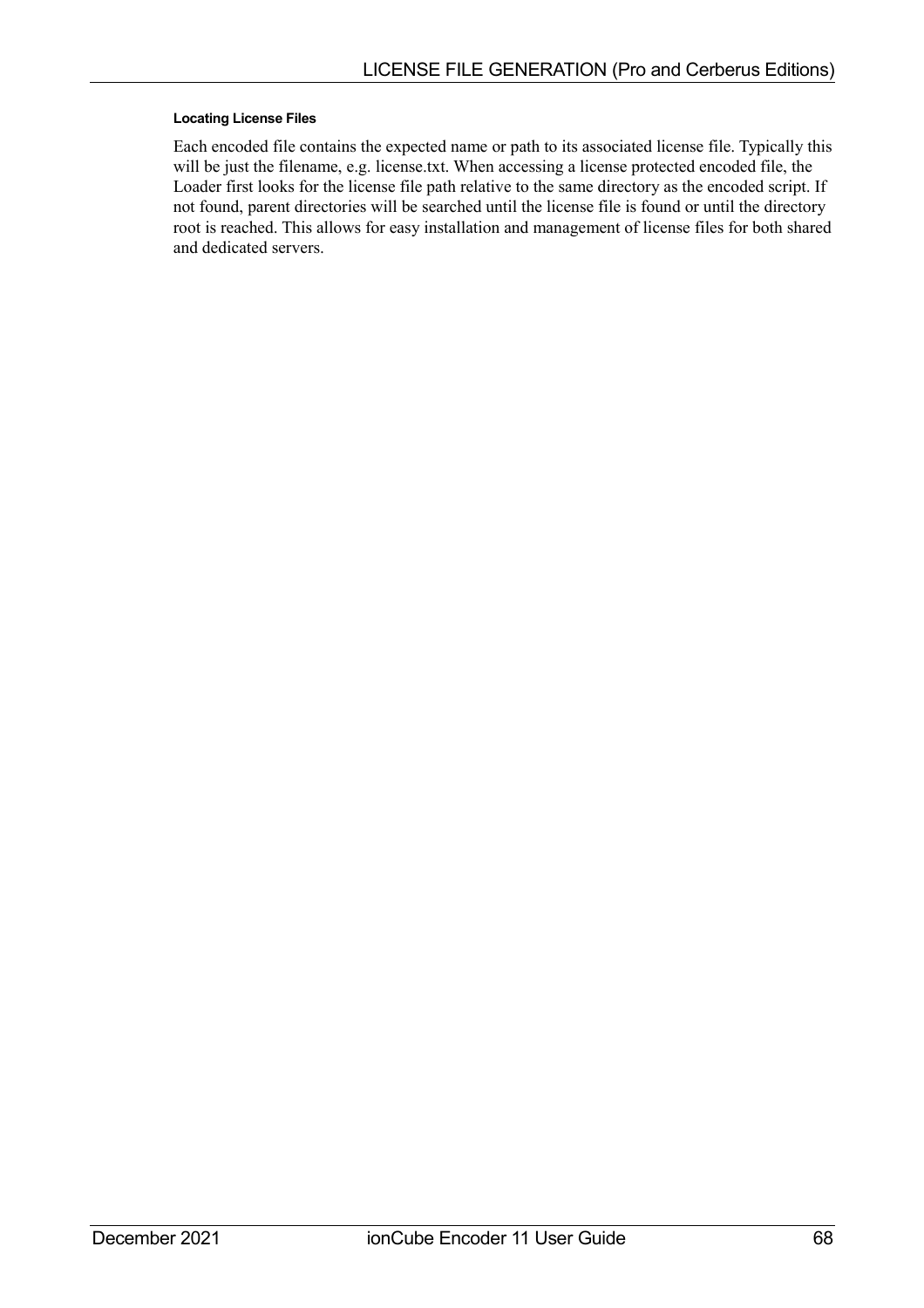#### Locating License Files

Each encoded file contains the expected name or path to its associated license file. Typically this will be just the filename, e.g. license.txt. When accessing a license protected encoded file, the Loader first looks for the license file path relative to the same directory as the encoded script. If not found, parent directories will be searched until the license file is found or until the directory root is reached. This allows for easy installation and management of license files for both shared and dedicated servers.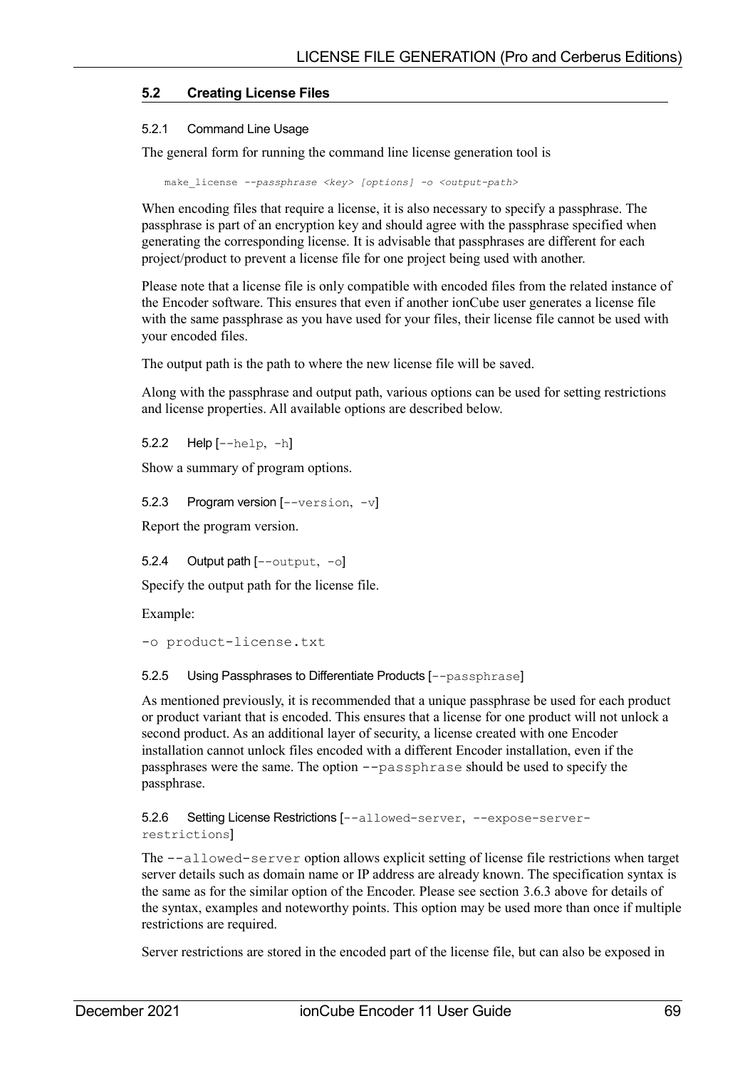## 5.2 Creating License Files

### 5.2.1 Command Line Usage

The general form for running the command line license generation tool is

```
make_license --passphrase <key> [options] -o <output-path>
```

When encoding files that require a license, it is also necessary to specify a passphrase. The passphrase is part of an encryption key and should agree with the passphrase specified when generating the corresponding license. It is advisable that passphrases are different for each project/product to prevent a license file for one project being used with another.

Please note that a license file is only compatible with encoded files from the related instance of the Encoder software. This ensures that even if another ionCube user generates a license file with the same passphrase as you have used for your files, their license file cannot be used with your encoded files.

The output path is the path to where the new license file will be saved.

Along with the passphrase and output path, various options can be used for setting restrictions and license properties. All available options are described below.

### 5.2.2 Help [`--help`, `-h`]

Show a summary of program options.

### 5.2.3 Program version [`--version`, `-v`]

Report the program version.

### 5.2.4 Output path [`--output`, `-o`]

Specify the output path for the license file.

Example:

```
-o product-license.txt
```

### 5.2.5 Using Passphrases to Differentiate Products [`--passphrase`]

As mentioned previously, it is recommended that a unique passphrase be used for each product or product variant that is encoded. This ensures that a license for one product will not unlock a second product. As an additional layer of security, a license created with one Encoder installation cannot unlock files encoded with a different Encoder installation, even if the passphrases were the same. The option `--passphrase` should be used to specify the passphrase.

### 5.2.6 Setting License Restrictions [`--allowed-server`, `--expose-server-restrictions`]

The `--allowed-server` option allows explicit setting of license file restrictions when target server details such as domain name or IP address are already known. The specification syntax is the same as for the similar option of the Encoder. Please see section 3.6.3 above for details of the syntax, examples and noteworthy points. This option may be used more than once if multiple restrictions are required.

Server restrictions are stored in the encoded part of the license file, but can also be exposed in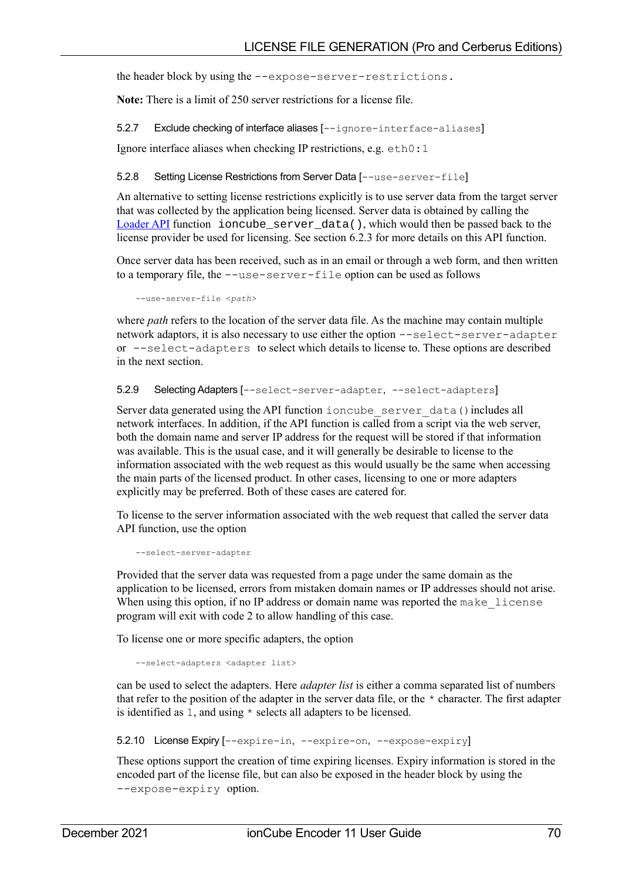the header block by using the `--expose-server-restrictions.`

**Note:** There is a limit of 250 server restrictions for a license file.

### 5.2.7 Exclude checking of interface aliases [`--ignore-interface-aliases`]

Ignore interface aliases when checking IP restrictions, e.g. `eth0:1`

### 5.2.8 Setting License Restrictions from Server Data [`--use-server-file`]

An alternative to setting license restrictions explicitly is to use server data from the target server that was collected by the application being licensed. Server data is obtained by calling the Loader API function `ioncube_server_data()`, which would then be passed back to the license provider be used for licensing. See section 6.2.3 for more details on this API function.

Once server data has been received, such as in an email or through a web form, and then written to a temporary file, the `--use-server-file` option can be used as follows

```
--use-server-file <path>
```

where *path* refers to the location of the server data file. As the machine may contain multiple network adaptors, it is also necessary to use either the option `--select-server-adapter` or `--select-adapters` to select which details to license to. These options are described in the next section.

### 5.2.9 Selecting Adapters [`--select-server-adapter`, `--select-adapters`]

Server data generated using the API function `ioncube_server_data()` includes all network interfaces. In addition, if the API function is called from a script via the web server, both the domain name and server IP address for the request will be stored if that information was available. This is the usual case, and it will generally be desirable to license to the information associated with the web request as this would usually be the same when accessing the main parts of the licensed product. In other cases, licensing to one or more adapters explicitly may be preferred. Both of these cases are catered for.

To license to the server information associated with the web request that called the server data API function, use the option

```
--select-server-adapter
```

Provided that the server data was requested from a page under the same domain as the application to be licensed, errors from mistaken domain names or IP addresses should not arise. When using this option, if no IP address or domain name was reported the `make_license` program will exit with code 2 to allow handling of this case.

To license one or more specific adapters, the option

```
--select-adapters <adapter list>
```

can be used to select the adapters. Here *adapter list* is either a comma separated list of numbers that refer to the position of the adapter in the server data file, or the `*` character. The first adapter is identified as `1`, and using `*` selects all adapters to be licensed.

### 5.2.10 License Expiry [`--expire-in`, `--expire-on`, `--expose-expiry`]

These options support the creation of time expiring licenses. Expiry information is stored in the encoded part of the license file, but can also be exposed in the header block by using the `--expose-expiry` option.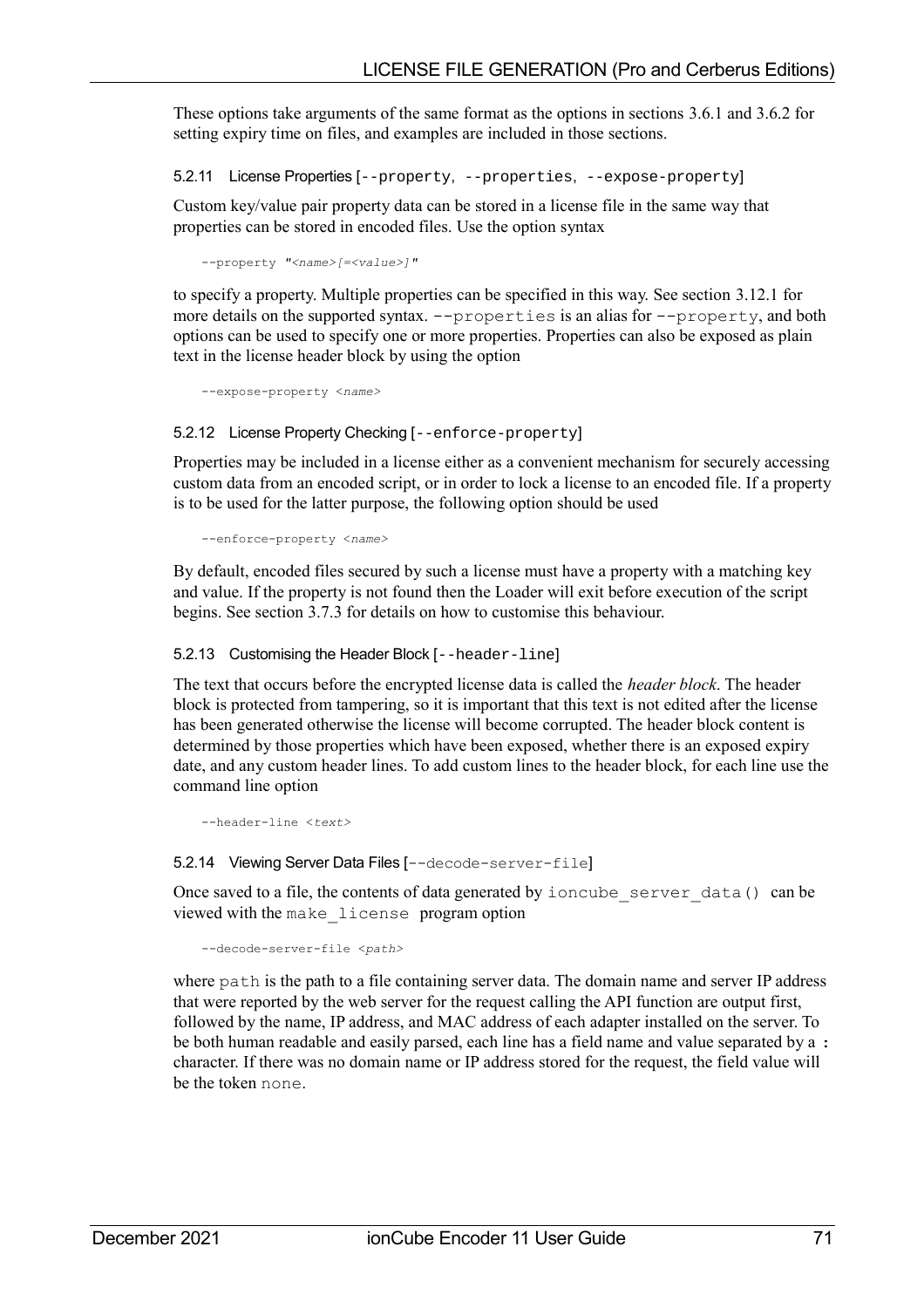These options take arguments of the same format as the options in sections 3.6.1 and 3.6.2 for setting expiry time on files, and examples are included in those sections.

#### 5.2.11 License Properties [`--property`, `--properties`, `--expose-property`]

Custom key/value pair property data can be stored in a license file in the same way that properties can be stored in encoded files. Use the option syntax

```
--property "<name>[=<value>]"
```

to specify a property. Multiple properties can be specified in this way. See section 3.12.1 for more details on the supported syntax. `--properties` is an alias for `--property`, and both options can be used to specify one or more properties. Properties can also be exposed as plain text in the license header block by using the option

```
--expose-property <name>
```

#### 5.2.12 License Property Checking [`--enforce-property`]

Properties may be included in a license either as a convenient mechanism for securely accessing custom data from an encoded script, or in order to lock a license to an encoded file. If a property is to be used for the latter purpose, the following option should be used

```
--enforce-property <name>
```

By default, encoded files secured by such a license must have a property with a matching key and value. If the property is not found then the Loader will exit before execution of the script begins. See section 3.7.3 for details on how to customise this behaviour.

#### 5.2.13 Customising the Header Block [`--header-line`]

The text that occurs before the encrypted license data is called the *header block*. The header block is protected from tampering, so it is important that this text is not edited after the license has been generated otherwise the license will become corrupted. The header block content is determined by those properties which have been exposed, whether there is an exposed expiry date, and any custom header lines. To add custom lines to the header block, for each line use the command line option

```
--header-line <text>
```

#### 5.2.14 Viewing Server Data Files [`--decode-server-file`]

Once saved to a file, the contents of data generated by `ioncube_server_data()` can be viewed with the `make_license` program option

```
--decode-server-file <path>
```

where `path` is the path to a file containing server data. The domain name and server IP address that were reported by the web server for the request calling the API function are output first, followed by the name, IP address, and MAC address of each adapter installed on the server. To be both human readable and easily parsed, each line has a field name and value separated by a **:** character. If there was no domain name or IP address stored for the request, the field value will be the token `none`.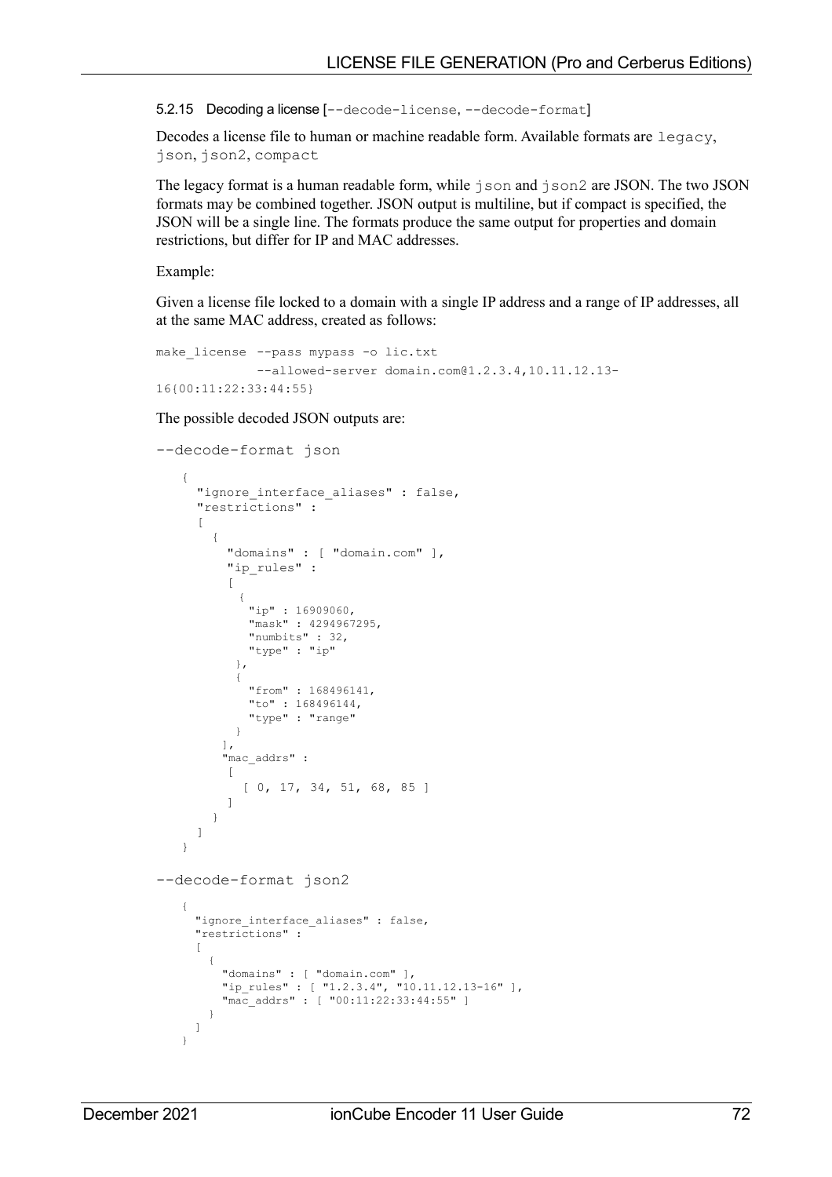#### 5.2.15 Decoding a license [`--decode-license`, `--decode-format`]

Decodes a license file to human or machine readable form. Available formats are `legacy`, `json`, `json2`, `compact`

The legacy format is a human readable form, while `json` and `json2` are JSON. The two JSON formats may be combined together. JSON output is multiline, but if compact is specified, the JSON will be a single line. The formats produce the same output for properties and domain restrictions, but differ for IP and MAC addresses.

Example:

Given a license file locked to a domain with a single IP address and a range of IP addresses, all at the same MAC address, created as follows:

```
make_license  --pass mypass -o lic.txt
              --allowed-server domain.com@1.2.3.4,10.11.12.13-
16{00:11:22:33:44:55}
```

The possible decoded JSON outputs are:

`--decode-format json`

```
{
  "ignore_interface_aliases" : false,
  "restrictions" :
  [
    {
      "domains" : [ "domain.com" ],
      "ip_rules" :
      [
        {
          "ip" : 16909060,
          "mask" : 4294967295,
          "numbits" : 32,
          "type" : "ip"
        },
        {
          "from" : 168496141,
          "to" : 168496144,
          "type" : "range"
        }
      ],
      "mac_addrs" :
      [
        [ 0, 17, 34, 51, 68, 85 ]
      ]
    }
  ]
}
```

`--decode-format json2`

```
{
  "ignore_interface_aliases" : false,
  "restrictions" :
  [
    {
      "domains" : [ "domain.com" ],
      "ip_rules" : [ "1.2.3.4", "10.11.12.13-16" ],
      "mac_addrs" : [ "00:11:22:33:44:55" ]
    }
  ]
}
```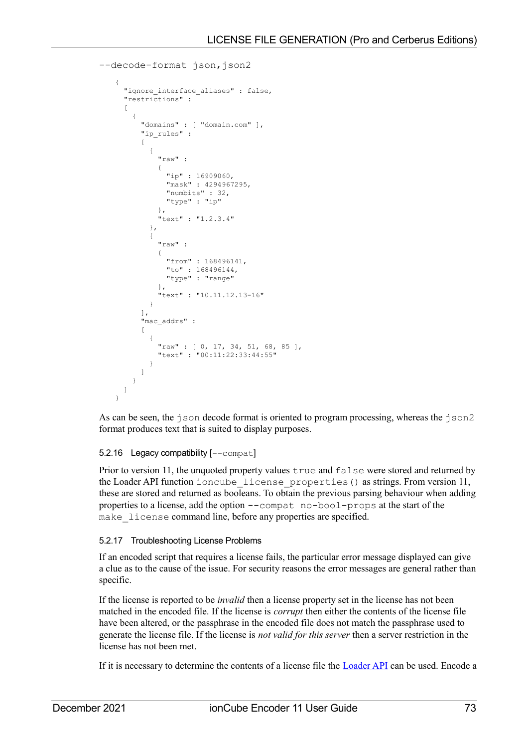```
--decode-format json,json2
```

```
{
  "ignore_interface_aliases" : false,
  "restrictions" :
  [
    {
      "domains" : [ "domain.com" ],
      "ip_rules" :
      [
        {
          "raw" :
          {
            "ip" : 16909060,
            "mask" : 4294967295,
            "numbits" : 32,
            "type" : "ip"
          },
          "text" : "1.2.3.4"
        },
        {
          "raw" :
          {
            "from" : 168496141,
            "to" : 168496144,
            "type" : "range"
          },
          "text" : "10.11.12.13-16"
        }
      ],
      "mac_addrs" :
      [
        {
          "raw" : [ 0, 17, 34, 51, 68, 85 ],
          "text" : "00:11:22:33:44:55"
        }
      ]
    }
  ]
}
```

As can be seen, the `json` decode format is oriented to program processing, whereas the `json2` format produces text that is suited to display purposes.

### 5.2.16 Legacy compatibility [`--compat`]

Prior to version 11, the unquoted property values `true` and `false` were stored and returned by the Loader API function `ioncube_license_properties()` as strings. From version 11, these are stored and returned as booleans. To obtain the previous parsing behaviour when adding properties to a license, add the option `--compat no-bool-props` at the start of the `make_license` command line, before any properties are specified.

### 5.2.17 Troubleshooting License Problems

If an encoded script that requires a license fails, the particular error message displayed can give a clue as to the cause of the issue. For security reasons the error messages are general rather than specific.

If the license is reported to be *invalid* then a license property set in the license has not been matched in the encoded file. If the license is *corrupt* then either the contents of the license file have been altered, or the passphrase in the encoded file does not match the passphrase used to generate the license file. If the license is *not valid for this server* then a server restriction in the license has not been met.

If it is necessary to determine the contents of a license file the Loader API can be used. Encode a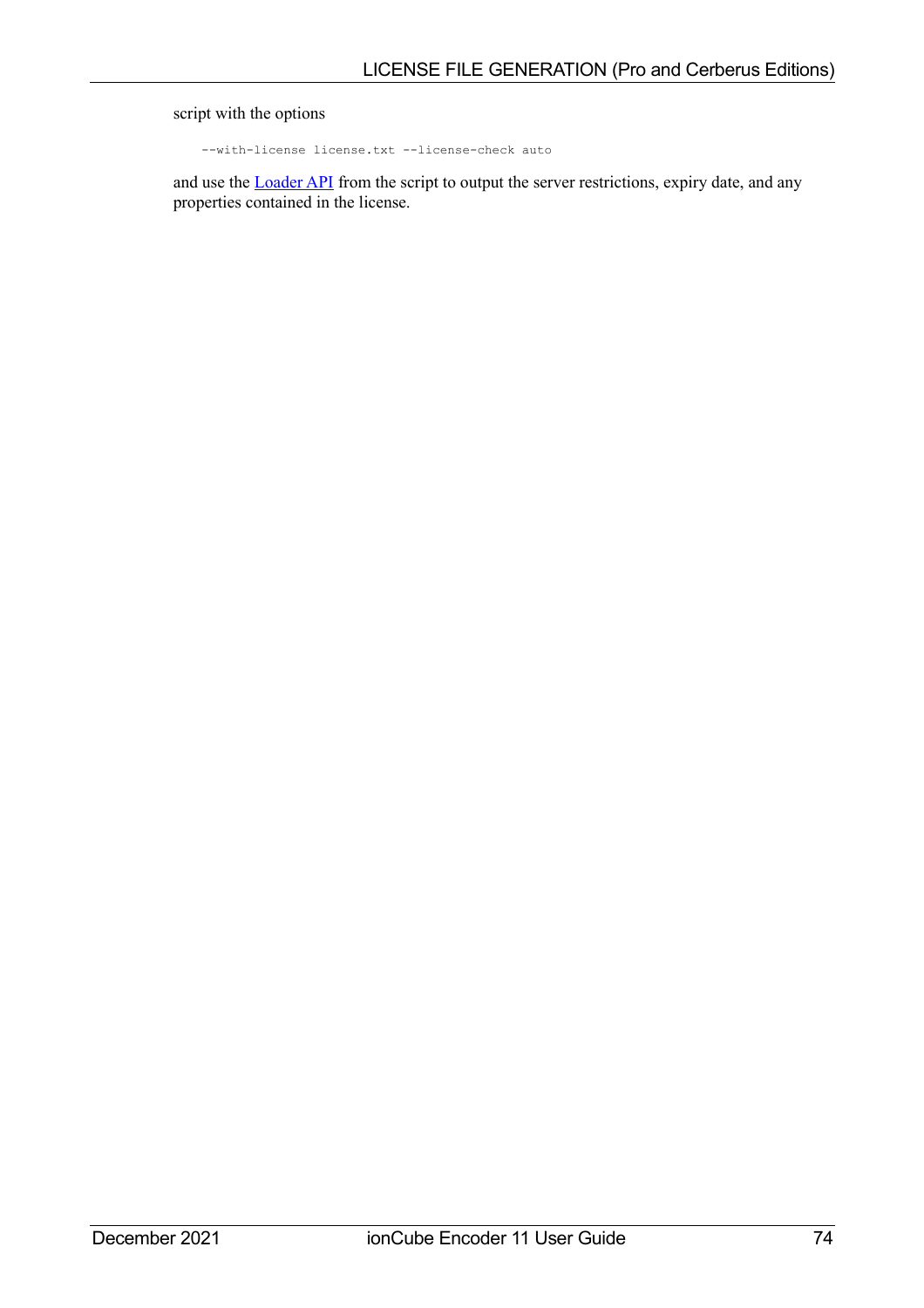script with the options

```
--with-license license.txt --license-check auto
```

and use the Loader API from the script to output the server restrictions, expiry date, and any properties contained in the license.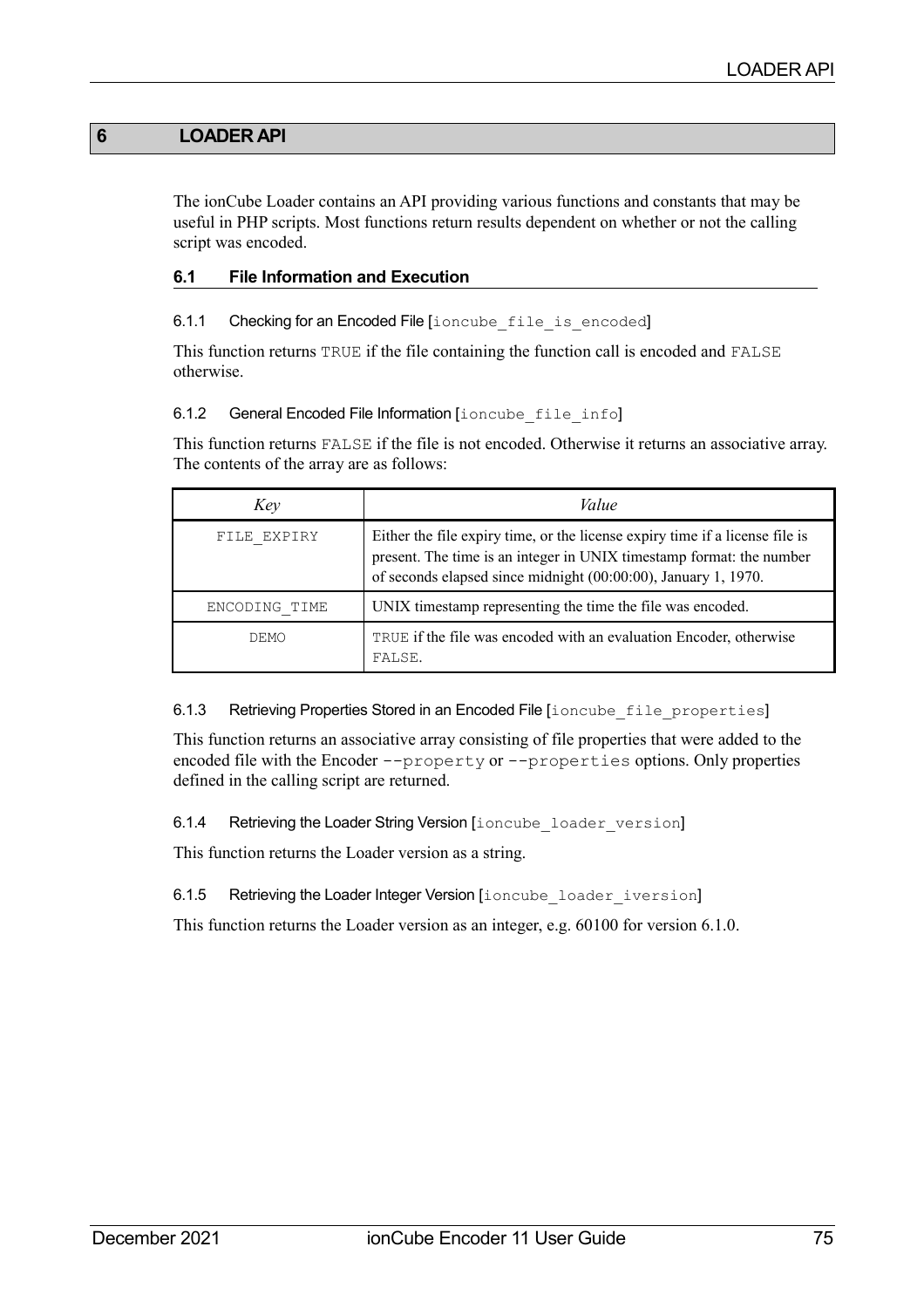# 6 LOADER API

The ionCube Loader contains an API providing various functions and constants that may be useful in PHP scripts. Most functions return results dependent on whether or not the calling script was encoded.

## 6.1 File Information and Execution

### 6.1.1 Checking for an Encoded File [`ioncube_file_is_encoded`]

This function returns `TRUE` if the file containing the function call is encoded and `FALSE` otherwise.

### 6.1.2 General Encoded File Information [`ioncube_file_info`]

This function returns `FALSE` if the file is not encoded. Otherwise it returns an associative array. The contents of the array are as follows:

| *Key* | *Value* |
|---|---|
| `FILE_EXPIRY` | Either the file expiry time, or the license expiry time if a license file is present. The time is an integer in UNIX timestamp format: the number of seconds elapsed since midnight (00:00:00), January 1, 1970. |
| `ENCODING_TIME` | UNIX timestamp representing the time the file was encoded. |
| `DEMO` | `TRUE` if the file was encoded with an evaluation Encoder, otherwise `FALSE`. |

### 6.1.3 Retrieving Properties Stored in an Encoded File [`ioncube_file_properties`]

This function returns an associative array consisting of file properties that were added to the encoded file with the Encoder `--property` or `--properties` options. Only properties defined in the calling script are returned.

### 6.1.4 Retrieving the Loader String Version [`ioncube_loader_version`]

This function returns the Loader version as a string.

### 6.1.5 Retrieving the Loader Integer Version [`ioncube_loader_iversion`]

This function returns the Loader version as an integer, e.g. 60100 for version 6.1.0.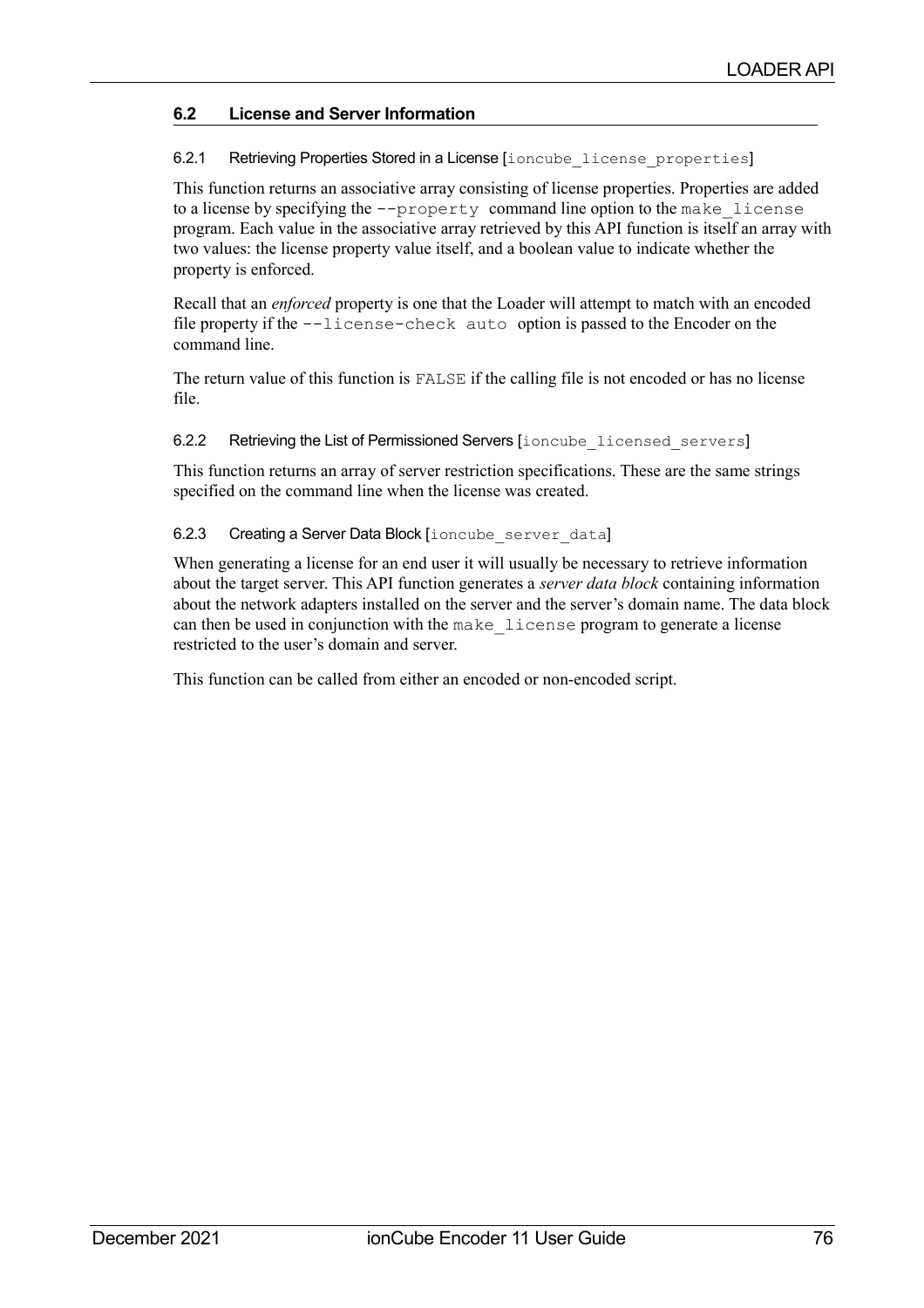## 6.2 License and Server Information

### 6.2.1 Retrieving Properties Stored in a License [`ioncube_license_properties`]

This function returns an associative array consisting of license properties. Properties are added to a license by specifying the `--property` command line option to the `make_license` program. Each value in the associative array retrieved by this API function is itself an array with two values: the license property value itself, and a boolean value to indicate whether the property is enforced.

Recall that an *enforced* property is one that the Loader will attempt to match with an encoded file property if the `--license-check auto` option is passed to the Encoder on the command line.

The return value of this function is `FALSE` if the calling file is not encoded or has no license file.

### 6.2.2 Retrieving the List of Permissioned Servers [`ioncube_licensed_servers`]

This function returns an array of server restriction specifications. These are the same strings specified on the command line when the license was created.

### 6.2.3 Creating a Server Data Block [`ioncube_server_data`]

When generating a license for an end user it will usually be necessary to retrieve information about the target server. This API function generates a *server data block* containing information about the network adapters installed on the server and the server's domain name. The data block can then be used in conjunction with the `make_license` program to generate a license restricted to the user's domain and server.

This function can be called from either an encoded or non-encoded script.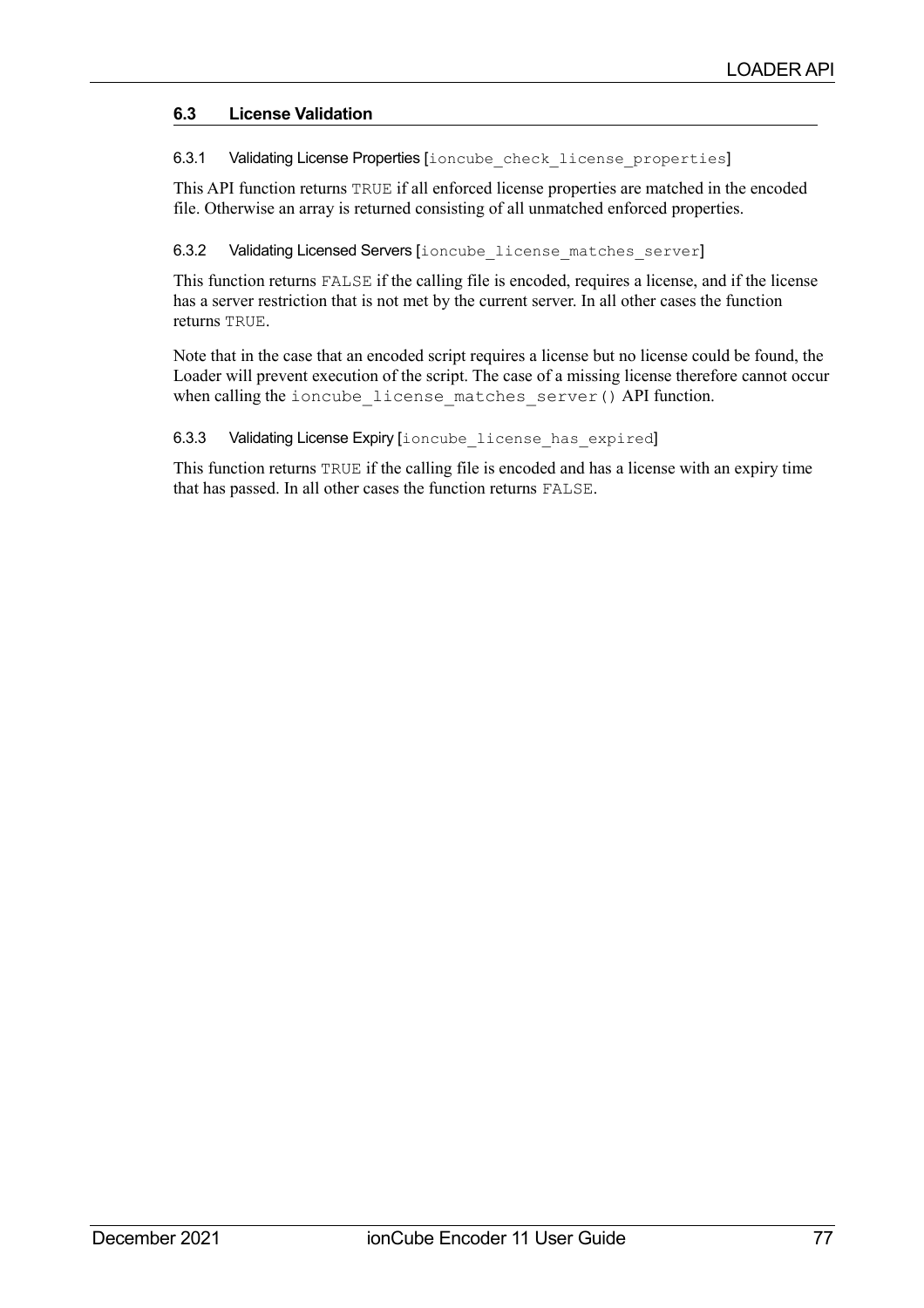## 6.3 License Validation

### 6.3.1 Validating License Properties [`ioncube_check_license_properties`]

This API function returns `TRUE` if all enforced license properties are matched in the encoded file. Otherwise an array is returned consisting of all unmatched enforced properties.

### 6.3.2 Validating Licensed Servers [`ioncube_license_matches_server`]

This function returns `FALSE` if the calling file is encoded, requires a license, and if the license has a server restriction that is not met by the current server. In all other cases the function returns `TRUE`.

Note that in the case that an encoded script requires a license but no license could be found, the Loader will prevent execution of the script. The case of a missing license therefore cannot occur when calling the `ioncube_license_matches_server()` API function.

### 6.3.3 Validating License Expiry [`ioncube_license_has_expired`]

This function returns `TRUE` if the calling file is encoded and has a license with an expiry time that has passed. In all other cases the function returns `FALSE`.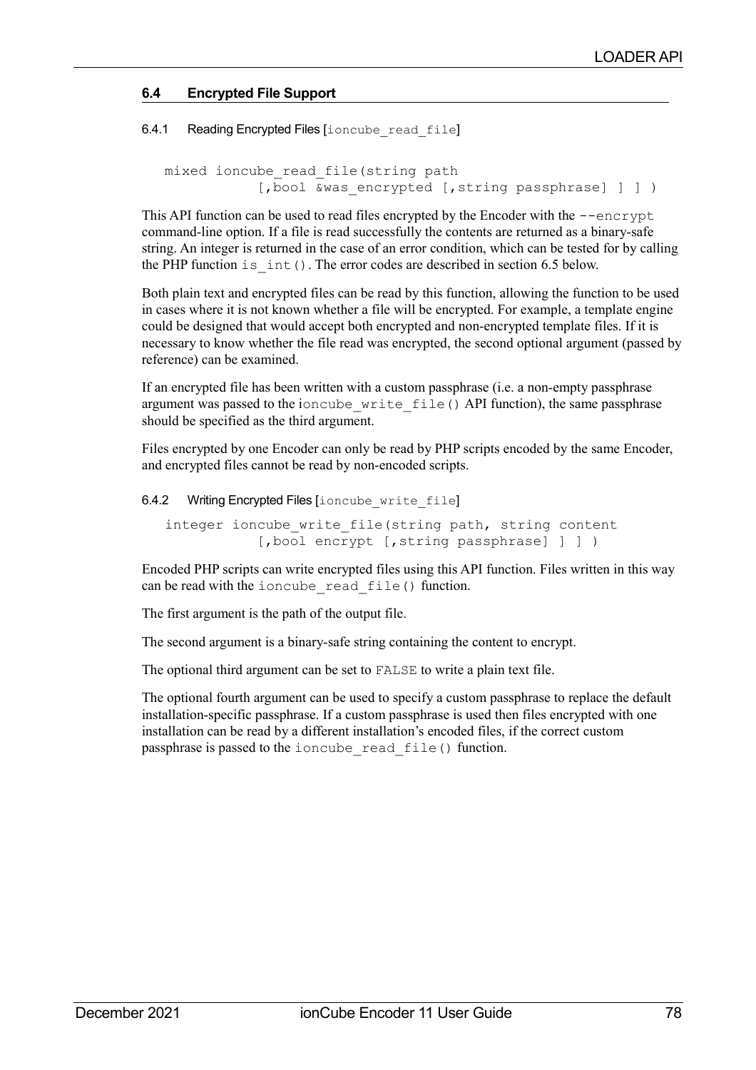## 6.4 Encrypted File Support

### 6.4.1 Reading Encrypted Files [`ioncube_read_file`]

```
mixed ioncube_read_file(string path
            [,bool &was_encrypted [,string passphrase] ] ] )
```

This API function can be used to read files encrypted by the Encoder with the `--encrypt` command-line option. If a file is read successfully the contents are returned as a binary-safe string. An integer is returned in the case of an error condition, which can be tested for by calling the PHP function `is_int()`. The error codes are described in section 6.5 below.

Both plain text and encrypted files can be read by this function, allowing the function to be used in cases where it is not known whether a file will be encrypted. For example, a template engine could be designed that would accept both encrypted and non-encrypted template files. If it is necessary to know whether the file read was encrypted, the second optional argument (passed by reference) can be examined.

If an encrypted file has been written with a custom passphrase (i.e. a non-empty passphrase argument was passed to the `ioncube_write_file()` API function), the same passphrase should be specified as the third argument.

Files encrypted by one Encoder can only be read by PHP scripts encoded by the same Encoder, and encrypted files cannot be read by non-encoded scripts.

### 6.4.2 Writing Encrypted Files [`ioncube_write_file`]

```
integer ioncube_write_file(string path, string content
            [,bool encrypt [,string passphrase] ] ] )
```

Encoded PHP scripts can write encrypted files using this API function. Files written in this way can be read with the `ioncube_read_file()` function.

The first argument is the path of the output file.

The second argument is a binary-safe string containing the content to encrypt.

The optional third argument can be set to `FALSE` to write a plain text file.

The optional fourth argument can be used to specify a custom passphrase to replace the default installation-specific passphrase. If a custom passphrase is used then files encrypted with one installation can be read by a different installation's encoded files, if the correct custom passphrase is passed to the `ioncube_read_file()` function.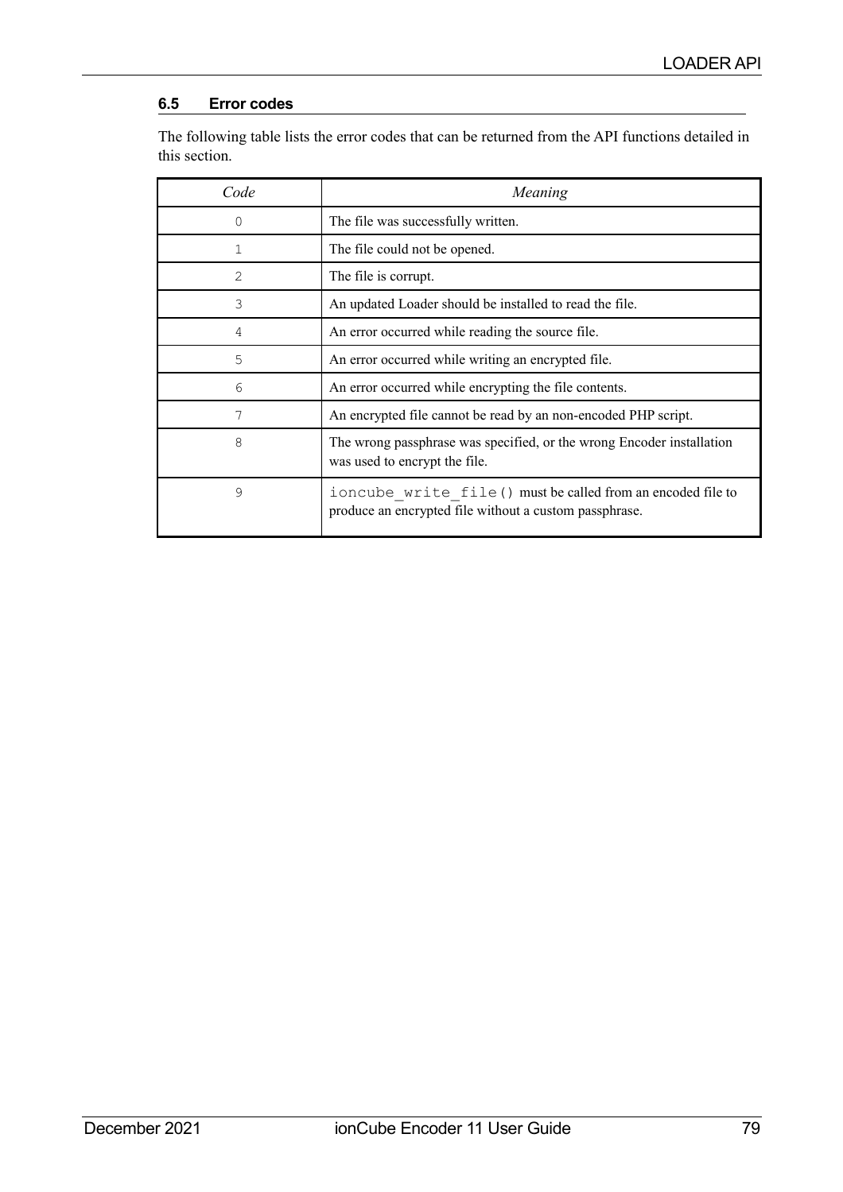### 6.5 Error codes

The following table lists the error codes that can be returned from the API functions detailed in this section.

| *Code* | *Meaning* |
| --- | --- |
| `0` | The file was successfully written. |
| `1` | The file could not be opened. |
| `2` | The file is corrupt. |
| `3` | An updated Loader should be installed to read the file. |
| `4` | An error occurred while reading the source file. |
| `5` | An error occurred while writing an encrypted file. |
| `6` | An error occurred while encrypting the file contents. |
| `7` | An encrypted file cannot be read by an non-encoded PHP script. |
| `8` | The wrong passphrase was specified, or the wrong Encoder installation was used to encrypt the file. |
| `9` | `ioncube_write_file()` must be called from an encoded file to produce an encrypted file without a custom passphrase. |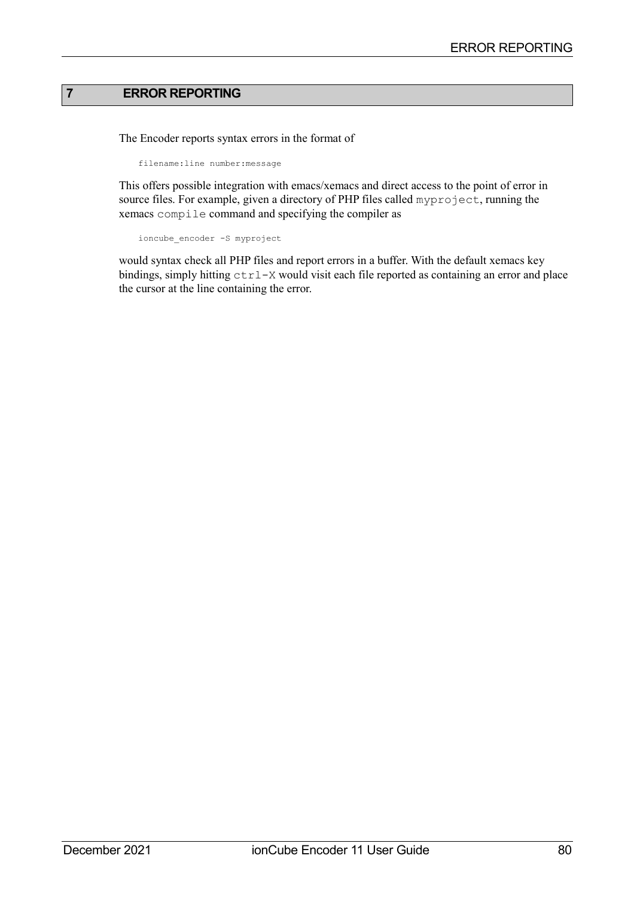# 7 ERROR REPORTING

The Encoder reports syntax errors in the format of

```
filename:line number:message
```

This offers possible integration with emacs/xemacs and direct access to the point of error in source files. For example, given a directory of PHP files called `myproject`, running the xemacs `compile` command and specifying the compiler as

```
ioncube_encoder -S myproject
```

would syntax check all PHP files and report errors in a buffer. With the default xemacs key bindings, simply hitting `ctrl-X` would visit each file reported as containing an error and place the cursor at the line containing the error.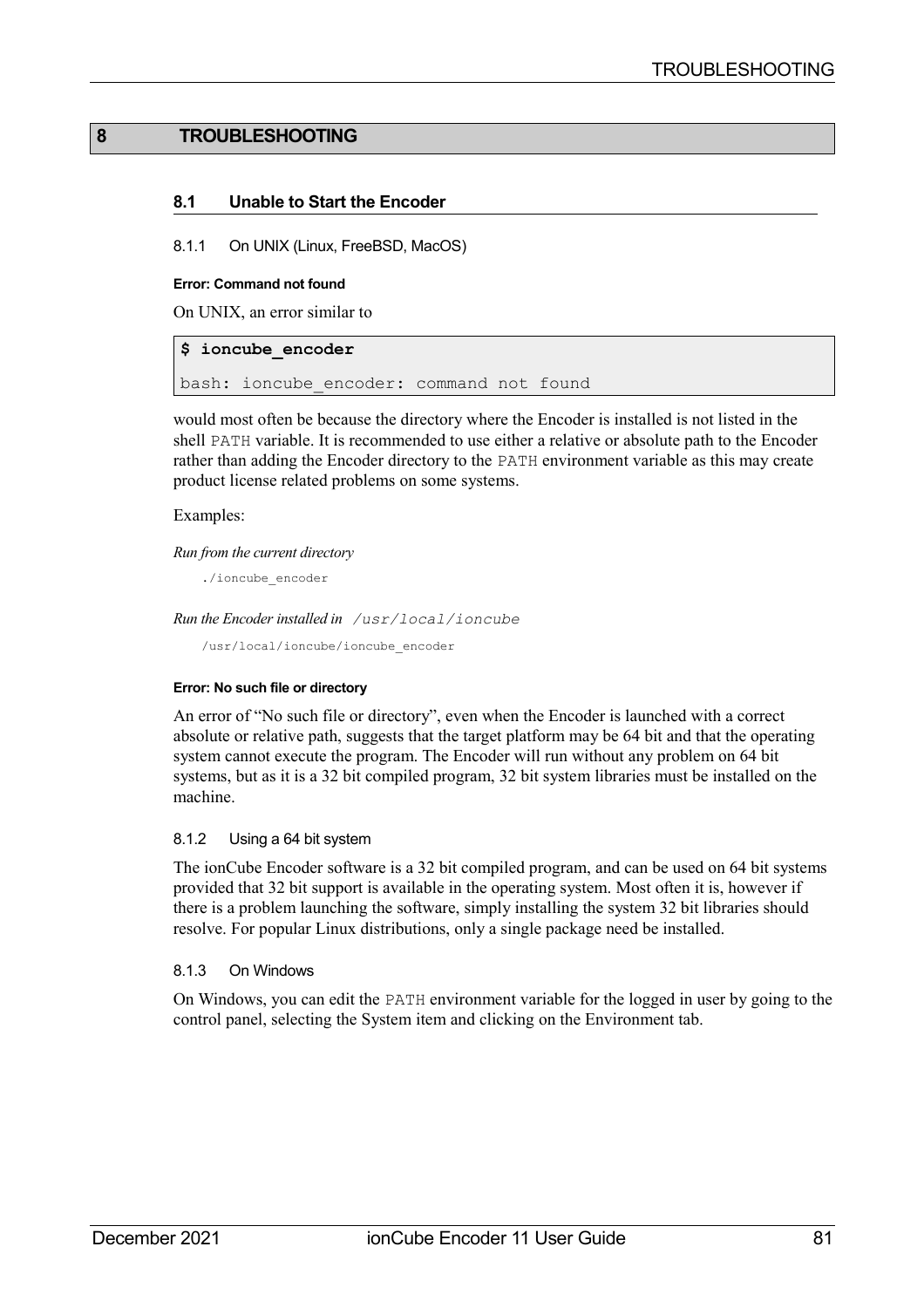# 8 TROUBLESHOOTING

## 8.1 Unable to Start the Encoder

### 8.1.1 On UNIX (Linux, FreeBSD, MacOS)

**Error: Command not found**

On UNIX, an error similar to

```
$ ioncube_encoder
bash: ioncube_encoder: command not found
```

would most often be because the directory where the Encoder is installed is not listed in the shell `PATH` variable. It is recommended to use either a relative or absolute path to the Encoder rather than adding the Encoder directory to the `PATH` environment variable as this may create product license related problems on some systems.

Examples:

*Run from the current directory*

```
./ioncube_encoder
```

*Run the Encoder installed in* `/usr/local/ioncube`

```
/usr/local/ioncube/ioncube_encoder
```

**Error: No such file or directory**

An error of "No such file or directory", even when the Encoder is launched with a correct absolute or relative path, suggests that the target platform may be 64 bit and that the operating system cannot execute the program. The Encoder will run without any problem on 64 bit systems, but as it is a 32 bit compiled program, 32 bit system libraries must be installed on the machine.

### 8.1.2 Using a 64 bit system

The ionCube Encoder software is a 32 bit compiled program, and can be used on 64 bit systems provided that 32 bit support is available in the operating system. Most often it is, however if there is a problem launching the software, simply installing the system 32 bit libraries should resolve. For popular Linux distributions, only a single package need be installed.

### 8.1.3 On Windows

On Windows, you can edit the `PATH` environment variable for the logged in user by going to the control panel, selecting the System item and clicking on the Environment tab.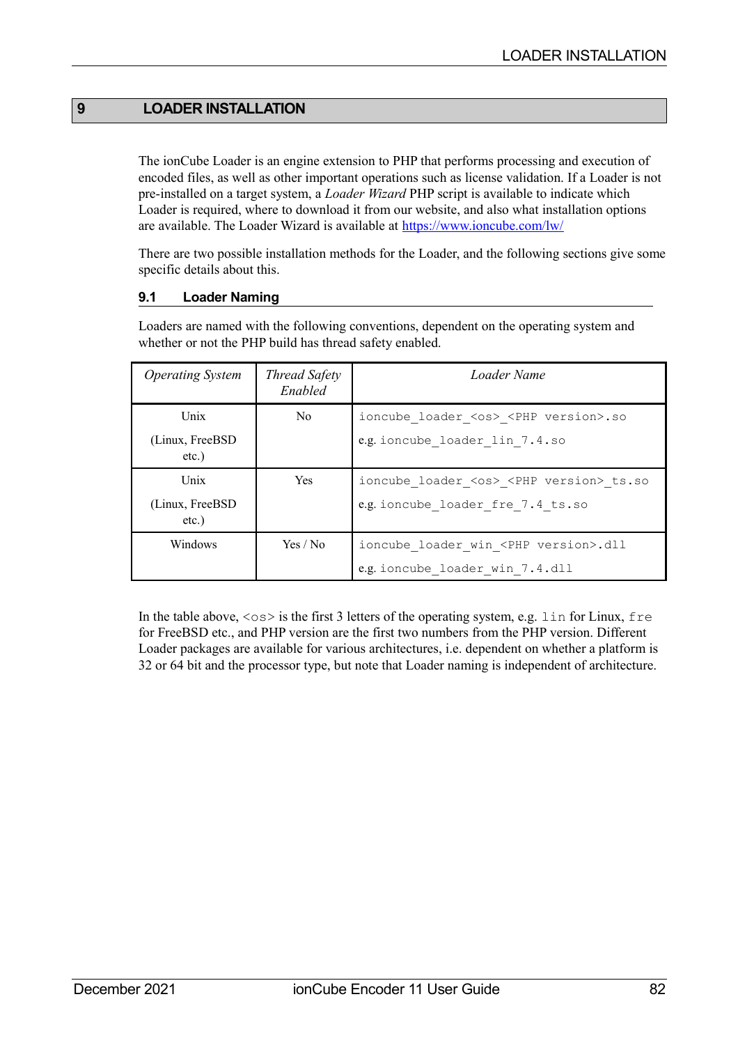# 9 LOADER INSTALLATION

The ionCube Loader is an engine extension to PHP that performs processing and execution of encoded files, as well as other important operations such as license validation. If a Loader is not pre-installed on a target system, a *Loader Wizard* PHP script is available to indicate which Loader is required, where to download it from our website, and also what installation options are available. The Loader Wizard is available at [https://www.ioncube.com/lw/](https://www.ioncube.com/lw/)

There are two possible installation methods for the Loader, and the following sections give some specific details about this.

## 9.1 Loader Naming

Loaders are named with the following conventions, dependent on the operating system and whether or not the PHP build has thread safety enabled.

| *Operating System* | *Thread Safety Enabled* | *Loader Name* |
|---|---|---|
| Unix<br>(Linux, FreeBSD etc.) | No | `ioncube_loader_<os>_<PHP version>.so`<br>e.g. `ioncube_loader_lin_7.4.so` |
| Unix<br>(Linux, FreeBSD etc.) | Yes | `ioncube_loader_<os>_<PHP version>_ts.so`<br>e.g. `ioncube_loader_fre_7.4_ts.so` |
| Windows | Yes / No | `ioncube_loader_win_<PHP version>.dll`<br>e.g. `ioncube_loader_win_7.4.dll` |

In the table above, `<os>` is the first 3 letters of the operating system, e.g. `lin` for Linux, `fre` for FreeBSD etc., and PHP version are the first two numbers from the PHP version. Different Loader packages are available for various architectures, i.e. dependent on whether a platform is 32 or 64 bit and the processor type, but note that Loader naming is independent of architecture.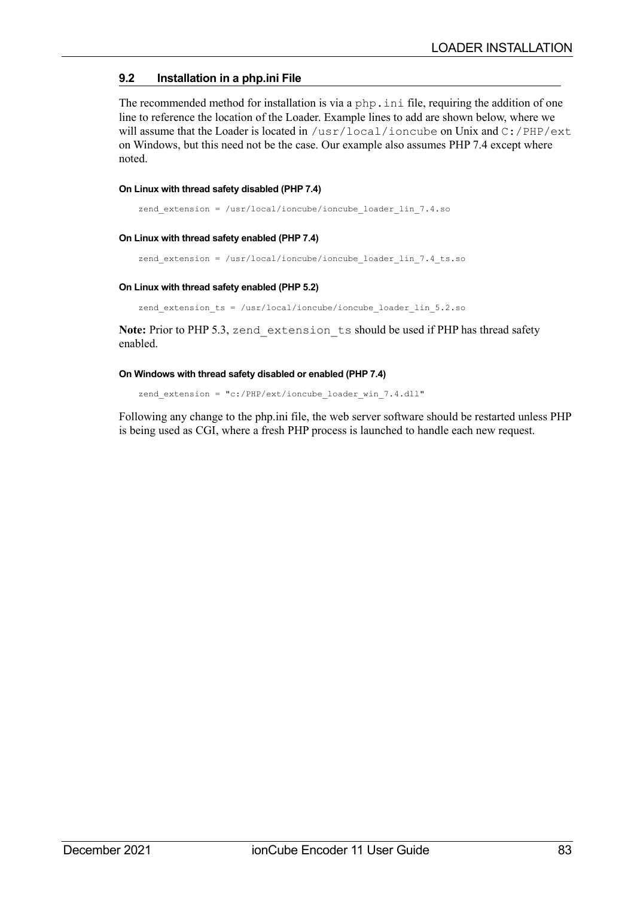### 9.2 Installation in a php.ini File

The recommended method for installation is via a `php.ini` file, requiring the addition of one line to reference the location of the Loader. Example lines to add are shown below, where we will assume that the Loader is located in `/usr/local/ioncube` on Unix and `C:/PHP/ext` on Windows, but this need not be the case. Our example also assumes PHP 7.4 except where noted.

**On Linux with thread safety disabled (PHP 7.4)**

```
zend_extension = /usr/local/ioncube/ioncube_loader_lin_7.4.so
```

**On Linux with thread safety enabled (PHP 7.4)**

```
zend_extension = /usr/local/ioncube/ioncube_loader_lin_7.4_ts.so
```

**On Linux with thread safety enabled (PHP 5.2)**

```
zend_extension_ts = /usr/local/ioncube/ioncube_loader_lin_5.2.so
```

**Note:** Prior to PHP 5.3, `zend_extension_ts` should be used if PHP has thread safety enabled.

**On Windows with thread safety disabled or enabled (PHP 7.4)**

```
zend_extension = "c:/PHP/ext/ioncube_loader_win_7.4.dll"
```

Following any change to the php.ini file, the web server software should be restarted unless PHP is being used as CGI, where a fresh PHP process is launched to handle each new request.